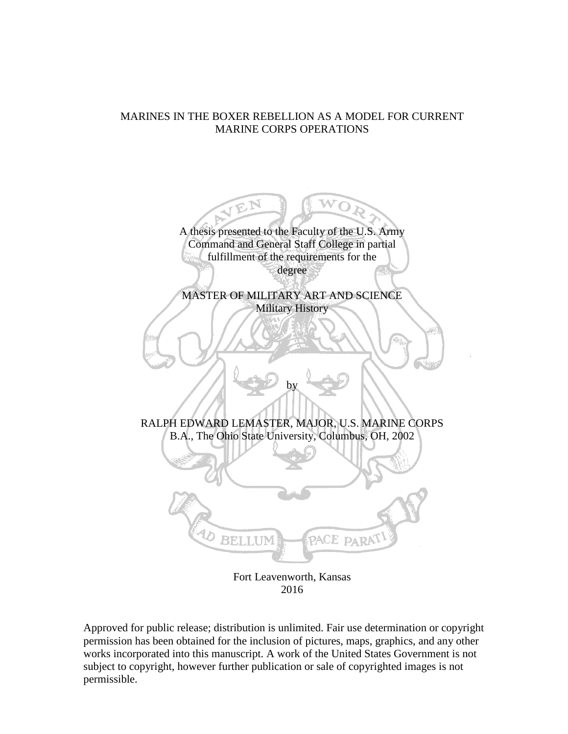# MARINES IN THE BOXER REBELLION AS A MODEL FOR CURRENT MARINE CORPS OPERATIONS

A thesis presented to the Faculty of the U.S. Army Command and General Staff College in partial fulfillment of the requirements for the degree

MASTER OF MILITARY ART AND SCIENCE
Military History

by

RALPH EDWARD LEMASTER, MAJOR, U.S. MARINE CORPS
B.A., The Ohio State University, Columbus, OH, 2002

Fort Leavenworth, Kansas
2016

Approved for public release; distribution is unlimited. Fair use determination or copyright permission has been obtained for the inclusion of pictures, maps, graphics, and any other works incorporated into this manuscript. A work of the United States Government is not subject to copyright, however further publication or sale of copyrighted images is not permissible.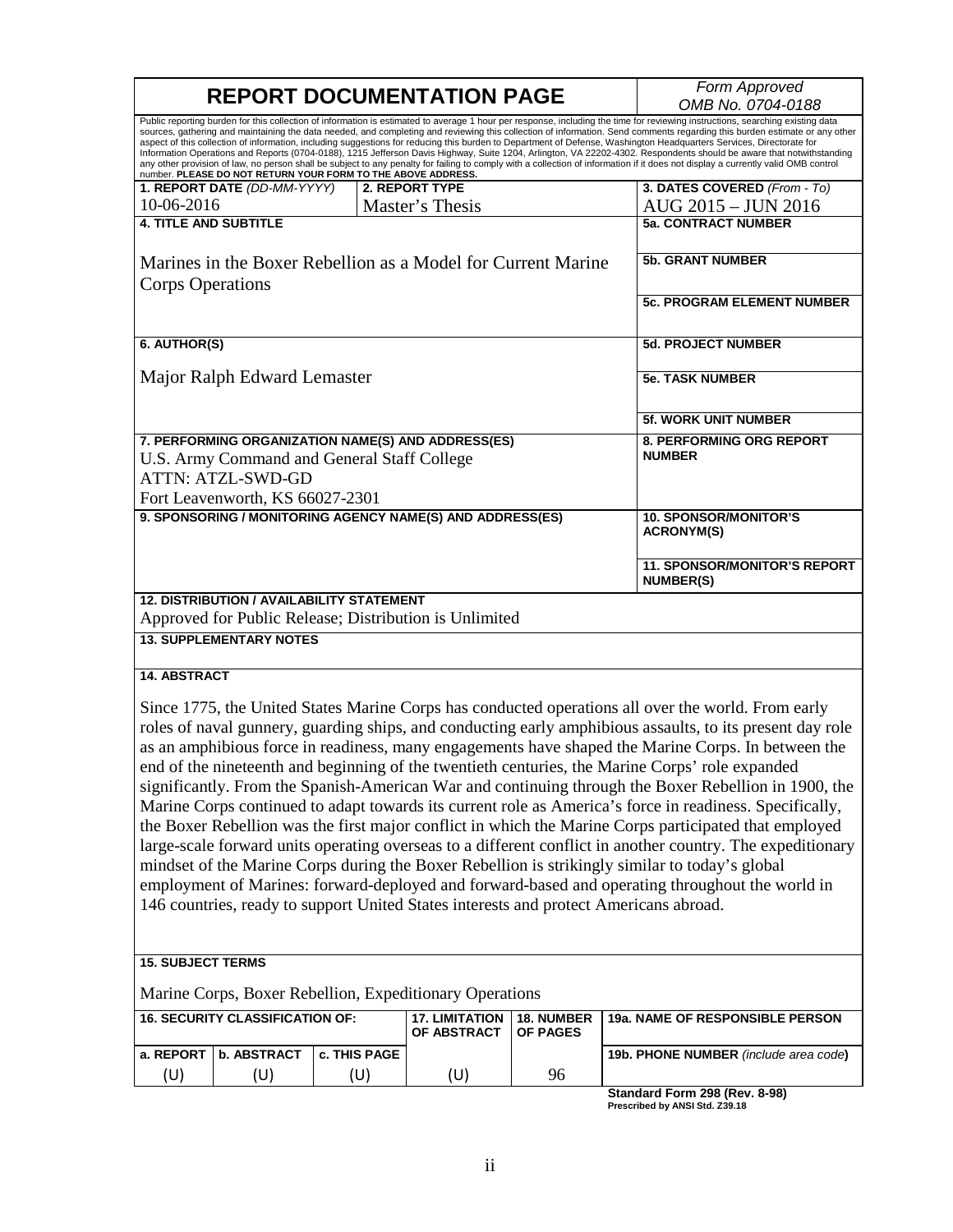# REPORT DOCUMENTATION PAGE

*Form Approved*
*OMB No. 0704-0188*

Public reporting burden for this collection of information is estimated to average 1 hour per response, including the time for reviewing instructions, searching existing data sources, gathering and maintaining the data needed, and completing and reviewing this collection of information. Send comments regarding this burden estimate or any other aspect of this collection of information, including suggestions for reducing this burden to Department of Defense, Washington Headquarters Services, Directorate for Information Operations and Reports (0704-0188), 1215 Jefferson Davis Highway, Suite 1204, Arlington, VA 22202-4302. Respondents should be aware that notwithstanding any other provision of law, no person shall be subject to any penalty for failing to comply with a collection of information if it does not display a currently valid OMB control number. **PLEASE DO NOT RETURN YOUR FORM TO THE ABOVE ADDRESS.**

| **1. REPORT DATE** *(DD-MM-YYYY)* | **2. REPORT TYPE** | **3. DATES COVERED** *(From - To)* |
|---|---|---|
| 10-06-2016 | Master's Thesis | AUG 2015 – JUN 2016 |

**4. TITLE AND SUBTITLE**

Marines in the Boxer Rebellion as a Model for Current Marine Corps Operations

**5a. CONTRACT NUMBER**

**5b. GRANT NUMBER**

**5c. PROGRAM ELEMENT NUMBER**

**6. AUTHOR(S)**

Major Ralph Edward Lemaster

**5d. PROJECT NUMBER**

**5e. TASK NUMBER**

**5f. WORK UNIT NUMBER**

**7. PERFORMING ORGANIZATION NAME(S) AND ADDRESS(ES)**

U.S. Army Command and General Staff College
ATTN: ATZL-SWD-GD
Fort Leavenworth, KS 66027-2301

**8. PERFORMING ORG REPORT NUMBER**

**9. SPONSORING / MONITORING AGENCY NAME(S) AND ADDRESS(ES)**

**10. SPONSOR/MONITOR'S ACRONYM(S)**

**11. SPONSOR/MONITOR'S REPORT NUMBER(S)**

**12. DISTRIBUTION / AVAILABILITY STATEMENT**

Approved for Public Release; Distribution is Unlimited

**13. SUPPLEMENTARY NOTES**

**14. ABSTRACT**

Since 1775, the United States Marine Corps has conducted operations all over the world. From early roles of naval gunnery, guarding ships, and conducting early amphibious assaults, to its present day role as an amphibious force in readiness, many engagements have shaped the Marine Corps. In between the end of the nineteenth and beginning of the twentieth centuries, the Marine Corps' role expanded significantly. From the Spanish-American War and continuing through the Boxer Rebellion in 1900, the Marine Corps continued to adapt towards its current role as America's force in readiness. Specifically, the Boxer Rebellion was the first major conflict in which the Marine Corps participated that employed large-scale forward units operating overseas to a different conflict in another country. The expeditionary mindset of the Marine Corps during the Boxer Rebellion is strikingly similar to today's global employment of Marines: forward-deployed and forward-based and operating throughout the world in 146 countries, ready to support United States interests and protect Americans abroad.

**15. SUBJECT TERMS**

Marine Corps, Boxer Rebellion, Expeditionary Operations

| **16. SECURITY CLASSIFICATION OF:** | | | **17. LIMITATION OF ABSTRACT** | **18. NUMBER OF PAGES** | **19a. NAME OF RESPONSIBLE PERSON** |
|---|---|---|---|---|---|
| **a. REPORT** | **b. ABSTRACT** | **c. THIS PAGE** | | | **19b. PHONE NUMBER** *(include area code)* |
| (U) | (U) | (U) | (U) | 96 | |

**Standard Form 298 (Rev. 8-98)**
**Prescribed by ANSI Std. Z39.18**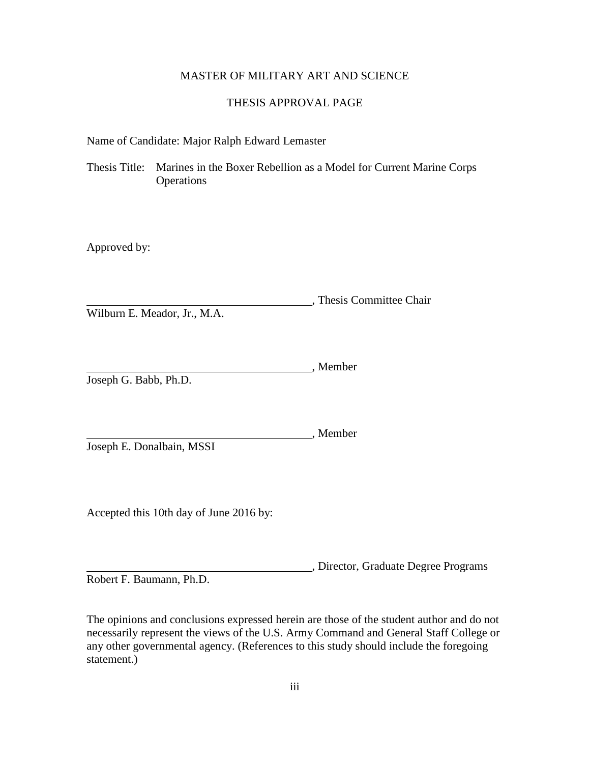MASTER OF MILITARY ART AND SCIENCE

THESIS APPROVAL PAGE

Name of Candidate: Major Ralph Edward Lemaster

Thesis Title: Marines in the Boxer Rebellion as a Model for Current Marine Corps Operations

Approved by:

\_\_\_\_\_\_\_\_\_\_\_\_\_\_\_\_\_\_\_\_\_\_\_\_\_\_\_\_\_\_\_\_\_\_\_\_, Thesis Committee Chair
Wilburn E. Meador, Jr., M.A.

\_\_\_\_\_\_\_\_\_\_\_\_\_\_\_\_\_\_\_\_\_\_\_\_\_\_\_\_\_\_\_\_\_\_\_\_, Member
Joseph G. Babb, Ph.D.

\_\_\_\_\_\_\_\_\_\_\_\_\_\_\_\_\_\_\_\_\_\_\_\_\_\_\_\_\_\_\_\_\_\_\_\_, Member
Joseph E. Donalbain, MSSI

Accepted this 10th day of June 2016 by:

\_\_\_\_\_\_\_\_\_\_\_\_\_\_\_\_\_\_\_\_\_\_\_\_\_\_\_\_\_\_\_\_\_\_\_\_, Director, Graduate Degree Programs
Robert F. Baumann, Ph.D.

The opinions and conclusions expressed herein are those of the student author and do not necessarily represent the views of the U.S. Army Command and General Staff College or any other governmental agency. (References to this study should include the foregoing statement.)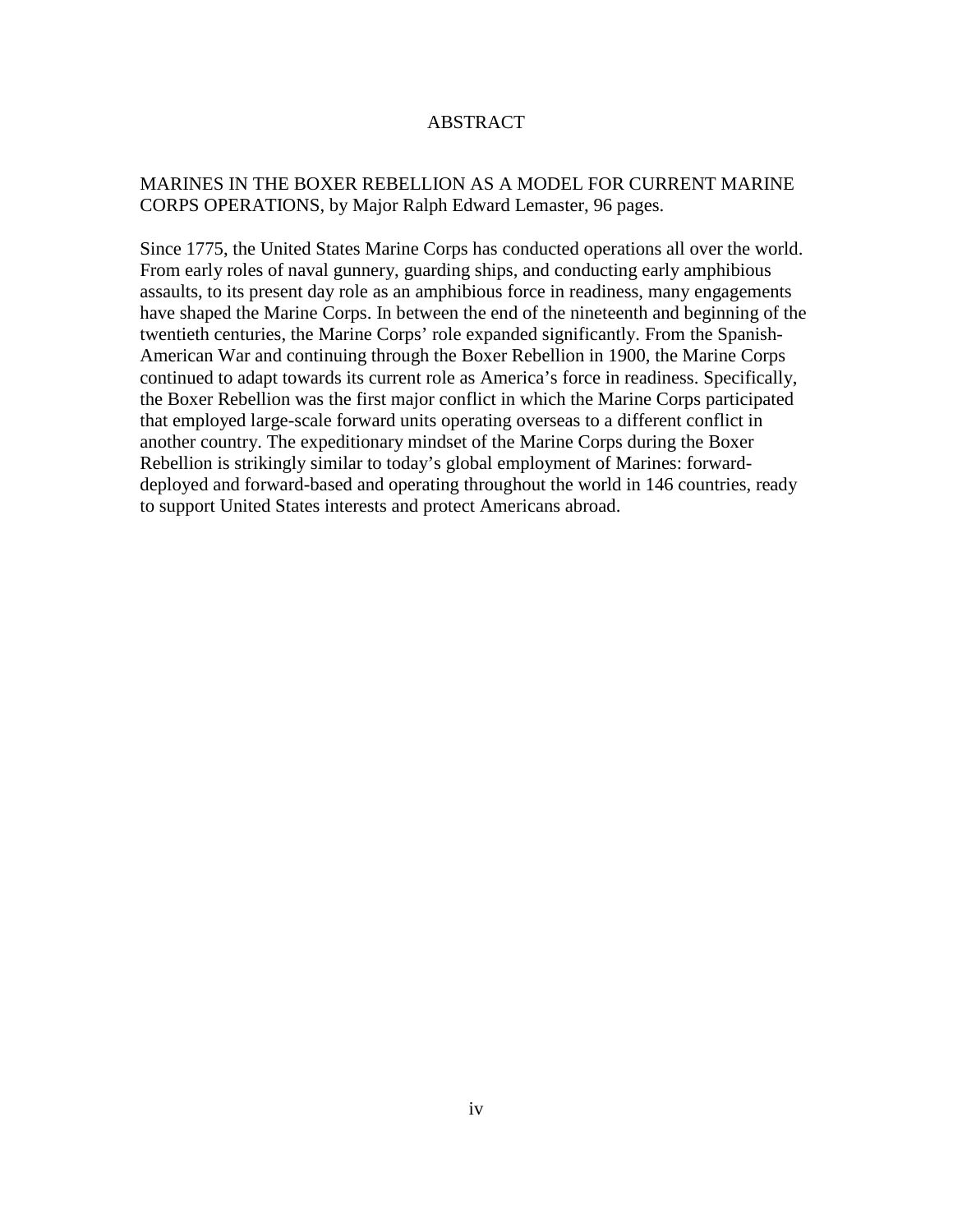# ABSTRACT

MARINES IN THE BOXER REBELLION AS A MODEL FOR CURRENT MARINE CORPS OPERATIONS, by Major Ralph Edward Lemaster, 96 pages.

Since 1775, the United States Marine Corps has conducted operations all over the world. From early roles of naval gunnery, guarding ships, and conducting early amphibious assaults, to its present day role as an amphibious force in readiness, many engagements have shaped the Marine Corps. In between the end of the nineteenth and beginning of the twentieth centuries, the Marine Corps' role expanded significantly. From the Spanish-American War and continuing through the Boxer Rebellion in 1900, the Marine Corps continued to adapt towards its current role as America's force in readiness. Specifically, the Boxer Rebellion was the first major conflict in which the Marine Corps participated that employed large-scale forward units operating overseas to a different conflict in another country. The expeditionary mindset of the Marine Corps during the Boxer Rebellion is strikingly similar to today's global employment of Marines: forward-deployed and forward-based and operating throughout the world in 146 countries, ready to support United States interests and protect Americans abroad.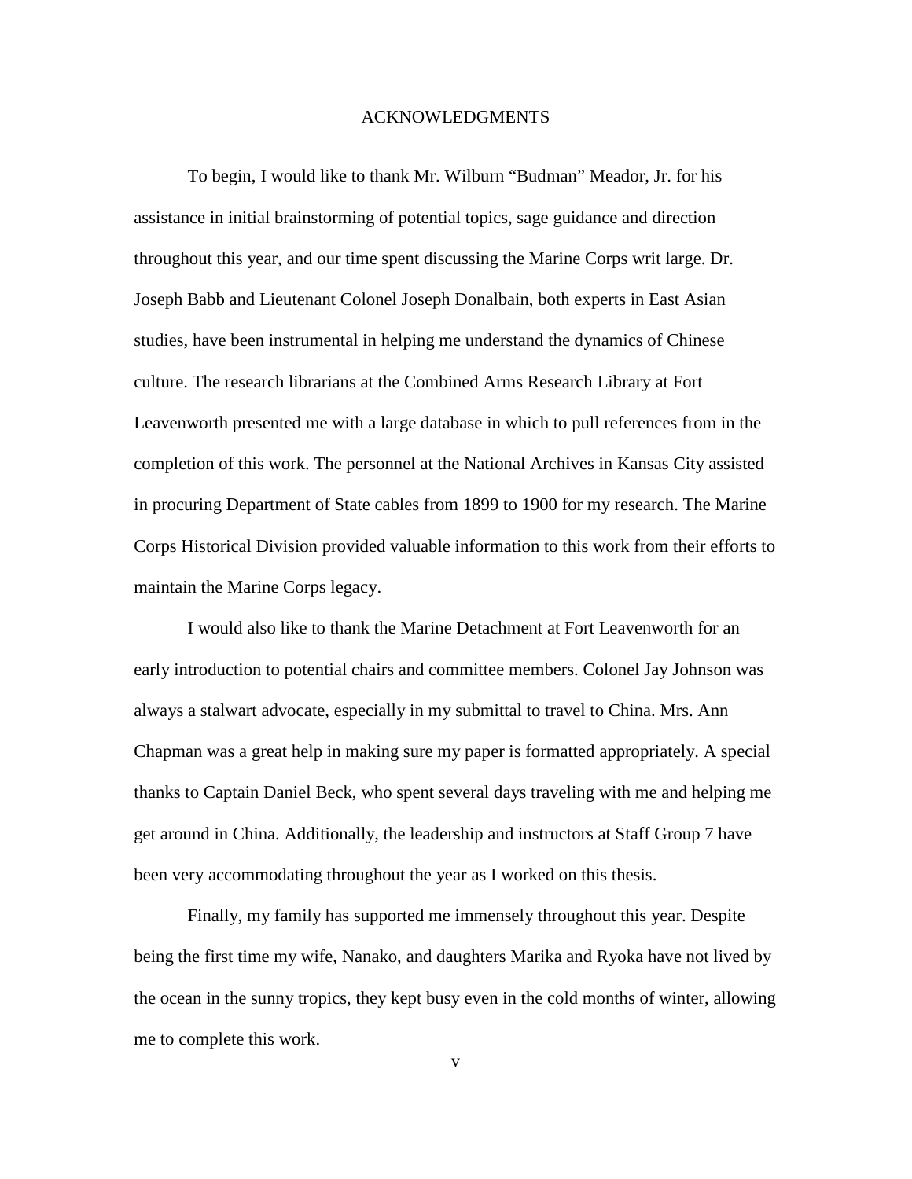# ACKNOWLEDGMENTS

To begin, I would like to thank Mr. Wilburn "Budman" Meador, Jr. for his assistance in initial brainstorming of potential topics, sage guidance and direction throughout this year, and our time spent discussing the Marine Corps writ large. Dr. Joseph Babb and Lieutenant Colonel Joseph Donalbain, both experts in East Asian studies, have been instrumental in helping me understand the dynamics of Chinese culture. The research librarians at the Combined Arms Research Library at Fort Leavenworth presented me with a large database in which to pull references from in the completion of this work. The personnel at the National Archives in Kansas City assisted in procuring Department of State cables from 1899 to 1900 for my research. The Marine Corps Historical Division provided valuable information to this work from their efforts to maintain the Marine Corps legacy.

I would also like to thank the Marine Detachment at Fort Leavenworth for an early introduction to potential chairs and committee members. Colonel Jay Johnson was always a stalwart advocate, especially in my submittal to travel to China. Mrs. Ann Chapman was a great help in making sure my paper is formatted appropriately. A special thanks to Captain Daniel Beck, who spent several days traveling with me and helping me get around in China. Additionally, the leadership and instructors at Staff Group 7 have been very accommodating throughout the year as I worked on this thesis.

Finally, my family has supported me immensely throughout this year. Despite being the first time my wife, Nanako, and daughters Marika and Ryoka have not lived by the ocean in the sunny tropics, they kept busy even in the cold months of winter, allowing me to complete this work.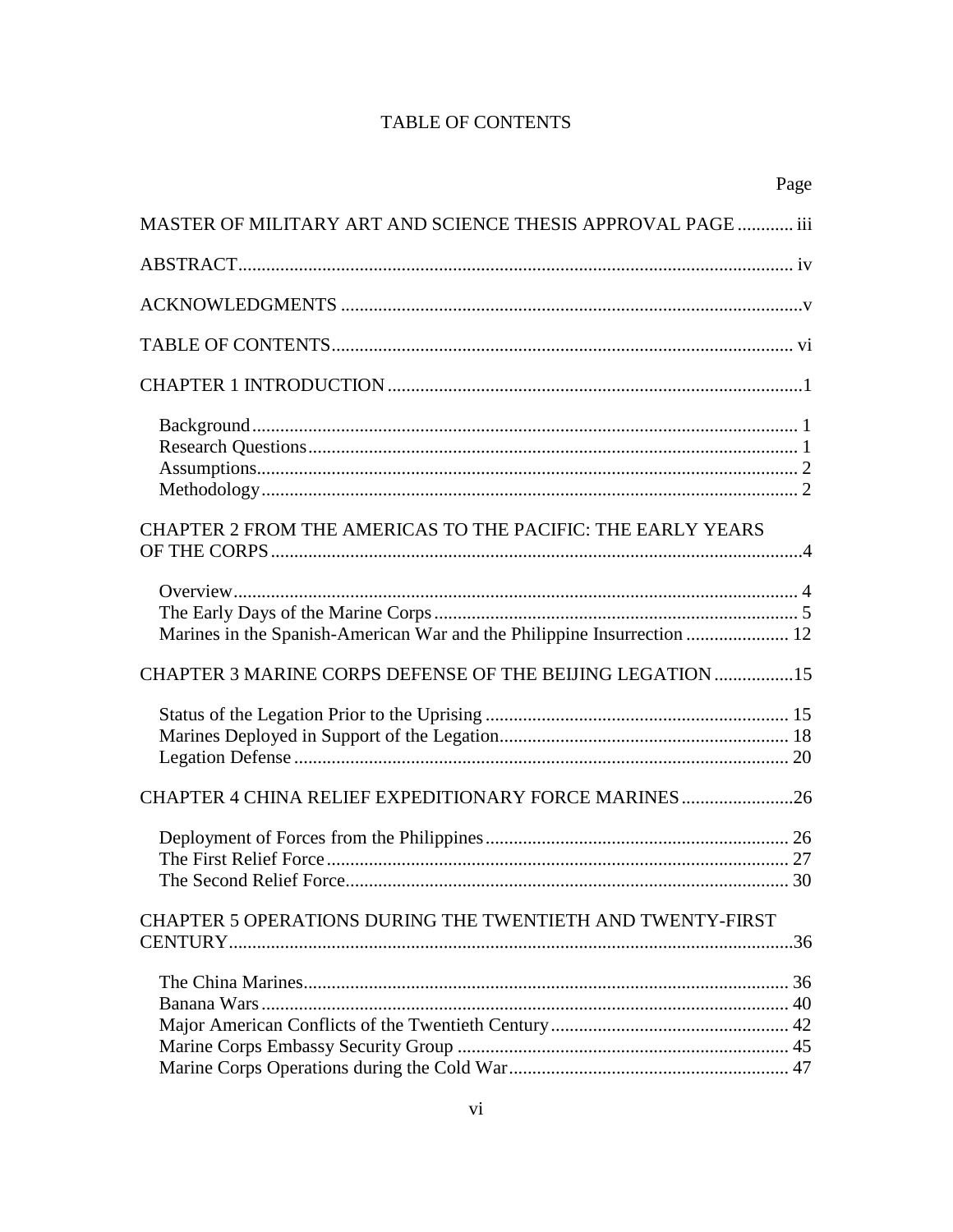# TABLE OF CONTENTS

Page

MASTER OF MILITARY ART AND SCIENCE THESIS APPROVAL PAGE ............ iii

ABSTRACT ....................................................................................................................... iv

ACKNOWLEDGMENTS ..................................................................................................v

TABLE OF CONTENTS ................................................................................................... vi

CHAPTER 1 INTRODUCTION .........................................................................................1

- Background .................................................................................................................... 1
- Research Questions ........................................................................................................ 1
- Assumptions ................................................................................................................... 2
- Methodology .................................................................................................................. 2

CHAPTER 2 FROM THE AMERICAS TO THE PACIFIC: THE EARLY YEARS OF THE CORPS ..................................................................................................................4

- Overview ........................................................................................................................ 4
- The Early Days of the Marine Corps ............................................................................. 5
- Marines in the Spanish-American War and the Philippine Insurrection ...................... 12

CHAPTER 3 MARINE CORPS DEFENSE OF THE BEIJING LEGATION .................15

- Status of the Legation Prior to the Uprising ................................................................ 15
- Marines Deployed in Support of the Legation ............................................................. 18
- Legation Defense ......................................................................................................... 20

CHAPTER 4 CHINA RELIEF EXPEDITIONARY FORCE MARINES ........................26

- Deployment of Forces from the Philippines ................................................................ 26
- The First Relief Force .................................................................................................. 27
- The Second Relief Force .............................................................................................. 30

CHAPTER 5 OPERATIONS DURING THE TWENTIETH AND TWENTY-FIRST CENTURY .........................................................................................................................36

- The China Marines ....................................................................................................... 36
- Banana Wars ................................................................................................................ 40
- Major American Conflicts of the Twentieth Century .................................................. 42
- Marine Corps Embassy Security Group ...................................................................... 45
- Marine Corps Operations during the Cold War ........................................................... 47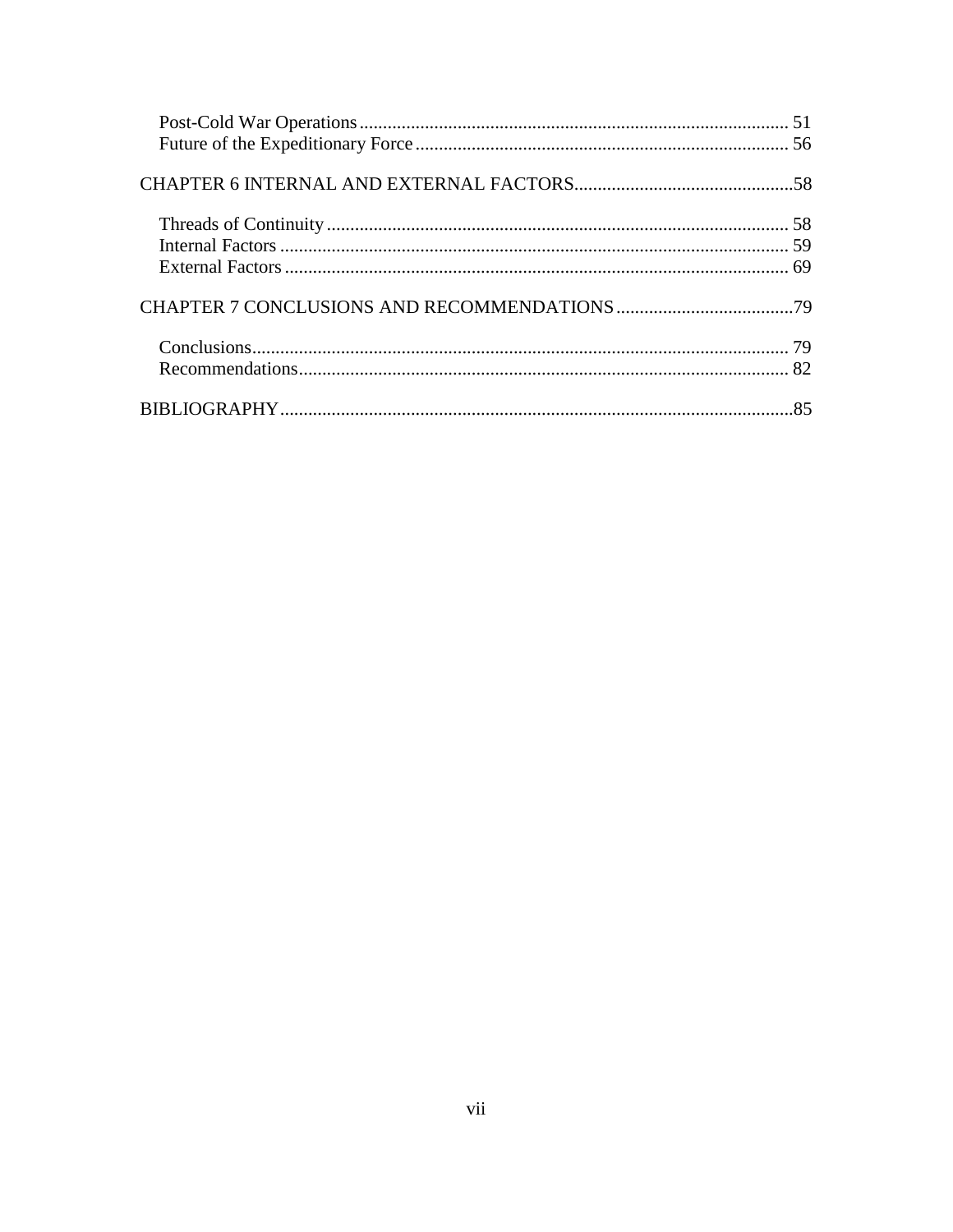Post-Cold War Operations ........................................................................................... 51
Future of the Expeditionary Force ............................................................................... 56

CHAPTER 6 INTERNAL AND EXTERNAL FACTORS...............................................58

Threads of Continuity .................................................................................................. 58
Internal Factors ............................................................................................................ 59
External Factors ........................................................................................................... 69

CHAPTER 7 CONCLUSIONS AND RECOMMENDATIONS......................................79

Conclusions.................................................................................................................. 79
Recommendations........................................................................................................ 82

BIBLIOGRAPHY.............................................................................................................85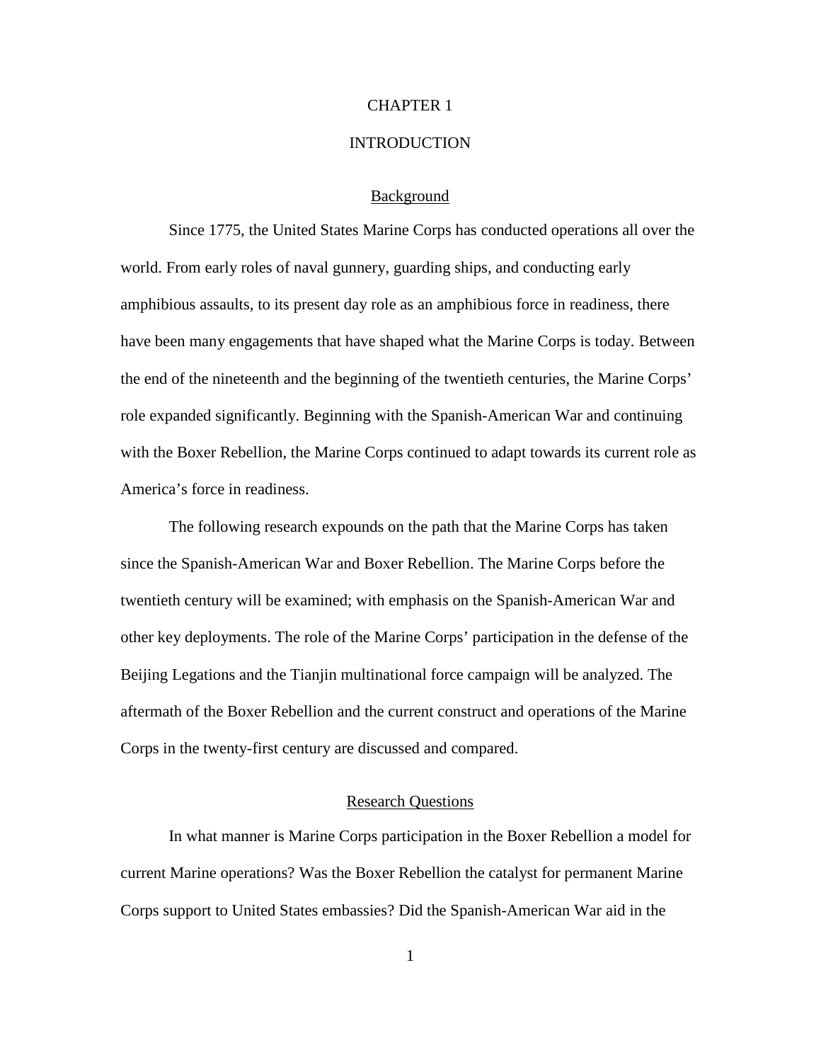# CHAPTER 1

# INTRODUCTION

## Background

Since 1775, the United States Marine Corps has conducted operations all over the world. From early roles of naval gunnery, guarding ships, and conducting early amphibious assaults, to its present day role as an amphibious force in readiness, there have been many engagements that have shaped what the Marine Corps is today. Between the end of the nineteenth and the beginning of the twentieth centuries, the Marine Corps' role expanded significantly. Beginning with the Spanish-American War and continuing with the Boxer Rebellion, the Marine Corps continued to adapt towards its current role as America's force in readiness.

The following research expounds on the path that the Marine Corps has taken since the Spanish-American War and Boxer Rebellion. The Marine Corps before the twentieth century will be examined; with emphasis on the Spanish-American War and other key deployments. The role of the Marine Corps' participation in the defense of the Beijing Legations and the Tianjin multinational force campaign will be analyzed. The aftermath of the Boxer Rebellion and the current construct and operations of the Marine Corps in the twenty-first century are discussed and compared.

## Research Questions

In what manner is Marine Corps participation in the Boxer Rebellion a model for current Marine operations? Was the Boxer Rebellion the catalyst for permanent Marine Corps support to United States embassies? Did the Spanish-American War aid in the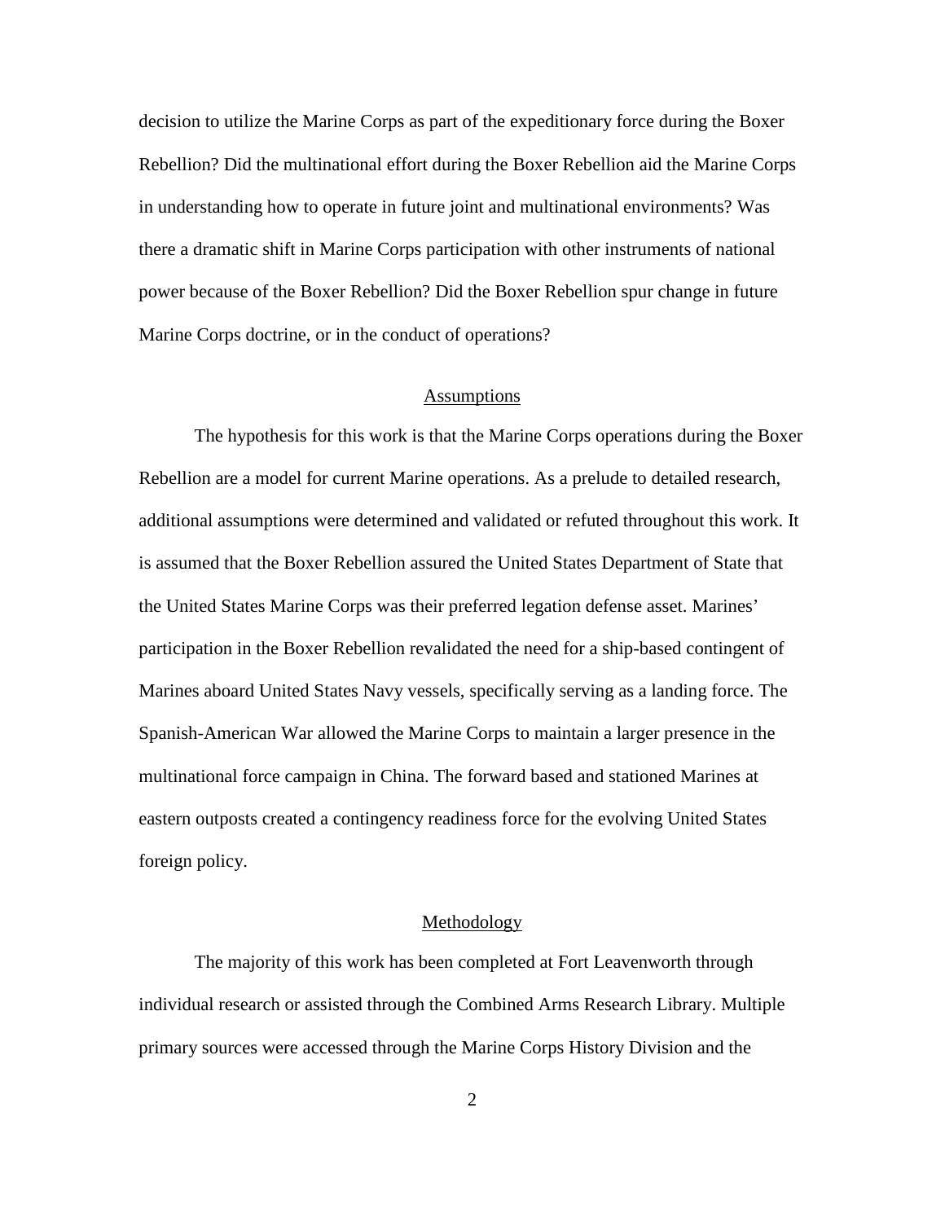decision to utilize the Marine Corps as part of the expeditionary force during the Boxer Rebellion? Did the multinational effort during the Boxer Rebellion aid the Marine Corps in understanding how to operate in future joint and multinational environments? Was there a dramatic shift in Marine Corps participation with other instruments of national power because of the Boxer Rebellion? Did the Boxer Rebellion spur change in future Marine Corps doctrine, or in the conduct of operations?

## Assumptions

The hypothesis for this work is that the Marine Corps operations during the Boxer Rebellion are a model for current Marine operations. As a prelude to detailed research, additional assumptions were determined and validated or refuted throughout this work. It is assumed that the Boxer Rebellion assured the United States Department of State that the United States Marine Corps was their preferred legation defense asset. Marines' participation in the Boxer Rebellion revalidated the need for a ship-based contingent of Marines aboard United States Navy vessels, specifically serving as a landing force. The Spanish-American War allowed the Marine Corps to maintain a larger presence in the multinational force campaign in China. The forward based and stationed Marines at eastern outposts created a contingency readiness force for the evolving United States foreign policy.

## Methodology

The majority of this work has been completed at Fort Leavenworth through individual research or assisted through the Combined Arms Research Library. Multiple primary sources were accessed through the Marine Corps History Division and the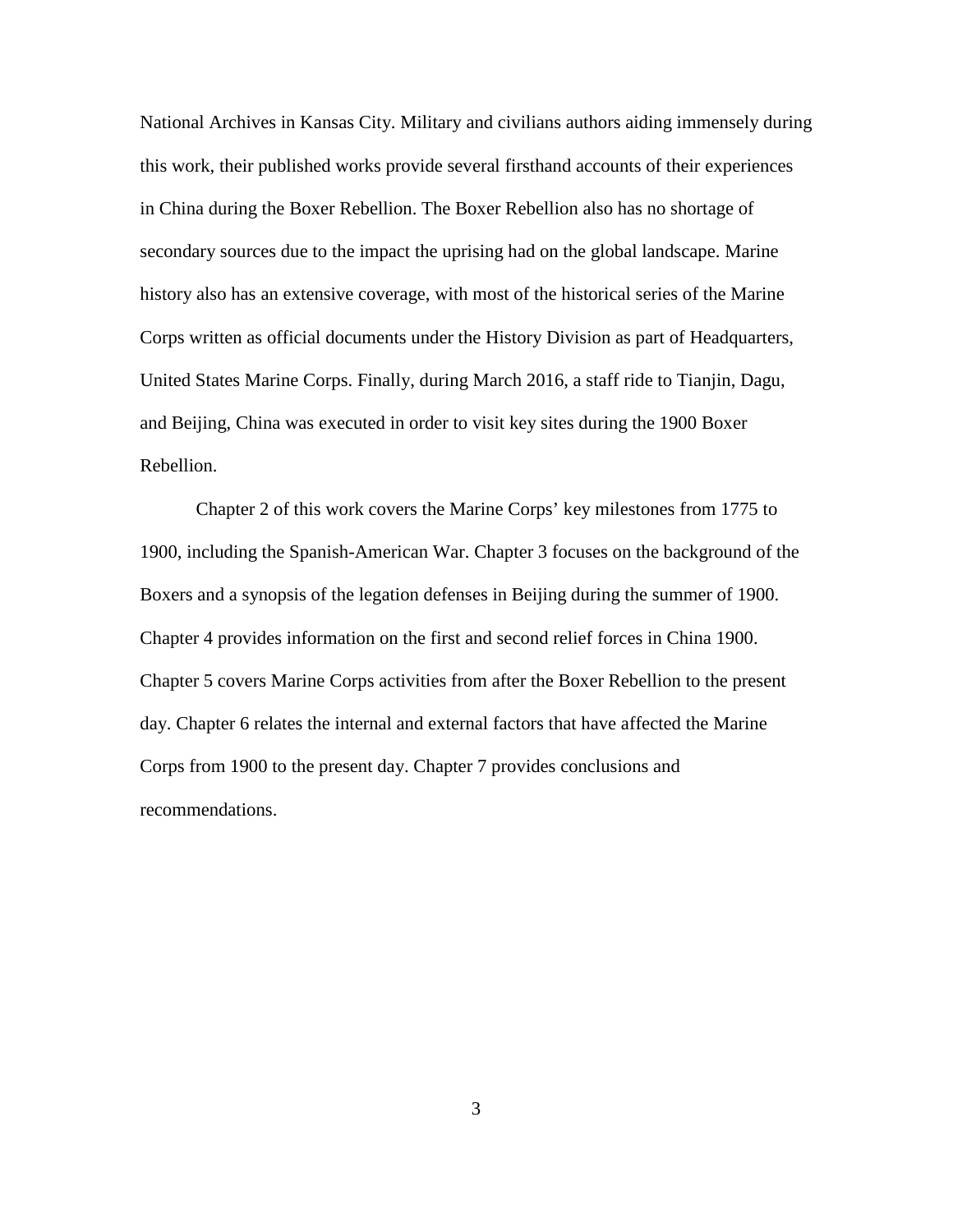National Archives in Kansas City. Military and civilians authors aiding immensely during this work, their published works provide several firsthand accounts of their experiences in China during the Boxer Rebellion. The Boxer Rebellion also has no shortage of secondary sources due to the impact the uprising had on the global landscape. Marine history also has an extensive coverage, with most of the historical series of the Marine Corps written as official documents under the History Division as part of Headquarters, United States Marine Corps. Finally, during March 2016, a staff ride to Tianjin, Dagu, and Beijing, China was executed in order to visit key sites during the 1900 Boxer Rebellion.

Chapter 2 of this work covers the Marine Corps' key milestones from 1775 to 1900, including the Spanish-American War. Chapter 3 focuses on the background of the Boxers and a synopsis of the legation defenses in Beijing during the summer of 1900. Chapter 4 provides information on the first and second relief forces in China 1900. Chapter 5 covers Marine Corps activities from after the Boxer Rebellion to the present day. Chapter 6 relates the internal and external factors that have affected the Marine Corps from 1900 to the present day. Chapter 7 provides conclusions and recommendations.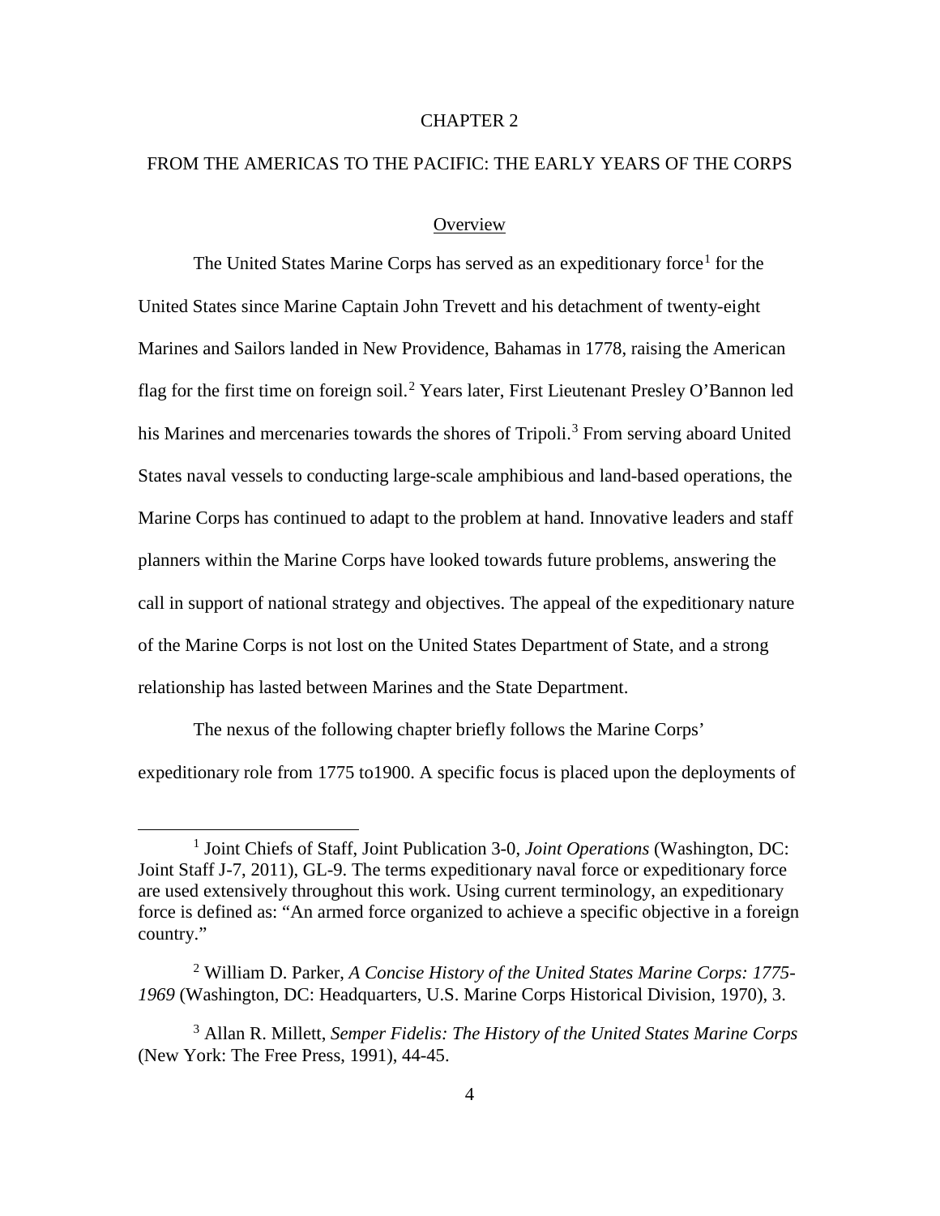# CHAPTER 2

# FROM THE AMERICAS TO THE PACIFIC: THE EARLY YEARS OF THE CORPS

## Overview

The United States Marine Corps has served as an expeditionary force[1] for the United States since Marine Captain John Trevett and his detachment of twenty-eight Marines and Sailors landed in New Providence, Bahamas in 1778, raising the American flag for the first time on foreign soil.[2] Years later, First Lieutenant Presley O'Bannon led his Marines and mercenaries towards the shores of Tripoli.[3] From serving aboard United States naval vessels to conducting large-scale amphibious and land-based operations, the Marine Corps has continued to adapt to the problem at hand. Innovative leaders and staff planners within the Marine Corps have looked towards future problems, answering the call in support of national strategy and objectives. The appeal of the expeditionary nature of the Marine Corps is not lost on the United States Department of State, and a strong relationship has lasted between Marines and the State Department.

The nexus of the following chapter briefly follows the Marine Corps' expeditionary role from 1775 to1900. A specific focus is placed upon the deployments of

---

[1] Joint Chiefs of Staff, Joint Publication 3-0, *Joint Operations* (Washington, DC: Joint Staff J-7, 2011), GL-9. The terms expeditionary naval force or expeditionary force are used extensively throughout this work. Using current terminology, an expeditionary force is defined as: "An armed force organized to achieve a specific objective in a foreign country."

[2] William D. Parker, *A Concise History of the United States Marine Corps: 1775-1969* (Washington, DC: Headquarters, U.S. Marine Corps Historical Division, 1970), 3.

[3] Allan R. Millett, *Semper Fidelis: The History of the United States Marine Corps* (New York: The Free Press, 1991), 44-45.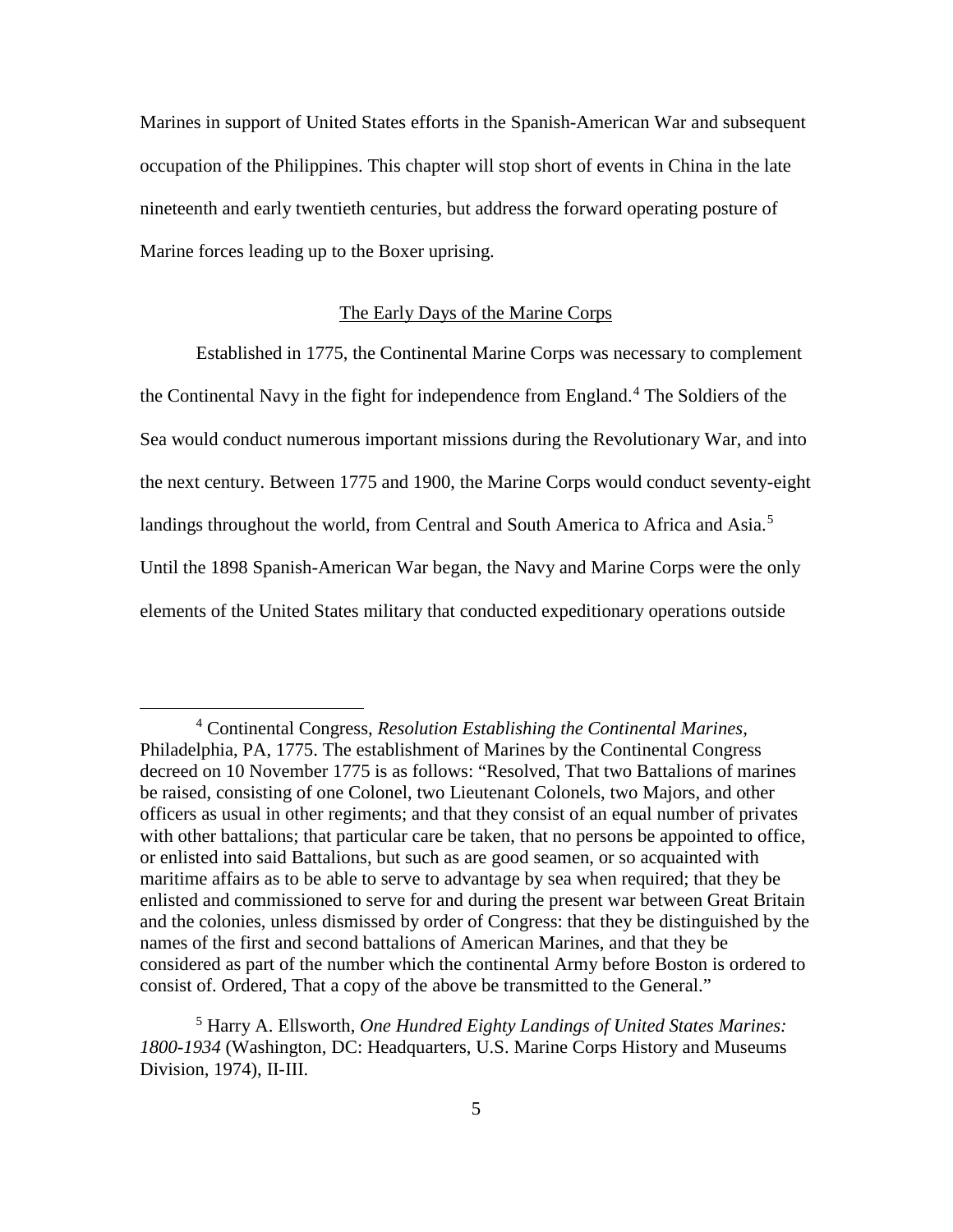Marines in support of United States efforts in the Spanish-American War and subsequent occupation of the Philippines. This chapter will stop short of events in China in the late nineteenth and early twentieth centuries, but address the forward operating posture of Marine forces leading up to the Boxer uprising.

## The Early Days of the Marine Corps

Established in 1775, the Continental Marine Corps was necessary to complement the Continental Navy in the fight for independence from England.[4] The Soldiers of the Sea would conduct numerous important missions during the Revolutionary War, and into the next century. Between 1775 and 1900, the Marine Corps would conduct seventy-eight landings throughout the world, from Central and South America to Africa and Asia.[5] Until the 1898 Spanish-American War began, the Navy and Marine Corps were the only elements of the United States military that conducted expeditionary operations outside

---

[4] Continental Congress, *Resolution Establishing the Continental Marines*, Philadelphia, PA, 1775. The establishment of Marines by the Continental Congress decreed on 10 November 1775 is as follows: "Resolved, That two Battalions of marines be raised, consisting of one Colonel, two Lieutenant Colonels, two Majors, and other officers as usual in other regiments; and that they consist of an equal number of privates with other battalions; that particular care be taken, that no persons be appointed to office, or enlisted into said Battalions, but such as are good seamen, or so acquainted with maritime affairs as to be able to serve to advantage by sea when required; that they be enlisted and commissioned to serve for and during the present war between Great Britain and the colonies, unless dismissed by order of Congress: that they be distinguished by the names of the first and second battalions of American Marines, and that they be considered as part of the number which the continental Army before Boston is ordered to consist of. Ordered, That a copy of the above be transmitted to the General."

[5] Harry A. Ellsworth, *One Hundred Eighty Landings of United States Marines: 1800-1934* (Washington, DC: Headquarters, U.S. Marine Corps History and Museums Division, 1974), II-III.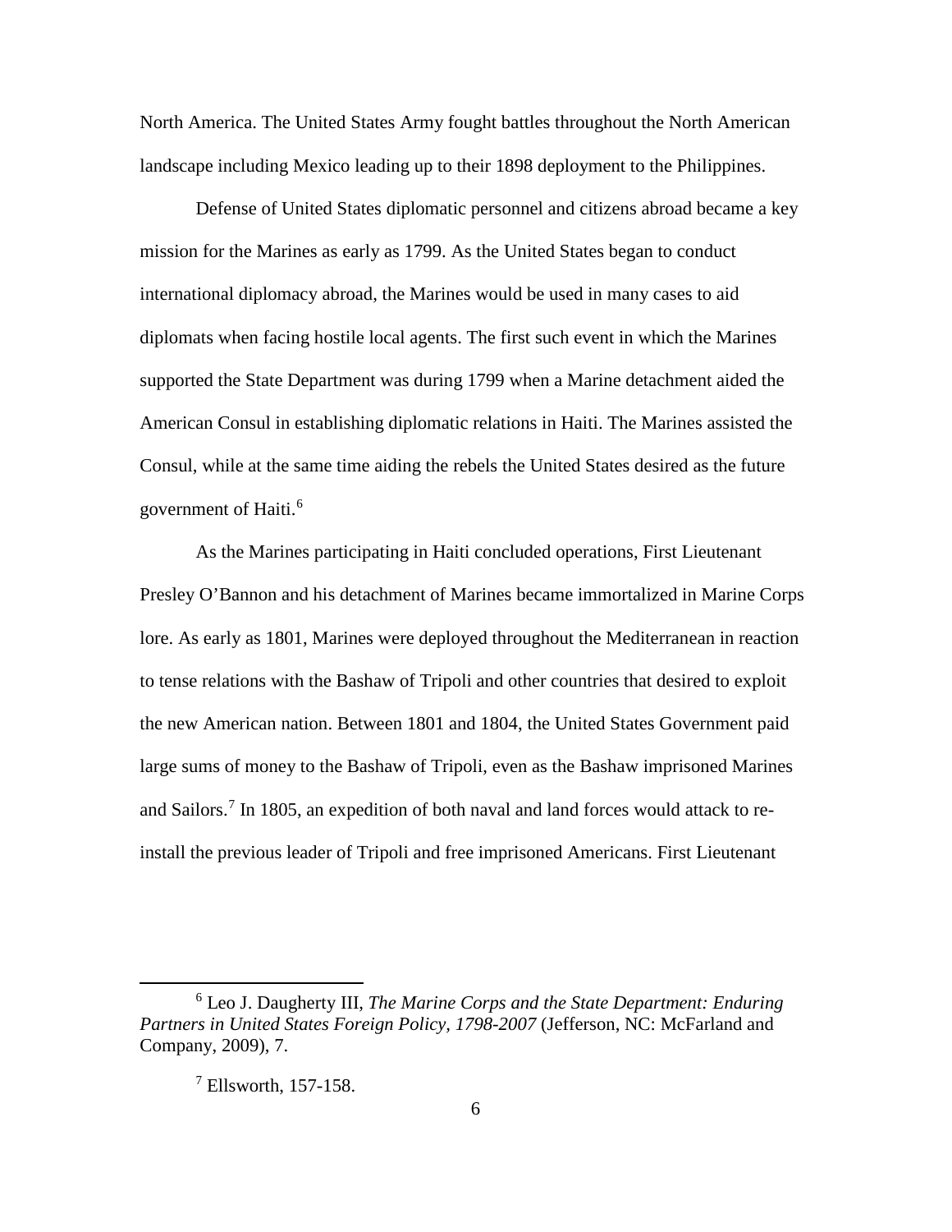North America. The United States Army fought battles throughout the North American landscape including Mexico leading up to their 1898 deployment to the Philippines.

Defense of United States diplomatic personnel and citizens abroad became a key mission for the Marines as early as 1799. As the United States began to conduct international diplomacy abroad, the Marines would be used in many cases to aid diplomats when facing hostile local agents. The first such event in which the Marines supported the State Department was during 1799 when a Marine detachment aided the American Consul in establishing diplomatic relations in Haiti. The Marines assisted the Consul, while at the same time aiding the rebels the United States desired as the future government of Haiti.[6]

As the Marines participating in Haiti concluded operations, First Lieutenant Presley O'Bannon and his detachment of Marines became immortalized in Marine Corps lore. As early as 1801, Marines were deployed throughout the Mediterranean in reaction to tense relations with the Bashaw of Tripoli and other countries that desired to exploit the new American nation. Between 1801 and 1804, the United States Government paid large sums of money to the Bashaw of Tripoli, even as the Bashaw imprisoned Marines and Sailors.[7] In 1805, an expedition of both naval and land forces would attack to re-install the previous leader of Tripoli and free imprisoned Americans. First Lieutenant

---

[6] Leo J. Daugherty III, *The Marine Corps and the State Department: Enduring Partners in United States Foreign Policy, 1798-2007* (Jefferson, NC: McFarland and Company, 2009), 7.

[7] Ellsworth, 157-158.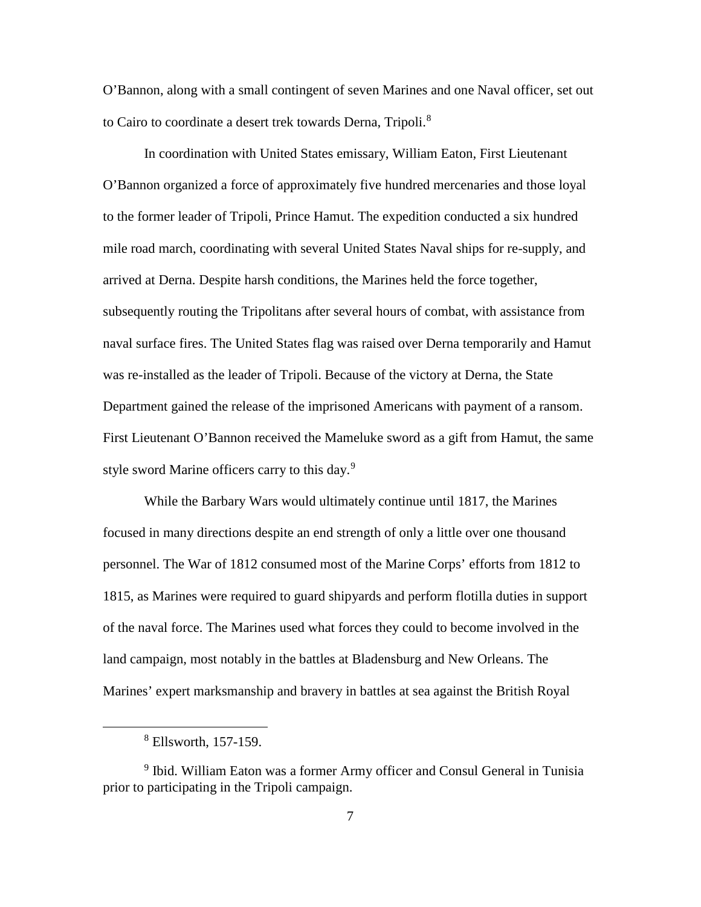O'Bannon, along with a small contingent of seven Marines and one Naval officer, set out to Cairo to coordinate a desert trek towards Derna, Tripoli.[8]

In coordination with United States emissary, William Eaton, First Lieutenant O'Bannon organized a force of approximately five hundred mercenaries and those loyal to the former leader of Tripoli, Prince Hamut. The expedition conducted a six hundred mile road march, coordinating with several United States Naval ships for re-supply, and arrived at Derna. Despite harsh conditions, the Marines held the force together, subsequently routing the Tripolitans after several hours of combat, with assistance from naval surface fires. The United States flag was raised over Derna temporarily and Hamut was re-installed as the leader of Tripoli. Because of the victory at Derna, the State Department gained the release of the imprisoned Americans with payment of a ransom. First Lieutenant O'Bannon received the Mameluke sword as a gift from Hamut, the same style sword Marine officers carry to this day.[9]

While the Barbary Wars would ultimately continue until 1817, the Marines focused in many directions despite an end strength of only a little over one thousand personnel. The War of 1812 consumed most of the Marine Corps' efforts from 1812 to 1815, as Marines were required to guard shipyards and perform flotilla duties in support of the naval force. The Marines used what forces they could to become involved in the land campaign, most notably in the battles at Bladensburg and New Orleans. The Marines' expert marksmanship and bravery in battles at sea against the British Royal

---

[8] Ellsworth, 157-159.

[9] Ibid. William Eaton was a former Army officer and Consul General in Tunisia prior to participating in the Tripoli campaign.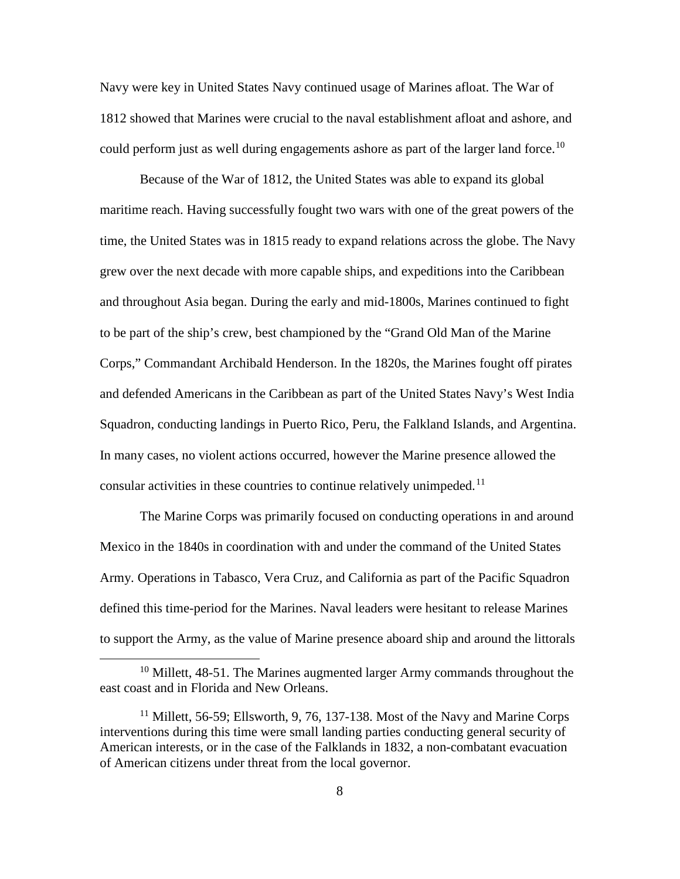Navy were key in United States Navy continued usage of Marines afloat. The War of 1812 showed that Marines were crucial to the naval establishment afloat and ashore, and could perform just as well during engagements ashore as part of the larger land force.[10]

Because of the War of 1812, the United States was able to expand its global maritime reach. Having successfully fought two wars with one of the great powers of the time, the United States was in 1815 ready to expand relations across the globe. The Navy grew over the next decade with more capable ships, and expeditions into the Caribbean and throughout Asia began. During the early and mid-1800s, Marines continued to fight to be part of the ship's crew, best championed by the "Grand Old Man of the Marine Corps," Commandant Archibald Henderson. In the 1820s, the Marines fought off pirates and defended Americans in the Caribbean as part of the United States Navy's West India Squadron, conducting landings in Puerto Rico, Peru, the Falkland Islands, and Argentina. In many cases, no violent actions occurred, however the Marine presence allowed the consular activities in these countries to continue relatively unimpeded.[11]

The Marine Corps was primarily focused on conducting operations in and around Mexico in the 1840s in coordination with and under the command of the United States Army. Operations in Tabasco, Vera Cruz, and California as part of the Pacific Squadron defined this time-period for the Marines. Naval leaders were hesitant to release Marines to support the Army, as the value of Marine presence aboard ship and around the littorals

---

[10] Millett, 48-51. The Marines augmented larger Army commands throughout the east coast and in Florida and New Orleans.

[11] Millett, 56-59; Ellsworth, 9, 76, 137-138. Most of the Navy and Marine Corps interventions during this time were small landing parties conducting general security of American interests, or in the case of the Falklands in 1832, a non-combatant evacuation of American citizens under threat from the local governor.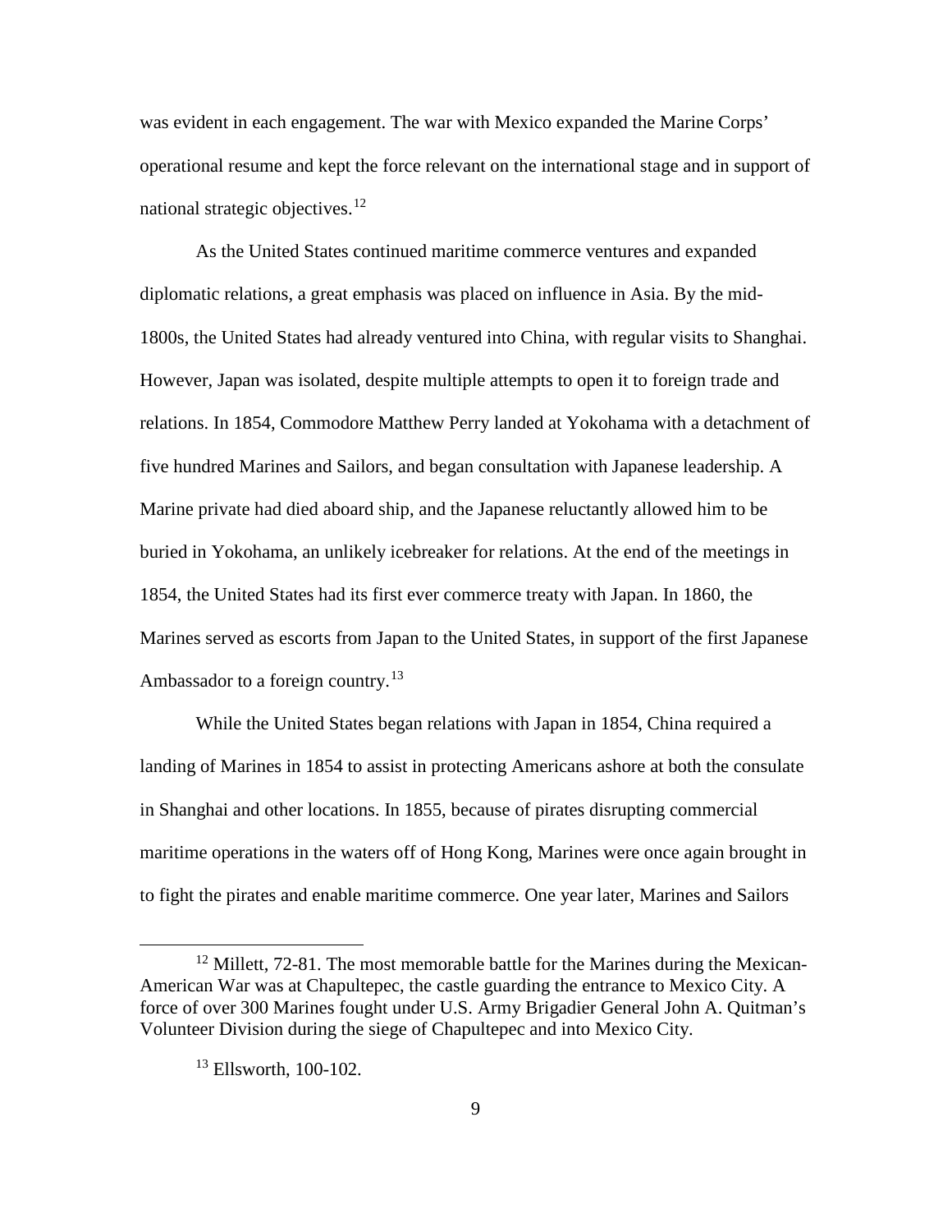was evident in each engagement. The war with Mexico expanded the Marine Corps' operational resume and kept the force relevant on the international stage and in support of national strategic objectives.[12]

As the United States continued maritime commerce ventures and expanded diplomatic relations, a great emphasis was placed on influence in Asia. By the mid-1800s, the United States had already ventured into China, with regular visits to Shanghai. However, Japan was isolated, despite multiple attempts to open it to foreign trade and relations. In 1854, Commodore Matthew Perry landed at Yokohama with a detachment of five hundred Marines and Sailors, and began consultation with Japanese leadership. A Marine private had died aboard ship, and the Japanese reluctantly allowed him to be buried in Yokohama, an unlikely icebreaker for relations. At the end of the meetings in 1854, the United States had its first ever commerce treaty with Japan. In 1860, the Marines served as escorts from Japan to the United States, in support of the first Japanese Ambassador to a foreign country.[13]

While the United States began relations with Japan in 1854, China required a landing of Marines in 1854 to assist in protecting Americans ashore at both the consulate in Shanghai and other locations. In 1855, because of pirates disrupting commercial maritime operations in the waters off of Hong Kong, Marines were once again brought in to fight the pirates and enable maritime commerce. One year later, Marines and Sailors

---

[12] Millett, 72-81. The most memorable battle for the Marines during the Mexican-American War was at Chapultepec, the castle guarding the entrance to Mexico City. A force of over 300 Marines fought under U.S. Army Brigadier General John A. Quitman's Volunteer Division during the siege of Chapultepec and into Mexico City.

[13] Ellsworth, 100-102.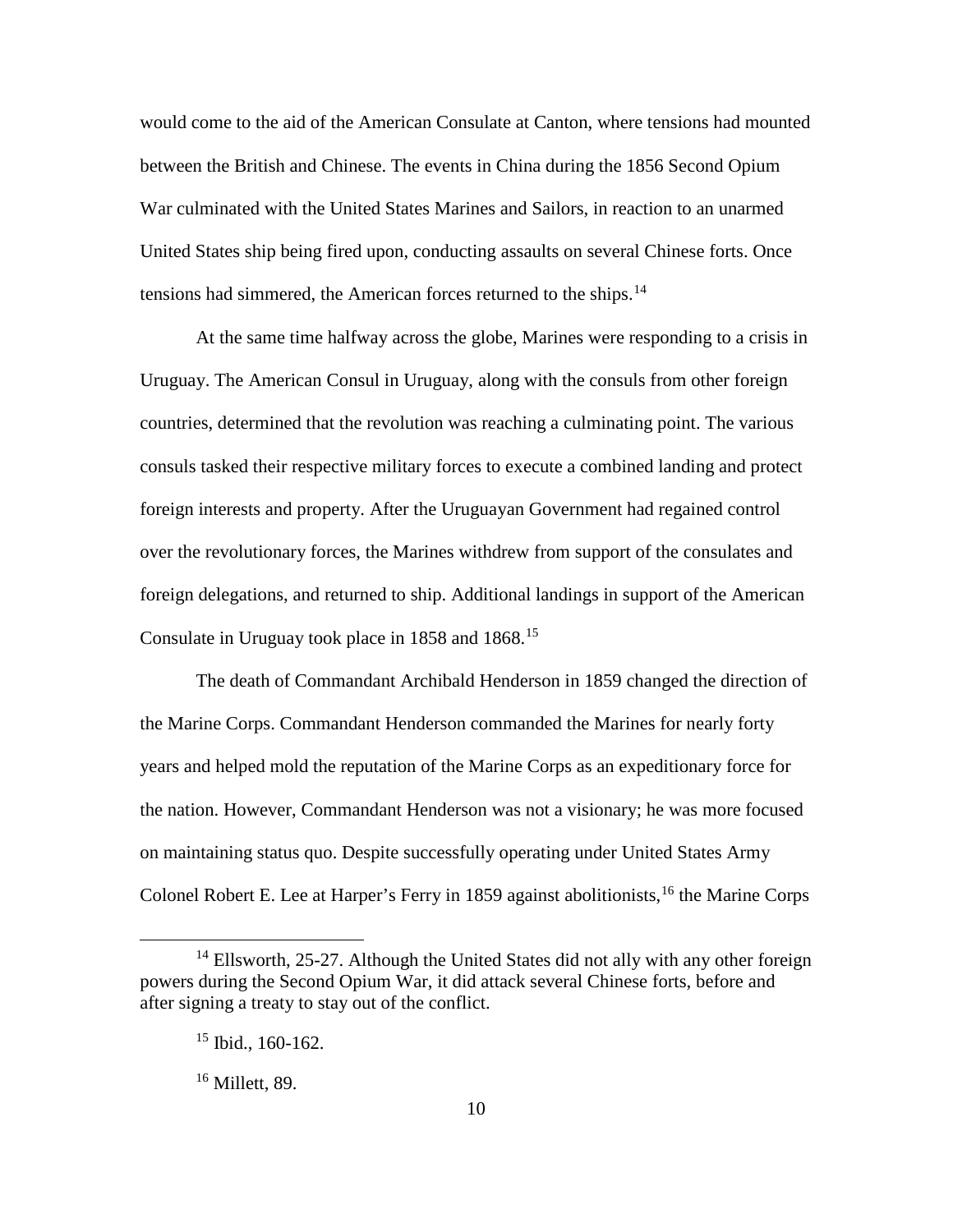would come to the aid of the American Consulate at Canton, where tensions had mounted between the British and Chinese. The events in China during the 1856 Second Opium War culminated with the United States Marines and Sailors, in reaction to an unarmed United States ship being fired upon, conducting assaults on several Chinese forts. Once tensions had simmered, the American forces returned to the ships.[14]

At the same time halfway across the globe, Marines were responding to a crisis in Uruguay. The American Consul in Uruguay, along with the consuls from other foreign countries, determined that the revolution was reaching a culminating point. The various consuls tasked their respective military forces to execute a combined landing and protect foreign interests and property. After the Uruguayan Government had regained control over the revolutionary forces, the Marines withdrew from support of the consulates and foreign delegations, and returned to ship. Additional landings in support of the American Consulate in Uruguay took place in 1858 and 1868.[15]

The death of Commandant Archibald Henderson in 1859 changed the direction of the Marine Corps. Commandant Henderson commanded the Marines for nearly forty years and helped mold the reputation of the Marine Corps as an expeditionary force for the nation. However, Commandant Henderson was not a visionary; he was more focused on maintaining status quo. Despite successfully operating under United States Army Colonel Robert E. Lee at Harper's Ferry in 1859 against abolitionists,[16] the Marine Corps

[14] Ellsworth, 25-27. Although the United States did not ally with any other foreign powers during the Second Opium War, it did attack several Chinese forts, before and after signing a treaty to stay out of the conflict.

[15] Ibid., 160-162.

[16] Millett, 89.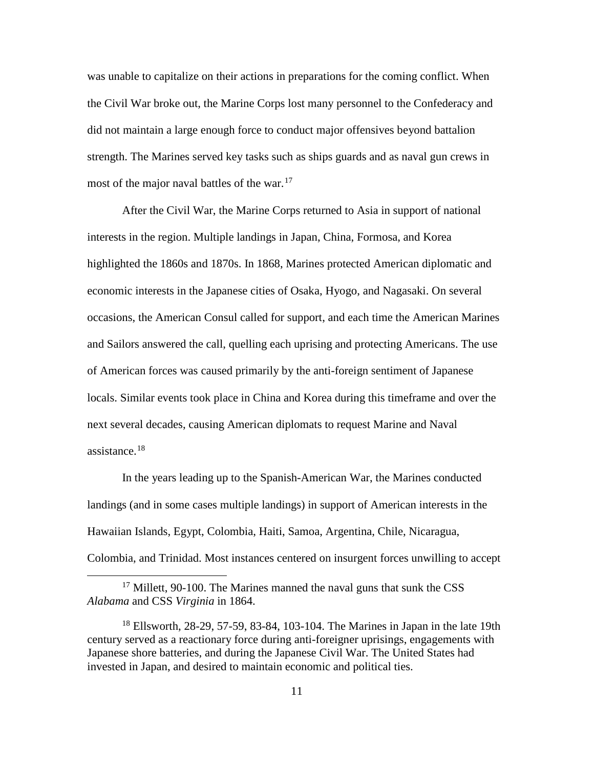was unable to capitalize on their actions in preparations for the coming conflict. When the Civil War broke out, the Marine Corps lost many personnel to the Confederacy and did not maintain a large enough force to conduct major offensives beyond battalion strength. The Marines served key tasks such as ships guards and as naval gun crews in most of the major naval battles of the war.[17]

After the Civil War, the Marine Corps returned to Asia in support of national interests in the region. Multiple landings in Japan, China, Formosa, and Korea highlighted the 1860s and 1870s. In 1868, Marines protected American diplomatic and economic interests in the Japanese cities of Osaka, Hyogo, and Nagasaki. On several occasions, the American Consul called for support, and each time the American Marines and Sailors answered the call, quelling each uprising and protecting Americans. The use of American forces was caused primarily by the anti-foreign sentiment of Japanese locals. Similar events took place in China and Korea during this timeframe and over the next several decades, causing American diplomats to request Marine and Naval assistance.[18]

In the years leading up to the Spanish-American War, the Marines conducted landings (and in some cases multiple landings) in support of American interests in the Hawaiian Islands, Egypt, Colombia, Haiti, Samoa, Argentina, Chile, Nicaragua, Colombia, and Trinidad. Most instances centered on insurgent forces unwilling to accept

---

[17] Millett, 90-100. The Marines manned the naval guns that sunk the CSS *Alabama* and CSS *Virginia* in 1864.

[18] Ellsworth, 28-29, 57-59, 83-84, 103-104. The Marines in Japan in the late 19th century served as a reactionary force during anti-foreigner uprisings, engagements with Japanese shore batteries, and during the Japanese Civil War. The United States had invested in Japan, and desired to maintain economic and political ties.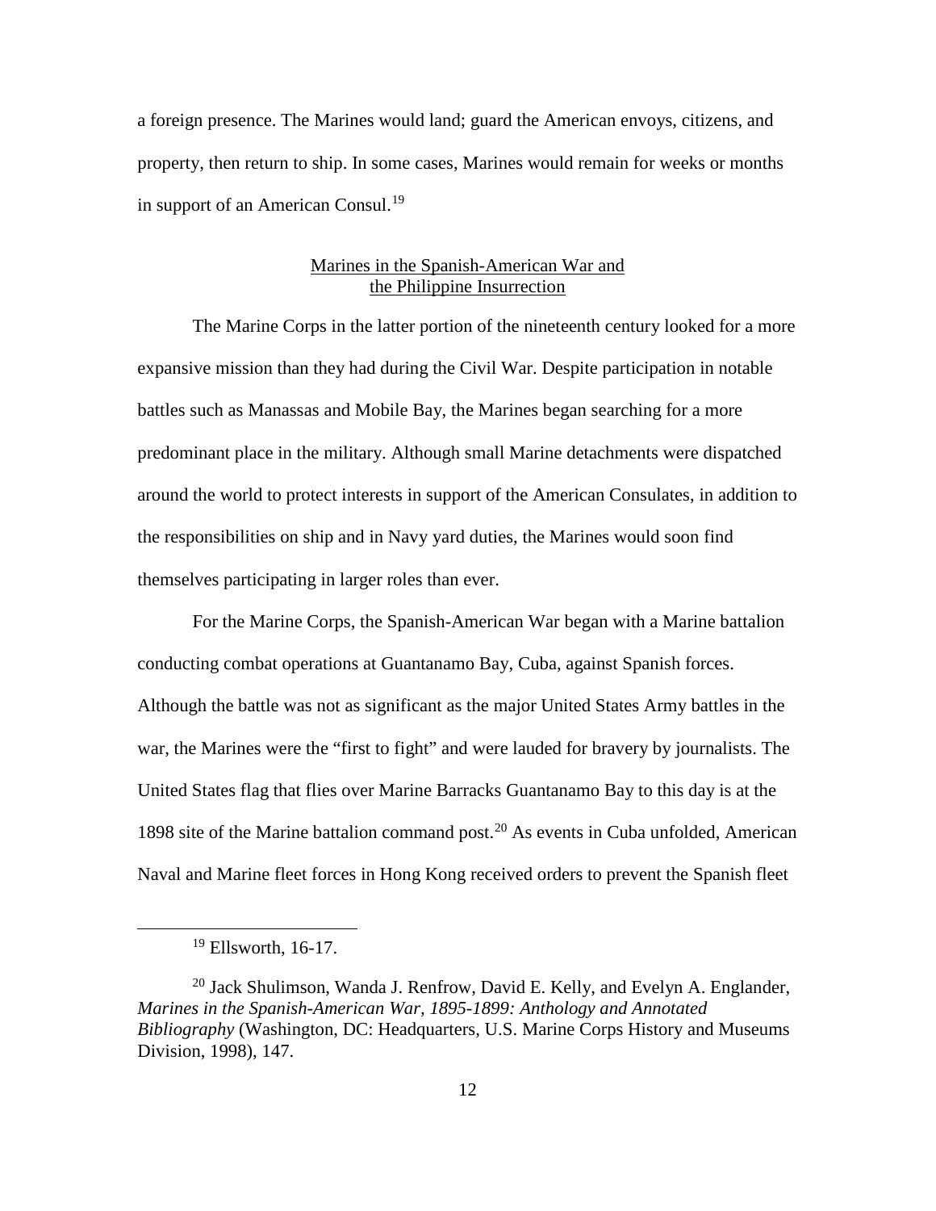a foreign presence. The Marines would land; guard the American envoys, citizens, and property, then return to ship. In some cases, Marines would remain for weeks or months in support of an American Consul.[19]

## Marines in the Spanish-American War and the Philippine Insurrection

The Marine Corps in the latter portion of the nineteenth century looked for a more expansive mission than they had during the Civil War. Despite participation in notable battles such as Manassas and Mobile Bay, the Marines began searching for a more predominant place in the military. Although small Marine detachments were dispatched around the world to protect interests in support of the American Consulates, in addition to the responsibilities on ship and in Navy yard duties, the Marines would soon find themselves participating in larger roles than ever.

For the Marine Corps, the Spanish-American War began with a Marine battalion conducting combat operations at Guantanamo Bay, Cuba, against Spanish forces. Although the battle was not as significant as the major United States Army battles in the war, the Marines were the "first to fight" and were lauded for bravery by journalists. The United States flag that flies over Marine Barracks Guantanamo Bay to this day is at the 1898 site of the Marine battalion command post.[20] As events in Cuba unfolded, American Naval and Marine fleet forces in Hong Kong received orders to prevent the Spanish fleet

---

[19] Ellsworth, 16-17.

[20] Jack Shulimson, Wanda J. Renfrow, David E. Kelly, and Evelyn A. Englander, *Marines in the Spanish-American War, 1895-1899: Anthology and Annotated Bibliography* (Washington, DC: Headquarters, U.S. Marine Corps History and Museums Division, 1998), 147.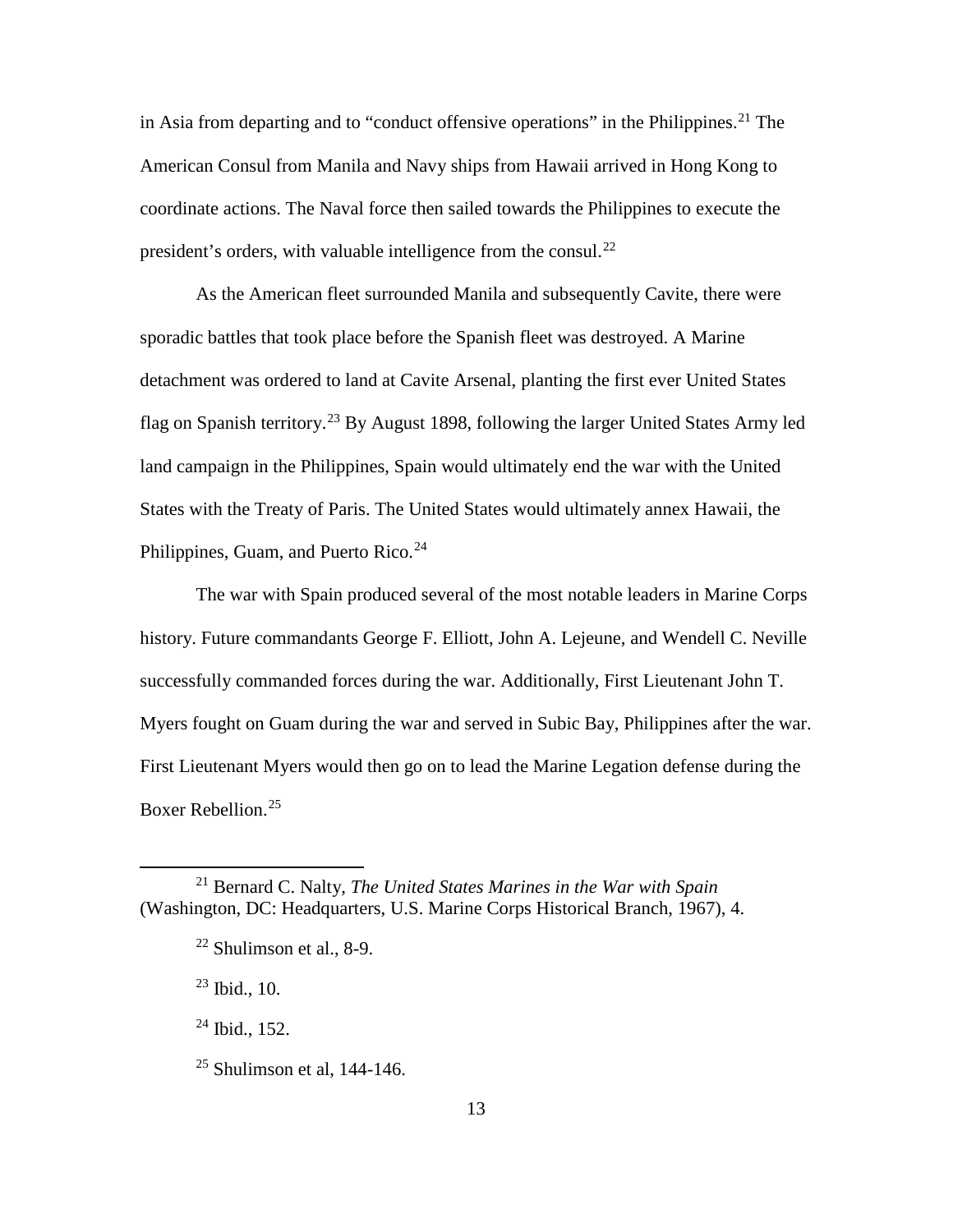in Asia from departing and to "conduct offensive operations" in the Philippines.[21] The American Consul from Manila and Navy ships from Hawaii arrived in Hong Kong to coordinate actions. The Naval force then sailed towards the Philippines to execute the president's orders, with valuable intelligence from the consul.[22]

As the American fleet surrounded Manila and subsequently Cavite, there were sporadic battles that took place before the Spanish fleet was destroyed. A Marine detachment was ordered to land at Cavite Arsenal, planting the first ever United States flag on Spanish territory.[23] By August 1898, following the larger United States Army led land campaign in the Philippines, Spain would ultimately end the war with the United States with the Treaty of Paris. The United States would ultimately annex Hawaii, the Philippines, Guam, and Puerto Rico.[24]

The war with Spain produced several of the most notable leaders in Marine Corps history. Future commandants George F. Elliott, John A. Lejeune, and Wendell C. Neville successfully commanded forces during the war. Additionally, First Lieutenant John T. Myers fought on Guam during the war and served in Subic Bay, Philippines after the war. First Lieutenant Myers would then go on to lead the Marine Legation defense during the Boxer Rebellion.[25]

---

[21] Bernard C. Nalty, *The United States Marines in the War with Spain* (Washington, DC: Headquarters, U.S. Marine Corps Historical Branch, 1967), 4.

[22] Shulimson et al., 8-9.

[23] Ibid., 10.

[24] Ibid., 152.

[25] Shulimson et al, 144-146.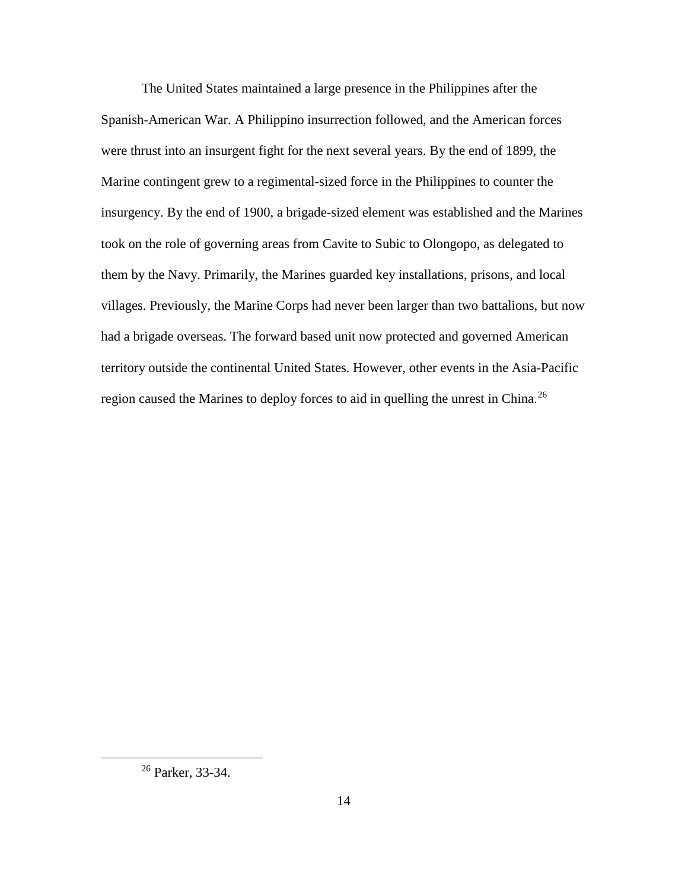The United States maintained a large presence in the Philippines after the Spanish-American War. A Philippino insurrection followed, and the American forces were thrust into an insurgent fight for the next several years. By the end of 1899, the Marine contingent grew to a regimental-sized force in the Philippines to counter the insurgency. By the end of 1900, a brigade-sized element was established and the Marines took on the role of governing areas from Cavite to Subic to Olongopo, as delegated to them by the Navy. Primarily, the Marines guarded key installations, prisons, and local villages. Previously, the Marine Corps had never been larger than two battalions, but now had a brigade overseas. The forward based unit now protected and governed American territory outside the continental United States. However, other events in the Asia-Pacific region caused the Marines to deploy forces to aid in quelling the unrest in China.[26]

---

[26] Parker, 33-34.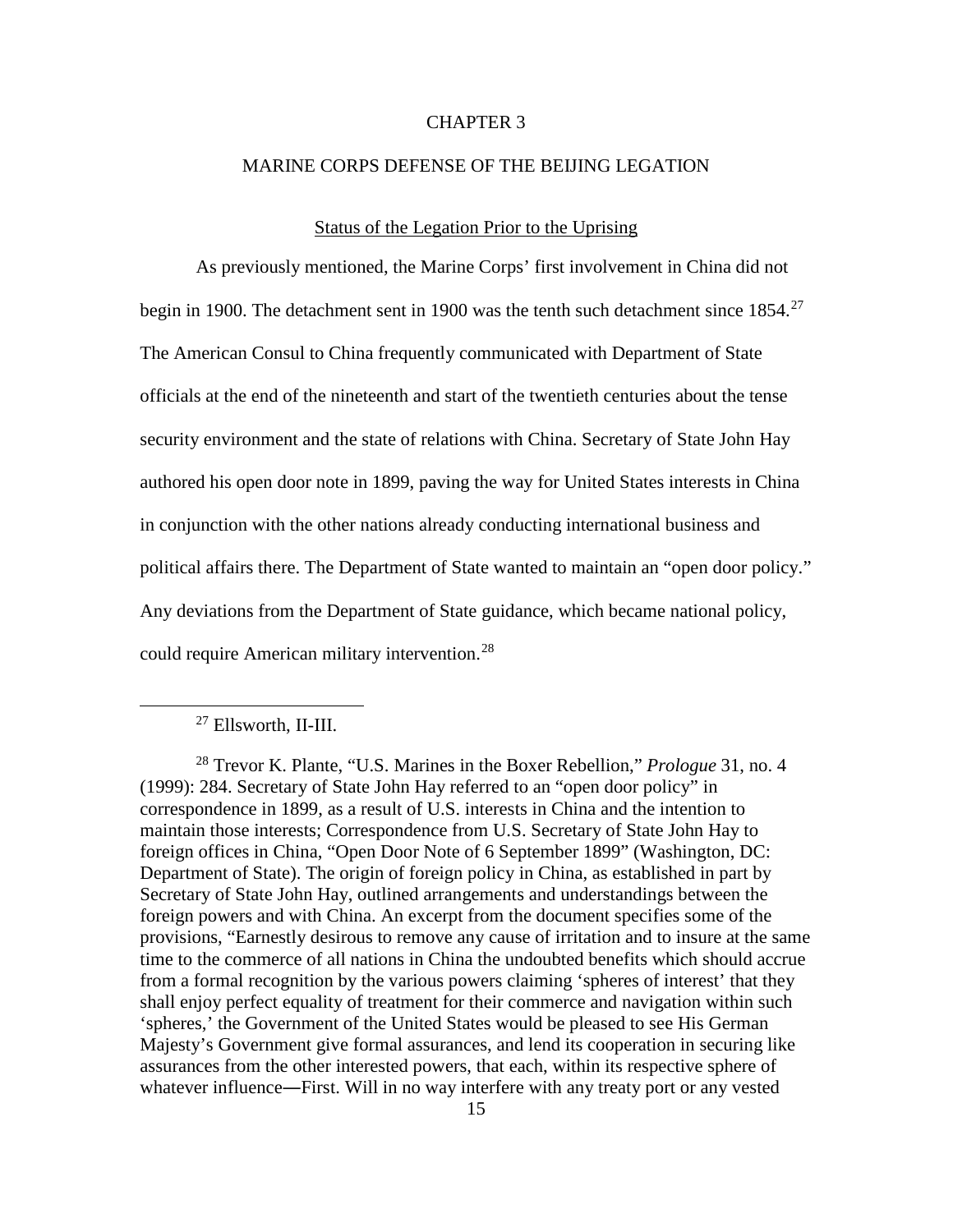# CHAPTER 3

## MARINE CORPS DEFENSE OF THE BEIJING LEGATION

### Status of the Legation Prior to the Uprising

As previously mentioned, the Marine Corps' first involvement in China did not begin in 1900. The detachment sent in 1900 was the tenth such detachment since 1854.[27] The American Consul to China frequently communicated with Department of State officials at the end of the nineteenth and start of the twentieth centuries about the tense security environment and the state of relations with China. Secretary of State John Hay authored his open door note in 1899, paving the way for United States interests in China in conjunction with the other nations already conducting international business and political affairs there. The Department of State wanted to maintain an "open door policy." Any deviations from the Department of State guidance, which became national policy, could require American military intervention.[28]

---

[27] Ellsworth, II-III.

[28] Trevor K. Plante, "U.S. Marines in the Boxer Rebellion," *Prologue* 31, no. 4 (1999): 284. Secretary of State John Hay referred to an "open door policy" in correspondence in 1899, as a result of U.S. interests in China and the intention to maintain those interests; Correspondence from U.S. Secretary of State John Hay to foreign offices in China, "Open Door Note of 6 September 1899" (Washington, DC: Department of State). The origin of foreign policy in China, as established in part by Secretary of State John Hay, outlined arrangements and understandings between the foreign powers and with China. An excerpt from the document specifies some of the provisions, "Earnestly desirous to remove any cause of irritation and to insure at the same time to the commerce of all nations in China the undoubted benefits which should accrue from a formal recognition by the various powers claiming 'spheres of interest' that they shall enjoy perfect equality of treatment for their commerce and navigation within such 'spheres,' the Government of the United States would be pleased to see His German Majesty's Government give formal assurances, and lend its cooperation in securing like assurances from the other interested powers, that each, within its respective sphere of whatever influence―First. Will in no way interfere with any treaty port or any vested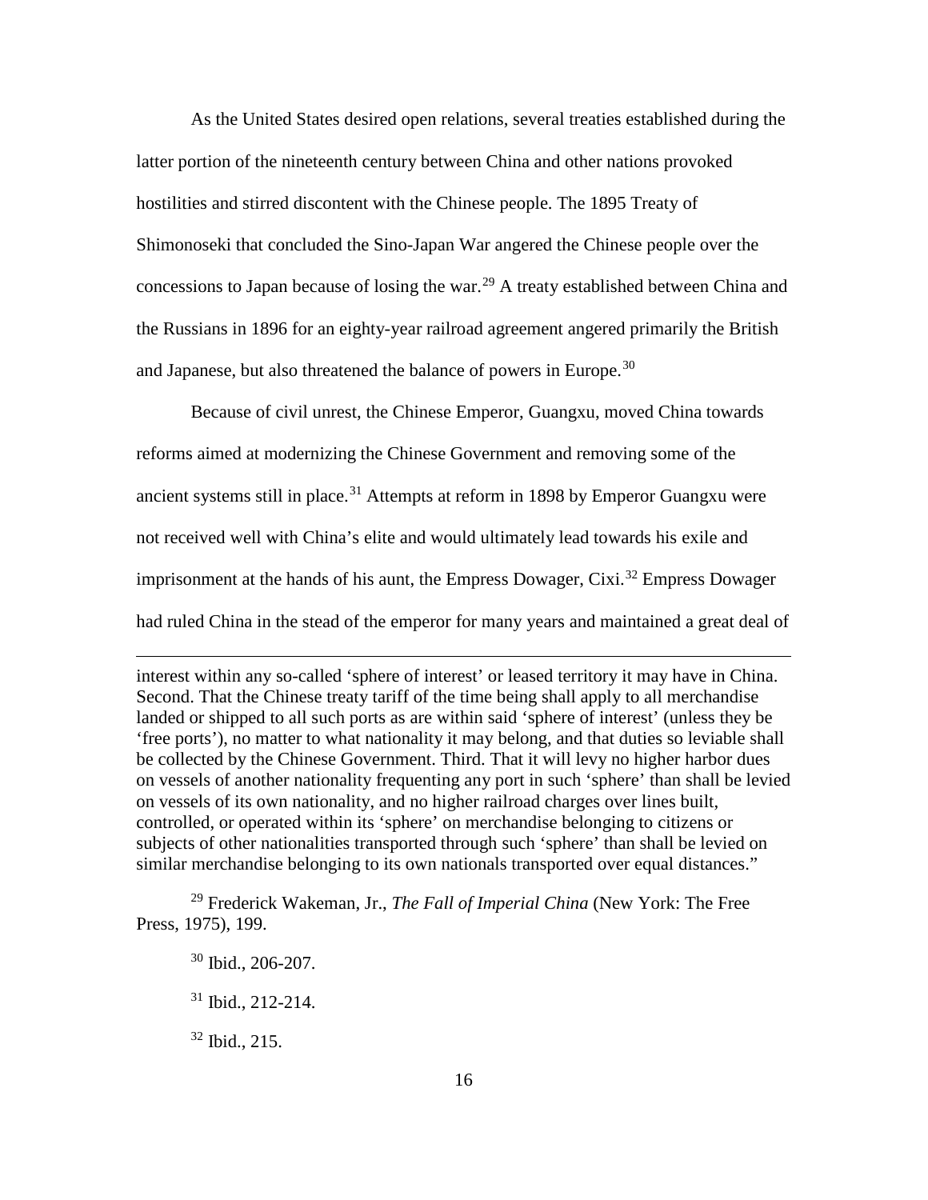As the United States desired open relations, several treaties established during the latter portion of the nineteenth century between China and other nations provoked hostilities and stirred discontent with the Chinese people. The 1895 Treaty of Shimonoseki that concluded the Sino-Japan War angered the Chinese people over the concessions to Japan because of losing the war.[29] A treaty established between China and the Russians in 1896 for an eighty-year railroad agreement angered primarily the British and Japanese, but also threatened the balance of powers in Europe.[30]

Because of civil unrest, the Chinese Emperor, Guangxu, moved China towards reforms aimed at modernizing the Chinese Government and removing some of the ancient systems still in place.[31] Attempts at reform in 1898 by Emperor Guangxu were not received well with China's elite and would ultimately lead towards his exile and imprisonment at the hands of his aunt, the Empress Dowager, Cixi.[32] Empress Dowager had ruled China in the stead of the emperor for many years and maintained a great deal of

---

interest within any so-called 'sphere of interest' or leased territory it may have in China. Second. That the Chinese treaty tariff of the time being shall apply to all merchandise landed or shipped to all such ports as are within said 'sphere of interest' (unless they be 'free ports'), no matter to what nationality it may belong, and that duties so leviable shall be collected by the Chinese Government. Third. That it will levy no higher harbor dues on vessels of another nationality frequenting any port in such 'sphere' than shall be levied on vessels of its own nationality, and no higher railroad charges over lines built, controlled, or operated within its 'sphere' on merchandise belonging to citizens or subjects of other nationalities transported through such 'sphere' than shall be levied on similar merchandise belonging to its own nationals transported over equal distances."

[29] Frederick Wakeman, Jr., *The Fall of Imperial China* (New York: The Free Press, 1975), 199.

[30] Ibid., 206-207.

[31] Ibid., 212-214.

[32] Ibid., 215.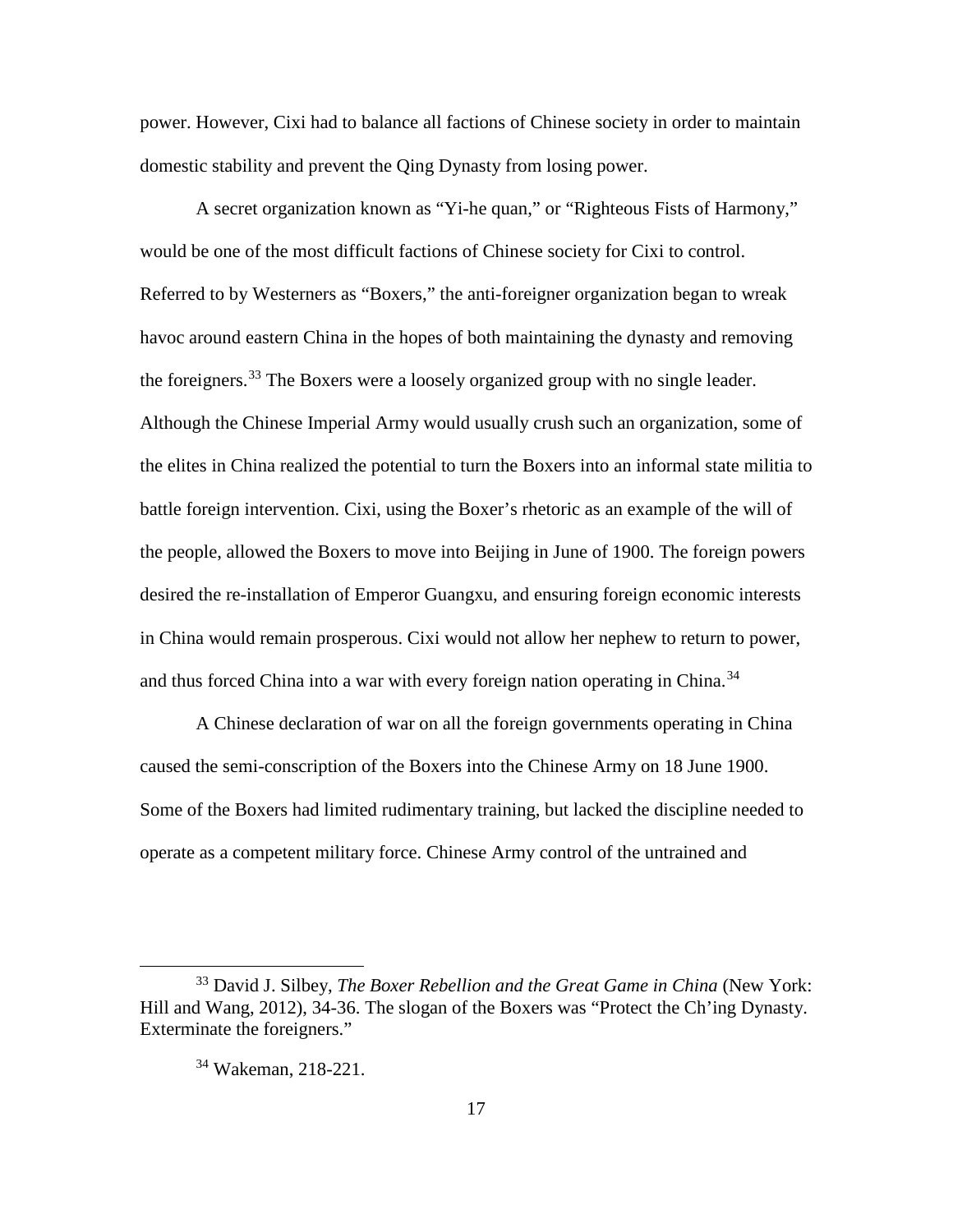power. However, Cixi had to balance all factions of Chinese society in order to maintain domestic stability and prevent the Qing Dynasty from losing power.

A secret organization known as "Yi-he quan," or "Righteous Fists of Harmony," would be one of the most difficult factions of Chinese society for Cixi to control. Referred to by Westerners as "Boxers," the anti-foreigner organization began to wreak havoc around eastern China in the hopes of both maintaining the dynasty and removing the foreigners.[33] The Boxers were a loosely organized group with no single leader. Although the Chinese Imperial Army would usually crush such an organization, some of the elites in China realized the potential to turn the Boxers into an informal state militia to battle foreign intervention. Cixi, using the Boxer's rhetoric as an example of the will of the people, allowed the Boxers to move into Beijing in June of 1900. The foreign powers desired the re-installation of Emperor Guangxu, and ensuring foreign economic interests in China would remain prosperous. Cixi would not allow her nephew to return to power, and thus forced China into a war with every foreign nation operating in China.[34]

A Chinese declaration of war on all the foreign governments operating in China caused the semi-conscription of the Boxers into the Chinese Army on 18 June 1900. Some of the Boxers had limited rudimentary training, but lacked the discipline needed to operate as a competent military force. Chinese Army control of the untrained and

---

[33] David J. Silbey, *The Boxer Rebellion and the Great Game in China* (New York: Hill and Wang, 2012), 34-36. The slogan of the Boxers was "Protect the Ch'ing Dynasty. Exterminate the foreigners."

[34] Wakeman, 218-221.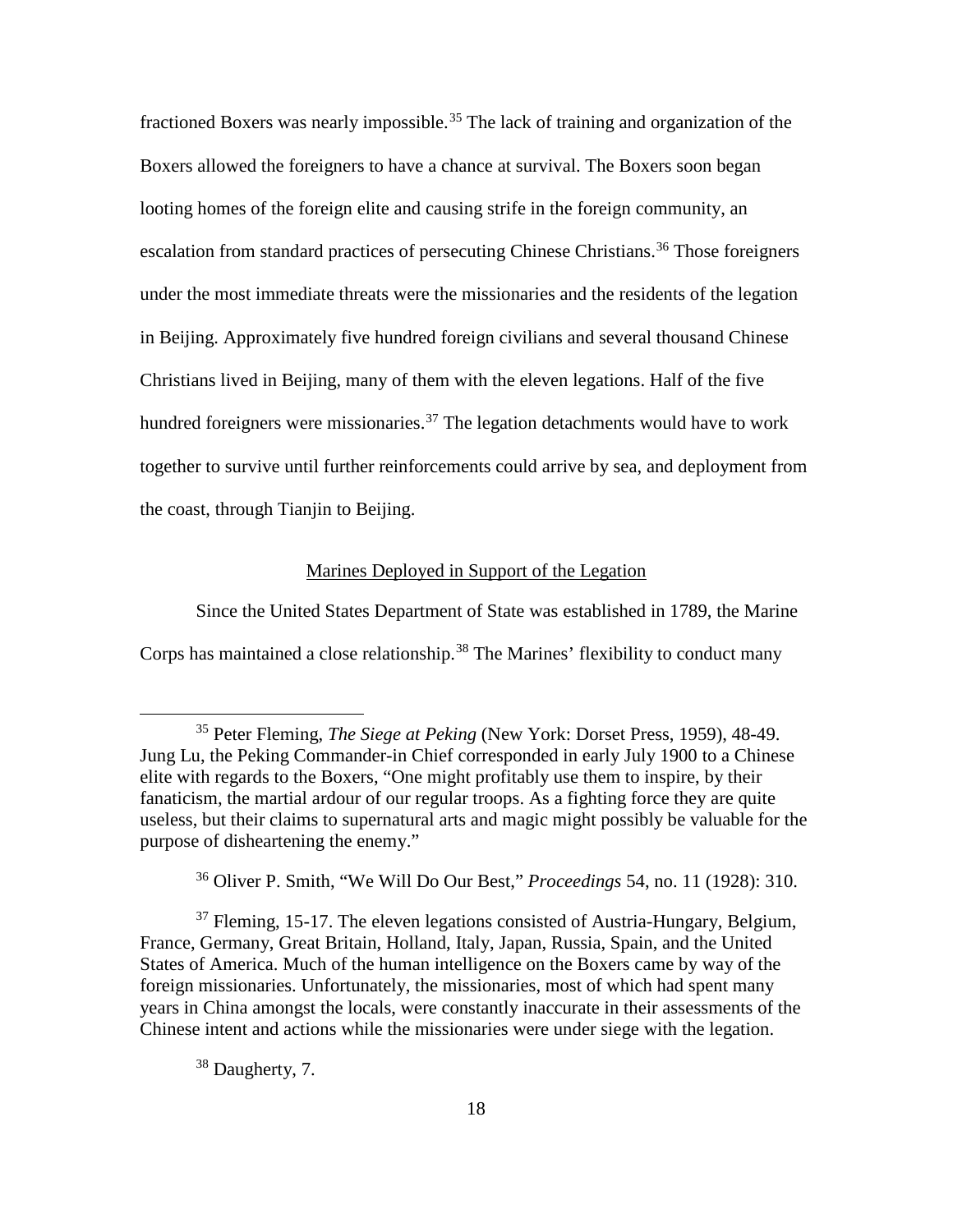fractioned Boxers was nearly impossible.[35] The lack of training and organization of the Boxers allowed the foreigners to have a chance at survival. The Boxers soon began looting homes of the foreign elite and causing strife in the foreign community, an escalation from standard practices of persecuting Chinese Christians.[36] Those foreigners under the most immediate threats were the missionaries and the residents of the legation in Beijing. Approximately five hundred foreign civilians and several thousand Chinese Christians lived in Beijing, many of them with the eleven legations. Half of the five hundred foreigners were missionaries.[37] The legation detachments would have to work together to survive until further reinforcements could arrive by sea, and deployment from the coast, through Tianjin to Beijing.

## Marines Deployed in Support of the Legation

Since the United States Department of State was established in 1789, the Marine Corps has maintained a close relationship.[38] The Marines' flexibility to conduct many

---

[35] Peter Fleming, *The Siege at Peking* (New York: Dorset Press, 1959), 48-49. Jung Lu, the Peking Commander-in Chief corresponded in early July 1900 to a Chinese elite with regards to the Boxers, "One might profitably use them to inspire, by their fanaticism, the martial ardour of our regular troops. As a fighting force they are quite useless, but their claims to supernatural arts and magic might possibly be valuable for the purpose of disheartening the enemy."

[36] Oliver P. Smith, "We Will Do Our Best," *Proceedings* 54, no. 11 (1928): 310.

[37] Fleming, 15-17. The eleven legations consisted of Austria-Hungary, Belgium, France, Germany, Great Britain, Holland, Italy, Japan, Russia, Spain, and the United States of America. Much of the human intelligence on the Boxers came by way of the foreign missionaries. Unfortunately, the missionaries, most of which had spent many years in China amongst the locals, were constantly inaccurate in their assessments of the Chinese intent and actions while the missionaries were under siege with the legation.

[38] Daugherty, 7.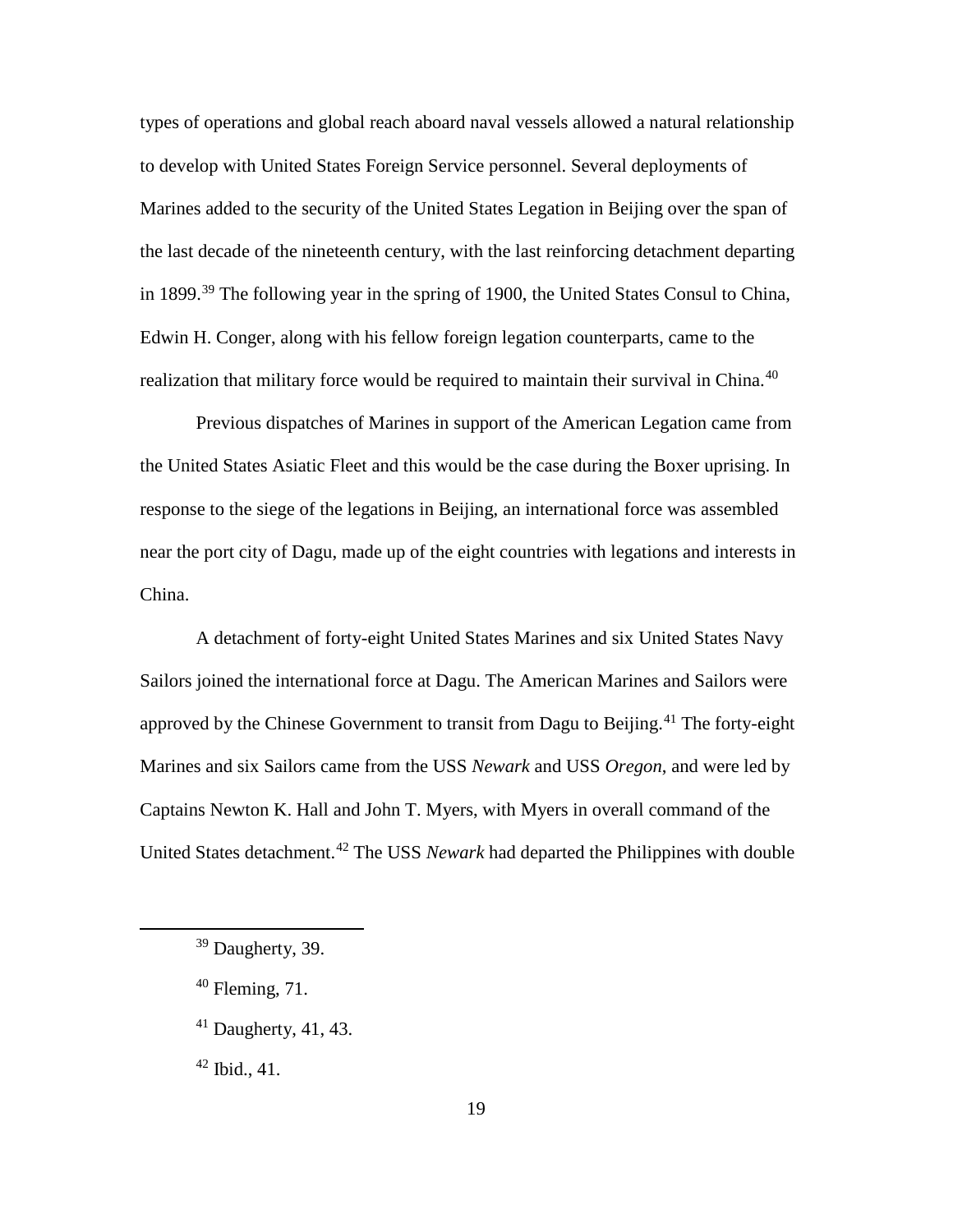types of operations and global reach aboard naval vessels allowed a natural relationship to develop with United States Foreign Service personnel. Several deployments of Marines added to the security of the United States Legation in Beijing over the span of the last decade of the nineteenth century, with the last reinforcing detachment departing in 1899.[39] The following year in the spring of 1900, the United States Consul to China, Edwin H. Conger, along with his fellow foreign legation counterparts, came to the realization that military force would be required to maintain their survival in China.[40]

Previous dispatches of Marines in support of the American Legation came from the United States Asiatic Fleet and this would be the case during the Boxer uprising. In response to the siege of the legations in Beijing, an international force was assembled near the port city of Dagu, made up of the eight countries with legations and interests in China.

A detachment of forty-eight United States Marines and six United States Navy Sailors joined the international force at Dagu. The American Marines and Sailors were approved by the Chinese Government to transit from Dagu to Beijing.[41] The forty-eight Marines and six Sailors came from the USS *Newark* and USS *Oregon*, and were led by Captains Newton K. Hall and John T. Myers, with Myers in overall command of the United States detachment.[42] The USS *Newark* had departed the Philippines with double

---

[39] Daugherty, 39.

[40] Fleming, 71.

[41] Daugherty, 41, 43.

[42] Ibid., 41.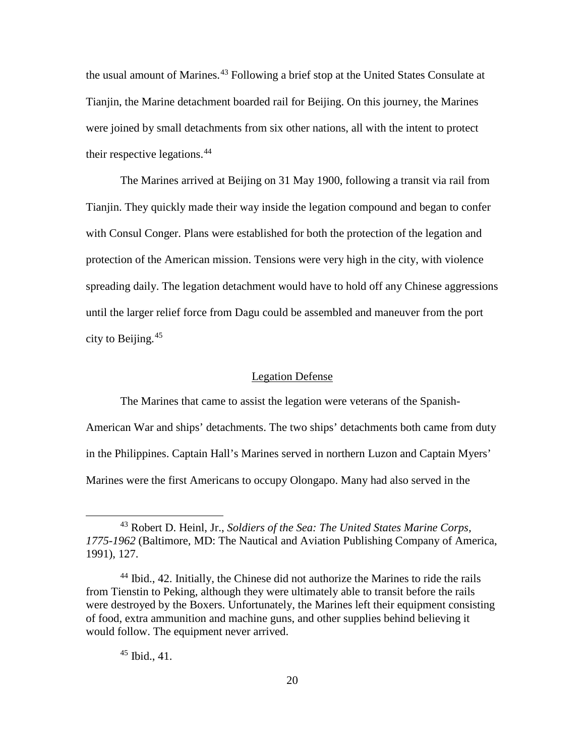the usual amount of Marines.[43] Following a brief stop at the United States Consulate at Tianjin, the Marine detachment boarded rail for Beijing. On this journey, the Marines were joined by small detachments from six other nations, all with the intent to protect their respective legations.[44]

The Marines arrived at Beijing on 31 May 1900, following a transit via rail from Tianjin. They quickly made their way inside the legation compound and began to confer with Consul Conger. Plans were established for both the protection of the legation and protection of the American mission. Tensions were very high in the city, with violence spreading daily. The legation detachment would have to hold off any Chinese aggressions until the larger relief force from Dagu could be assembled and maneuver from the port city to Beijing.[45]

## Legation Defense

The Marines that came to assist the legation were veterans of the Spanish-American War and ships' detachments. The two ships' detachments both came from duty in the Philippines. Captain Hall's Marines served in northern Luzon and Captain Myers' Marines were the first Americans to occupy Olongapo. Many had also served in the

---

[43] Robert D. Heinl, Jr., *Soldiers of the Sea: The United States Marine Corps, 1775-1962* (Baltimore, MD: The Nautical and Aviation Publishing Company of America, 1991), 127.

[44] Ibid., 42. Initially, the Chinese did not authorize the Marines to ride the rails from Tienstin to Peking, although they were ultimately able to transit before the rails were destroyed by the Boxers. Unfortunately, the Marines left their equipment consisting of food, extra ammunition and machine guns, and other supplies behind believing it would follow. The equipment never arrived.

[45] Ibid., 41.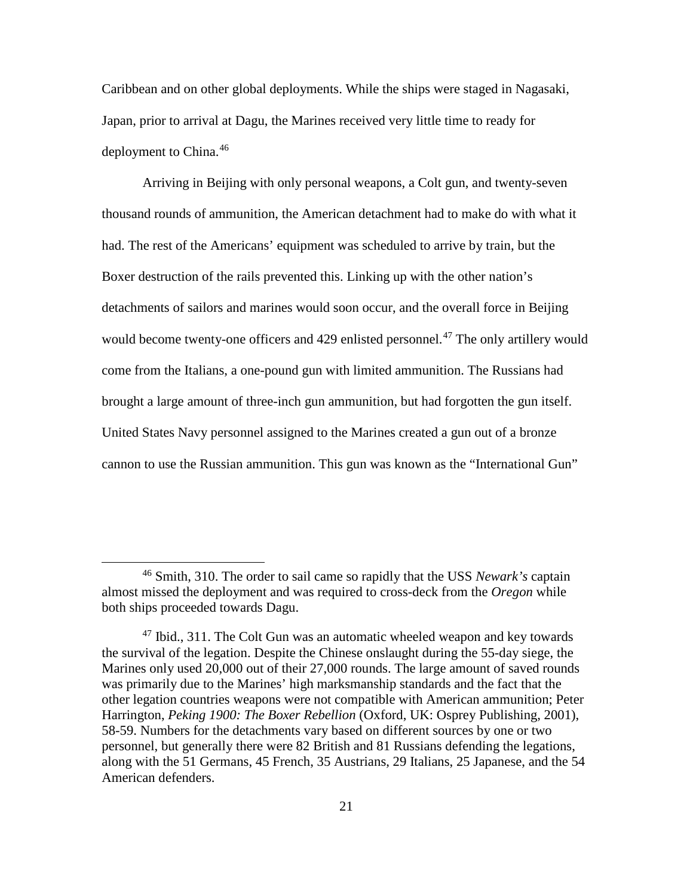Caribbean and on other global deployments. While the ships were staged in Nagasaki, Japan, prior to arrival at Dagu, the Marines received very little time to ready for deployment to China.[46]

Arriving in Beijing with only personal weapons, a Colt gun, and twenty-seven thousand rounds of ammunition, the American detachment had to make do with what it had. The rest of the Americans' equipment was scheduled to arrive by train, but the Boxer destruction of the rails prevented this. Linking up with the other nation's detachments of sailors and marines would soon occur, and the overall force in Beijing would become twenty-one officers and 429 enlisted personnel.[47] The only artillery would come from the Italians, a one-pound gun with limited ammunition. The Russians had brought a large amount of three-inch gun ammunition, but had forgotten the gun itself. United States Navy personnel assigned to the Marines created a gun out of a bronze cannon to use the Russian ammunition. This gun was known as the "International Gun"

---

[46] Smith, 310. The order to sail came so rapidly that the USS *Newark's* captain almost missed the deployment and was required to cross-deck from the *Oregon* while both ships proceeded towards Dagu.

[47] Ibid., 311. The Colt Gun was an automatic wheeled weapon and key towards the survival of the legation. Despite the Chinese onslaught during the 55-day siege, the Marines only used 20,000 out of their 27,000 rounds. The large amount of saved rounds was primarily due to the Marines' high marksmanship standards and the fact that the other legation countries weapons were not compatible with American ammunition; Peter Harrington, *Peking 1900: The Boxer Rebellion* (Oxford, UK: Osprey Publishing, 2001), 58-59. Numbers for the detachments vary based on different sources by one or two personnel, but generally there were 82 British and 81 Russians defending the legations, along with the 51 Germans, 45 French, 35 Austrians, 29 Italians, 25 Japanese, and the 54 American defenders.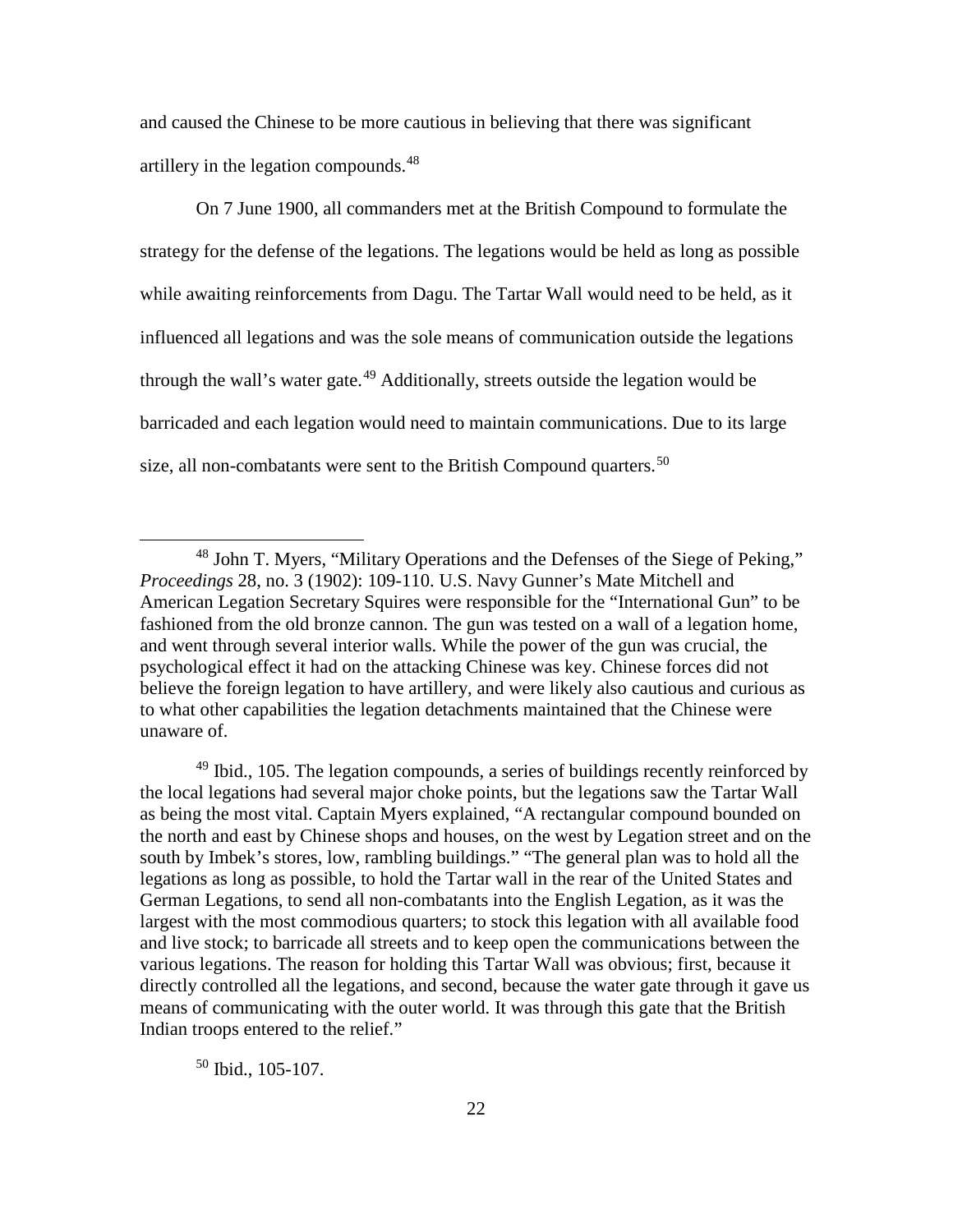and caused the Chinese to be more cautious in believing that there was significant artillery in the legation compounds.[48]

On 7 June 1900, all commanders met at the British Compound to formulate the strategy for the defense of the legations. The legations would be held as long as possible while awaiting reinforcements from Dagu. The Tartar Wall would need to be held, as it influenced all legations and was the sole means of communication outside the legations through the wall's water gate.[49] Additionally, streets outside the legation would be barricaded and each legation would need to maintain communications. Due to its large size, all non-combatants were sent to the British Compound quarters.[50]

---

[48] John T. Myers, "Military Operations and the Defenses of the Siege of Peking," *Proceedings* 28, no. 3 (1902): 109-110. U.S. Navy Gunner's Mate Mitchell and American Legation Secretary Squires were responsible for the "International Gun" to be fashioned from the old bronze cannon. The gun was tested on a wall of a legation home, and went through several interior walls. While the power of the gun was crucial, the psychological effect it had on the attacking Chinese was key. Chinese forces did not believe the foreign legation to have artillery, and were likely also cautious and curious as to what other capabilities the legation detachments maintained that the Chinese were unaware of.

[49] Ibid., 105. The legation compounds, a series of buildings recently reinforced by the local legations had several major choke points, but the legations saw the Tartar Wall as being the most vital. Captain Myers explained, "A rectangular compound bounded on the north and east by Chinese shops and houses, on the west by Legation street and on the south by Imbek's stores, low, rambling buildings." "The general plan was to hold all the legations as long as possible, to hold the Tartar wall in the rear of the United States and German Legations, to send all non-combatants into the English Legation, as it was the largest with the most commodious quarters; to stock this legation with all available food and live stock; to barricade all streets and to keep open the communications between the various legations. The reason for holding this Tartar Wall was obvious; first, because it directly controlled all the legations, and second, because the water gate through it gave us means of communicating with the outer world. It was through this gate that the British Indian troops entered to the relief."

[50] Ibid., 105-107.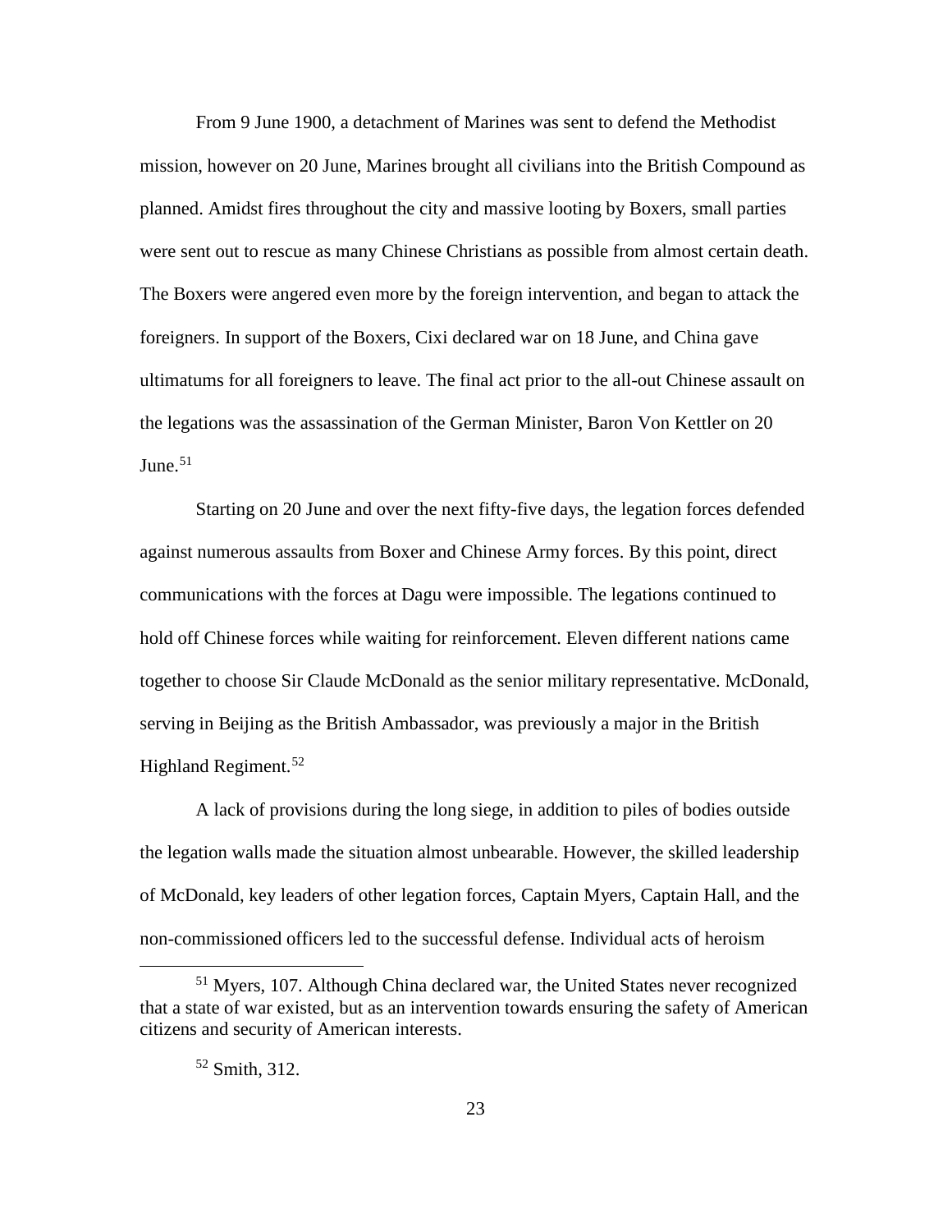From 9 June 1900, a detachment of Marines was sent to defend the Methodist mission, however on 20 June, Marines brought all civilians into the British Compound as planned. Amidst fires throughout the city and massive looting by Boxers, small parties were sent out to rescue as many Chinese Christians as possible from almost certain death. The Boxers were angered even more by the foreign intervention, and began to attack the foreigners. In support of the Boxers, Cixi declared war on 18 June, and China gave ultimatums for all foreigners to leave. The final act prior to the all-out Chinese assault on the legations was the assassination of the German Minister, Baron Von Kettler on 20 June.[51]

Starting on 20 June and over the next fifty-five days, the legation forces defended against numerous assaults from Boxer and Chinese Army forces. By this point, direct communications with the forces at Dagu were impossible. The legations continued to hold off Chinese forces while waiting for reinforcement. Eleven different nations came together to choose Sir Claude McDonald as the senior military representative. McDonald, serving in Beijing as the British Ambassador, was previously a major in the British Highland Regiment.[52]

A lack of provisions during the long siege, in addition to piles of bodies outside the legation walls made the situation almost unbearable. However, the skilled leadership of McDonald, key leaders of other legation forces, Captain Myers, Captain Hall, and the non-commissioned officers led to the successful defense. Individual acts of heroism

---

[51] Myers, 107. Although China declared war, the United States never recognized that a state of war existed, but as an intervention towards ensuring the safety of American citizens and security of American interests.

[52] Smith, 312.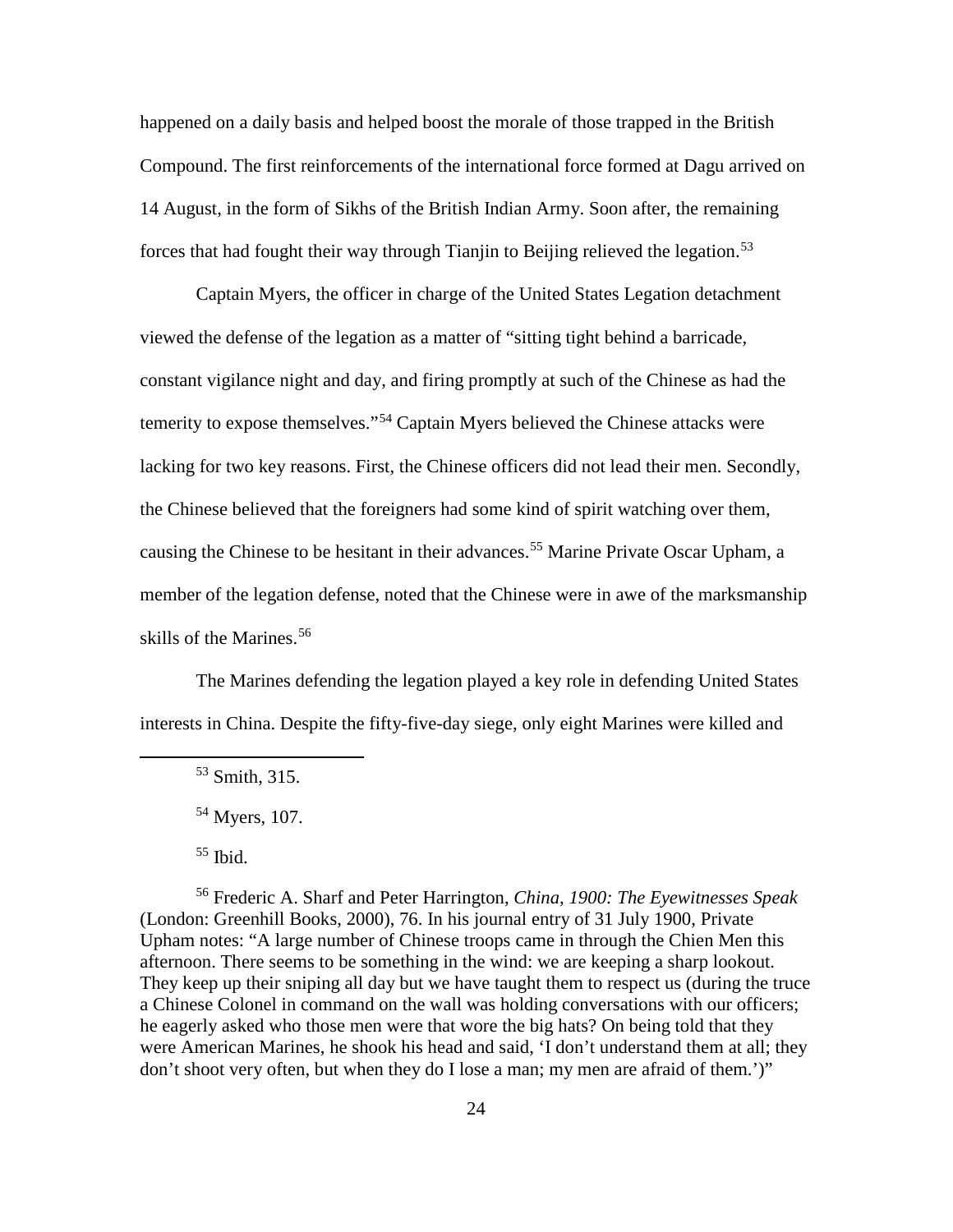happened on a daily basis and helped boost the morale of those trapped in the British Compound. The first reinforcements of the international force formed at Dagu arrived on 14 August, in the form of Sikhs of the British Indian Army. Soon after, the remaining forces that had fought their way through Tianjin to Beijing relieved the legation.[53]

Captain Myers, the officer in charge of the United States Legation detachment viewed the defense of the legation as a matter of "sitting tight behind a barricade, constant vigilance night and day, and firing promptly at such of the Chinese as had the temerity to expose themselves."[54] Captain Myers believed the Chinese attacks were lacking for two key reasons. First, the Chinese officers did not lead their men. Secondly, the Chinese believed that the foreigners had some kind of spirit watching over them, causing the Chinese to be hesitant in their advances.[55] Marine Private Oscar Upham, a member of the legation defense, noted that the Chinese were in awe of the marksmanship skills of the Marines.[56]

The Marines defending the legation played a key role in defending United States interests in China. Despite the fifty-five-day siege, only eight Marines were killed and

---

[53] Smith, 315.

[54] Myers, 107.

[55] Ibid.

[56] Frederic A. Sharf and Peter Harrington, *China, 1900: The Eyewitnesses Speak* (London: Greenhill Books, 2000), 76. In his journal entry of 31 July 1900, Private Upham notes: "A large number of Chinese troops came in through the Chien Men this afternoon. There seems to be something in the wind: we are keeping a sharp lookout. They keep up their sniping all day but we have taught them to respect us (during the truce a Chinese Colonel in command on the wall was holding conversations with our officers; he eagerly asked who those men were that wore the big hats? On being told that they were American Marines, he shook his head and said, 'I don't understand them at all; they don't shoot very often, but when they do I lose a man; my men are afraid of them.')"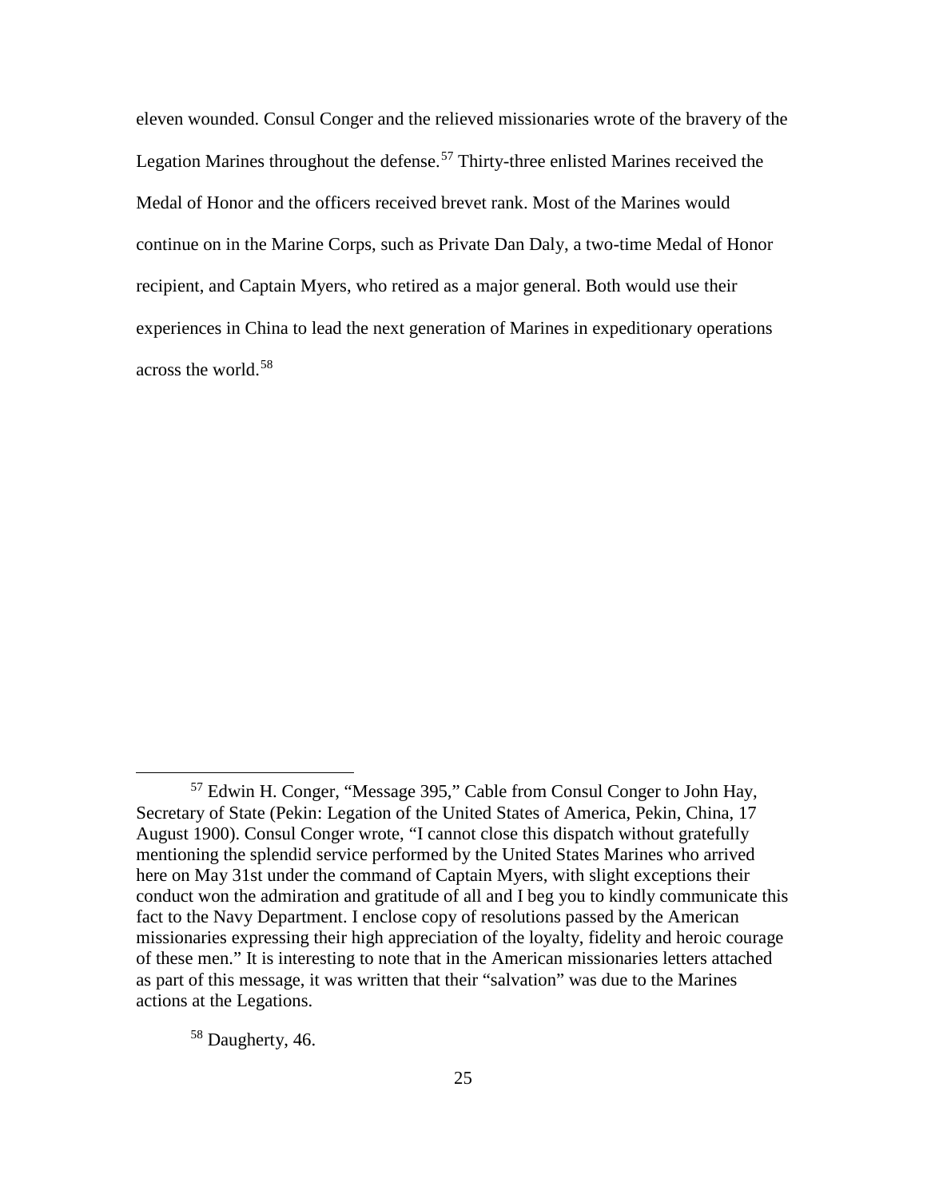eleven wounded. Consul Conger and the relieved missionaries wrote of the bravery of the Legation Marines throughout the defense.[57] Thirty-three enlisted Marines received the Medal of Honor and the officers received brevet rank. Most of the Marines would continue on in the Marine Corps, such as Private Dan Daly, a two-time Medal of Honor recipient, and Captain Myers, who retired as a major general. Both would use their experiences in China to lead the next generation of Marines in expeditionary operations across the world.[58]

---

[57] Edwin H. Conger, "Message 395," Cable from Consul Conger to John Hay, Secretary of State (Pekin: Legation of the United States of America, Pekin, China, 17 August 1900). Consul Conger wrote, "I cannot close this dispatch without gratefully mentioning the splendid service performed by the United States Marines who arrived here on May 31st under the command of Captain Myers, with slight exceptions their conduct won the admiration and gratitude of all and I beg you to kindly communicate this fact to the Navy Department. I enclose copy of resolutions passed by the American missionaries expressing their high appreciation of the loyalty, fidelity and heroic courage of these men." It is interesting to note that in the American missionaries letters attached as part of this message, it was written that their "salvation" was due to the Marines actions at the Legations.

[58] Daugherty, 46.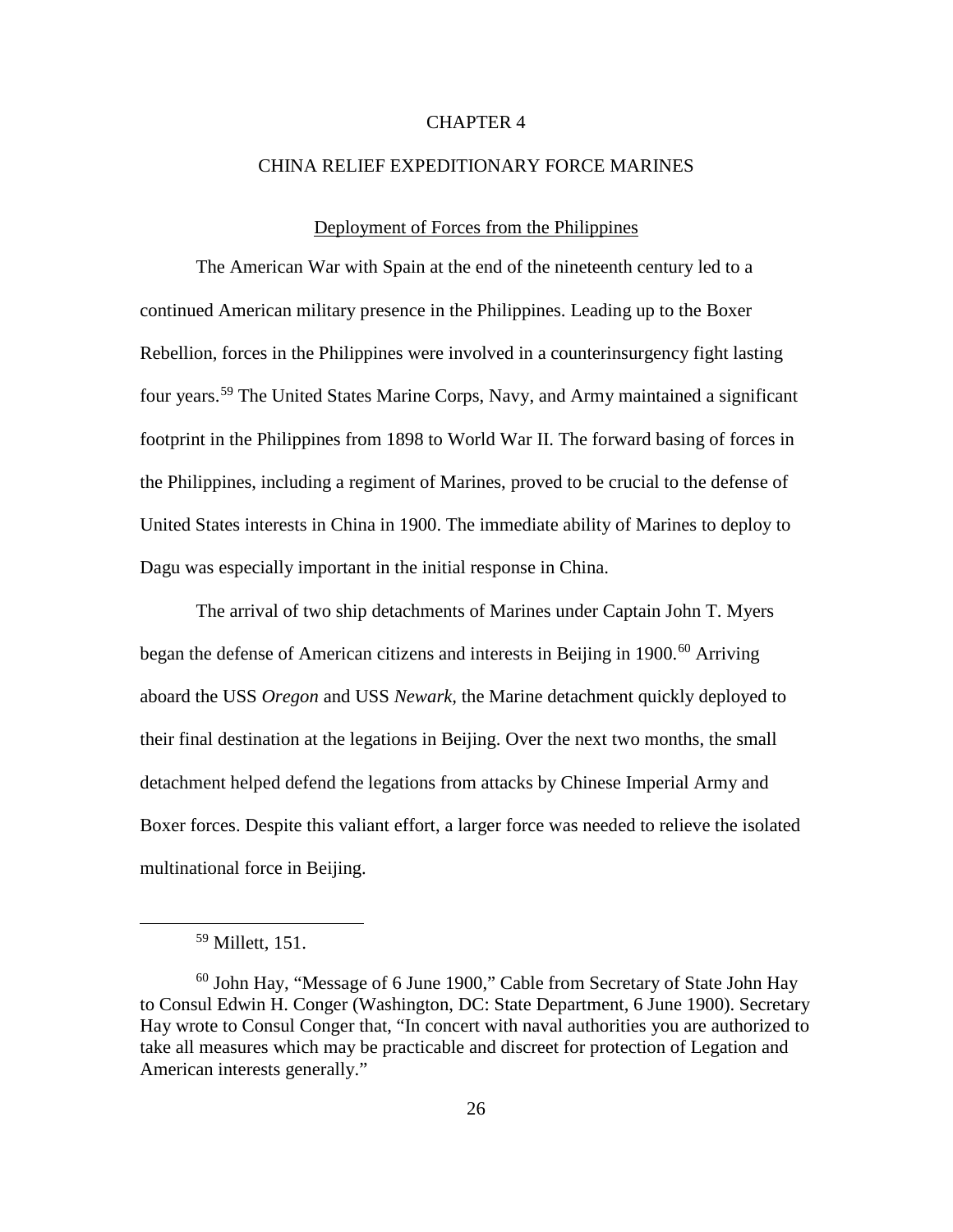# CHAPTER 4

# CHINA RELIEF EXPEDITIONARY FORCE MARINES

## Deployment of Forces from the Philippines

The American War with Spain at the end of the nineteenth century led to a continued American military presence in the Philippines. Leading up to the Boxer Rebellion, forces in the Philippines were involved in a counterinsurgency fight lasting four years.[59] The United States Marine Corps, Navy, and Army maintained a significant footprint in the Philippines from 1898 to World War II. The forward basing of forces in the Philippines, including a regiment of Marines, proved to be crucial to the defense of United States interests in China in 1900. The immediate ability of Marines to deploy to Dagu was especially important in the initial response in China.

The arrival of two ship detachments of Marines under Captain John T. Myers began the defense of American citizens and interests in Beijing in 1900.[60] Arriving aboard the USS *Oregon* and USS *Newark*, the Marine detachment quickly deployed to their final destination at the legations in Beijing. Over the next two months, the small detachment helped defend the legations from attacks by Chinese Imperial Army and Boxer forces. Despite this valiant effort, a larger force was needed to relieve the isolated multinational force in Beijing.

---

[59] Millett, 151.

[60] John Hay, "Message of 6 June 1900," Cable from Secretary of State John Hay to Consul Edwin H. Conger (Washington, DC: State Department, 6 June 1900). Secretary Hay wrote to Consul Conger that, "In concert with naval authorities you are authorized to take all measures which may be practicable and discreet for protection of Legation and American interests generally."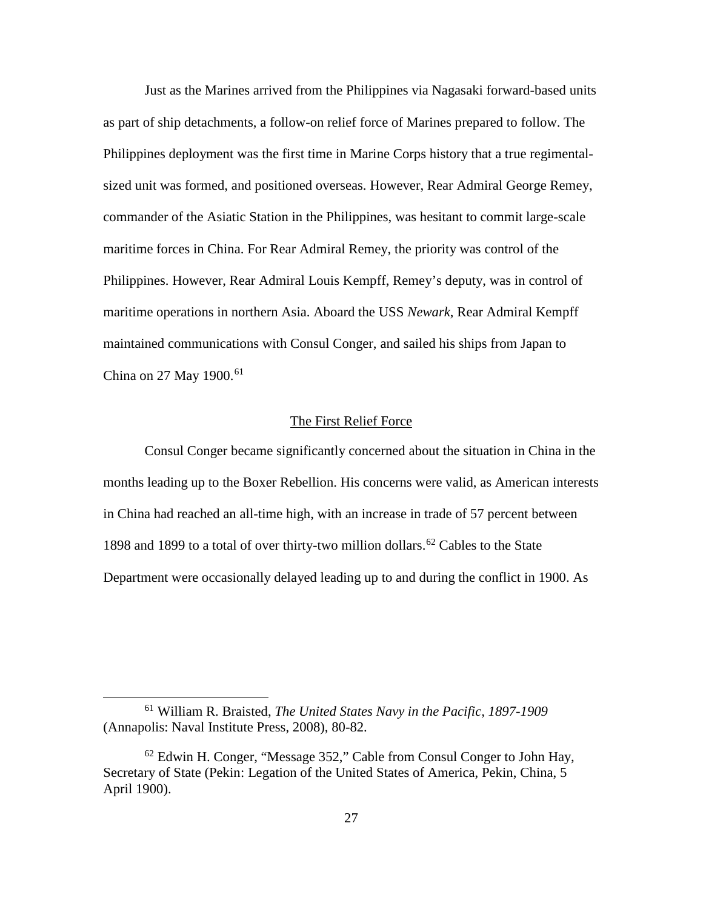Just as the Marines arrived from the Philippines via Nagasaki forward-based units as part of ship detachments, a follow-on relief force of Marines prepared to follow. The Philippines deployment was the first time in Marine Corps history that a true regimental-sized unit was formed, and positioned overseas. However, Rear Admiral George Remey, commander of the Asiatic Station in the Philippines, was hesitant to commit large-scale maritime forces in China. For Rear Admiral Remey, the priority was control of the Philippines. However, Rear Admiral Louis Kempff, Remey's deputy, was in control of maritime operations in northern Asia. Aboard the USS *Newark*, Rear Admiral Kempff maintained communications with Consul Conger, and sailed his ships from Japan to China on 27 May 1900.[61]

## The First Relief Force

Consul Conger became significantly concerned about the situation in China in the months leading up to the Boxer Rebellion. His concerns were valid, as American interests in China had reached an all-time high, with an increase in trade of 57 percent between 1898 and 1899 to a total of over thirty-two million dollars.[62] Cables to the State Department were occasionally delayed leading up to and during the conflict in 1900. As

---

[61] William R. Braisted, *The United States Navy in the Pacific, 1897-1909* (Annapolis: Naval Institute Press, 2008), 80-82.

[62] Edwin H. Conger, "Message 352," Cable from Consul Conger to John Hay, Secretary of State (Pekin: Legation of the United States of America, Pekin, China, 5 April 1900).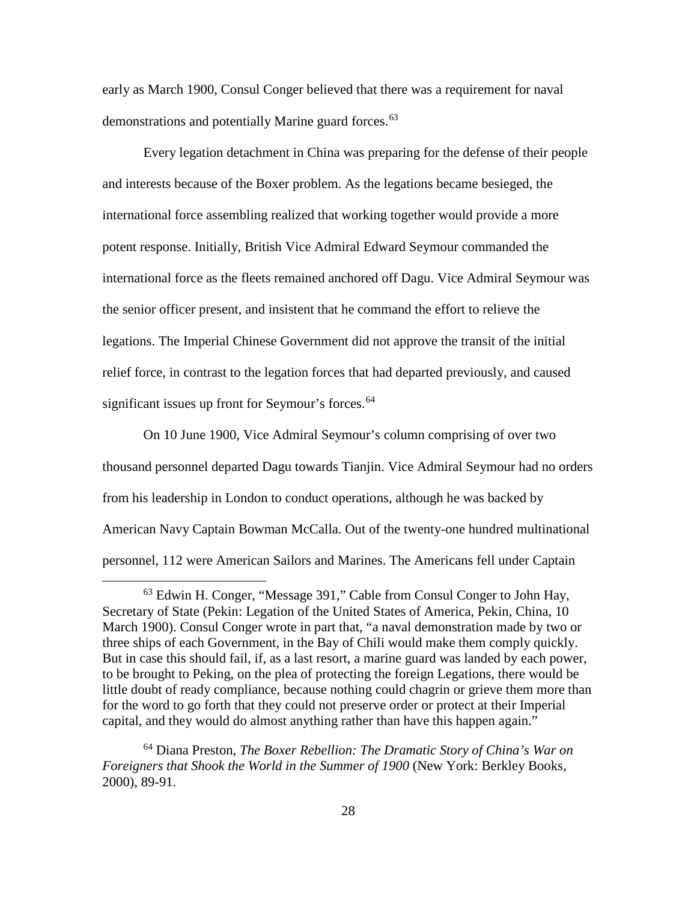early as March 1900, Consul Conger believed that there was a requirement for naval demonstrations and potentially Marine guard forces.[63]

Every legation detachment in China was preparing for the defense of their people and interests because of the Boxer problem. As the legations became besieged, the international force assembling realized that working together would provide a more potent response. Initially, British Vice Admiral Edward Seymour commanded the international force as the fleets remained anchored off Dagu. Vice Admiral Seymour was the senior officer present, and insistent that he command the effort to relieve the legations. The Imperial Chinese Government did not approve the transit of the initial relief force, in contrast to the legation forces that had departed previously, and caused significant issues up front for Seymour's forces.[64]

On 10 June 1900, Vice Admiral Seymour's column comprising of over two thousand personnel departed Dagu towards Tianjin. Vice Admiral Seymour had no orders from his leadership in London to conduct operations, although he was backed by American Navy Captain Bowman McCalla. Out of the twenty-one hundred multinational personnel, 112 were American Sailors and Marines. The Americans fell under Captain

---

[63] Edwin H. Conger, "Message 391," Cable from Consul Conger to John Hay, Secretary of State (Pekin: Legation of the United States of America, Pekin, China, 10 March 1900). Consul Conger wrote in part that, "a naval demonstration made by two or three ships of each Government, in the Bay of Chili would make them comply quickly. But in case this should fail, if, as a last resort, a marine guard was landed by each power, to be brought to Peking, on the plea of protecting the foreign Legations, there would be little doubt of ready compliance, because nothing could chagrin or grieve them more than for the word to go forth that they could not preserve order or protect at their Imperial capital, and they would do almost anything rather than have this happen again."

[64] Diana Preston, *The Boxer Rebellion: The Dramatic Story of China's War on Foreigners that Shook the World in the Summer of 1900* (New York: Berkley Books, 2000), 89-91.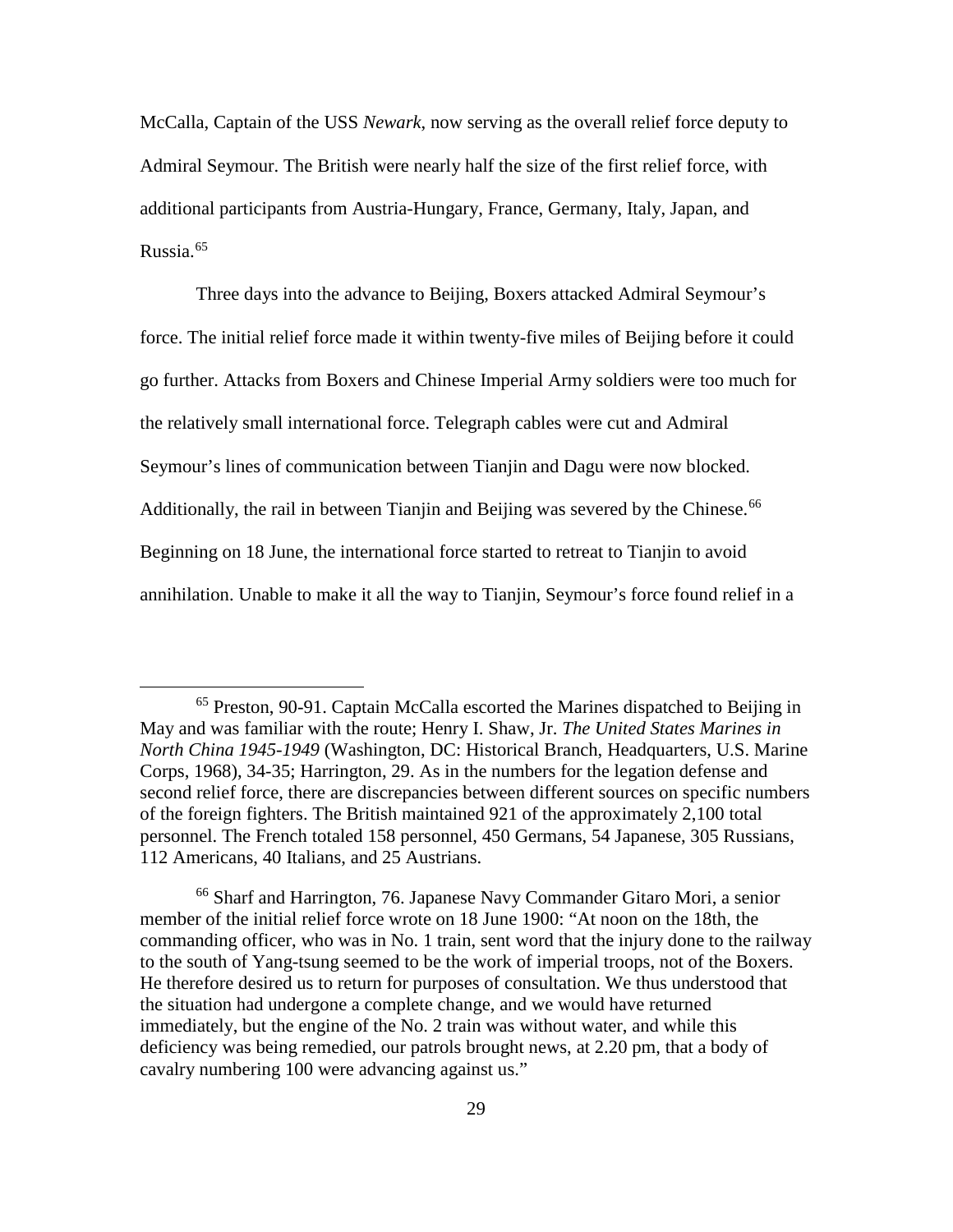McCalla, Captain of the USS *Newark*, now serving as the overall relief force deputy to Admiral Seymour. The British were nearly half the size of the first relief force, with additional participants from Austria-Hungary, France, Germany, Italy, Japan, and Russia.[65]

Three days into the advance to Beijing, Boxers attacked Admiral Seymour's force. The initial relief force made it within twenty-five miles of Beijing before it could go further. Attacks from Boxers and Chinese Imperial Army soldiers were too much for the relatively small international force. Telegraph cables were cut and Admiral Seymour's lines of communication between Tianjin and Dagu were now blocked. Additionally, the rail in between Tianjin and Beijing was severed by the Chinese.[66] Beginning on 18 June, the international force started to retreat to Tianjin to avoid annihilation. Unable to make it all the way to Tianjin, Seymour's force found relief in a

---

[65] Preston, 90-91. Captain McCalla escorted the Marines dispatched to Beijing in May and was familiar with the route; Henry I. Shaw, Jr. *The United States Marines in North China 1945-1949* (Washington, DC: Historical Branch, Headquarters, U.S. Marine Corps, 1968), 34-35; Harrington, 29. As in the numbers for the legation defense and second relief force, there are discrepancies between different sources on specific numbers of the foreign fighters. The British maintained 921 of the approximately 2,100 total personnel. The French totaled 158 personnel, 450 Germans, 54 Japanese, 305 Russians, 112 Americans, 40 Italians, and 25 Austrians.

[66] Sharf and Harrington, 76. Japanese Navy Commander Gitaro Mori, a senior member of the initial relief force wrote on 18 June 1900: "At noon on the 18th, the commanding officer, who was in No. 1 train, sent word that the injury done to the railway to the south of Yang-tsung seemed to be the work of imperial troops, not of the Boxers. He therefore desired us to return for purposes of consultation. We thus understood that the situation had undergone a complete change, and we would have returned immediately, but the engine of the No. 2 train was without water, and while this deficiency was being remedied, our patrols brought news, at 2.20 pm, that a body of cavalry numbering 100 were advancing against us."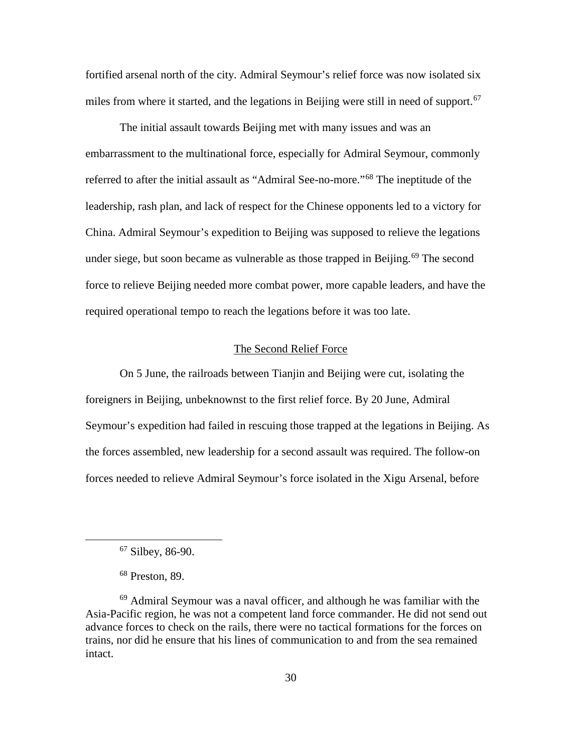fortified arsenal north of the city. Admiral Seymour's relief force was now isolated six miles from where it started, and the legations in Beijing were still in need of support.[67]

The initial assault towards Beijing met with many issues and was an embarrassment to the multinational force, especially for Admiral Seymour, commonly referred to after the initial assault as "Admiral See-no-more."[68] The ineptitude of the leadership, rash plan, and lack of respect for the Chinese opponents led to a victory for China. Admiral Seymour's expedition to Beijing was supposed to relieve the legations under siege, but soon became as vulnerable as those trapped in Beijing.[69] The second force to relieve Beijing needed more combat power, more capable leaders, and have the required operational tempo to reach the legations before it was too late.

## The Second Relief Force

On 5 June, the railroads between Tianjin and Beijing were cut, isolating the foreigners in Beijing, unbeknownst to the first relief force. By 20 June, Admiral Seymour's expedition had failed in rescuing those trapped at the legations in Beijing. As the forces assembled, new leadership for a second assault was required. The follow-on forces needed to relieve Admiral Seymour's force isolated in the Xigu Arsenal, before

---

[67] Silbey, 86-90.

[68] Preston, 89.

[69] Admiral Seymour was a naval officer, and although he was familiar with the Asia-Pacific region, he was not a competent land force commander. He did not send out advance forces to check on the rails, there were no tactical formations for the forces on trains, nor did he ensure that his lines of communication to and from the sea remained intact.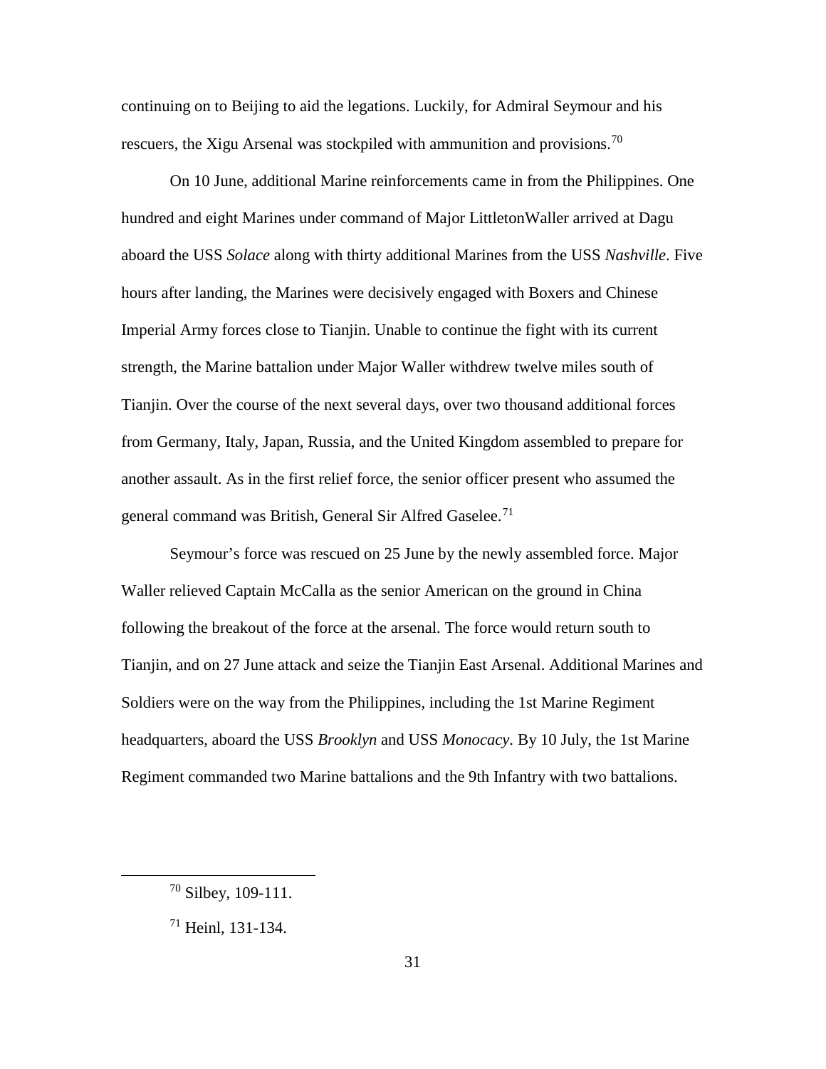continuing on to Beijing to aid the legations. Luckily, for Admiral Seymour and his rescuers, the Xigu Arsenal was stockpiled with ammunition and provisions.[70]

On 10 June, additional Marine reinforcements came in from the Philippines. One hundred and eight Marines under command of Major LittletonWaller arrived at Dagu aboard the USS *Solace* along with thirty additional Marines from the USS *Nashville*. Five hours after landing, the Marines were decisively engaged with Boxers and Chinese Imperial Army forces close to Tianjin. Unable to continue the fight with its current strength, the Marine battalion under Major Waller withdrew twelve miles south of Tianjin. Over the course of the next several days, over two thousand additional forces from Germany, Italy, Japan, Russia, and the United Kingdom assembled to prepare for another assault. As in the first relief force, the senior officer present who assumed the general command was British, General Sir Alfred Gaselee.[71]

Seymour's force was rescued on 25 June by the newly assembled force. Major Waller relieved Captain McCalla as the senior American on the ground in China following the breakout of the force at the arsenal. The force would return south to Tianjin, and on 27 June attack and seize the Tianjin East Arsenal. Additional Marines and Soldiers were on the way from the Philippines, including the 1st Marine Regiment headquarters, aboard the USS *Brooklyn* and USS *Monocacy*. By 10 July, the 1st Marine Regiment commanded two Marine battalions and the 9th Infantry with two battalions.

---

[70] Silbey, 109-111.

[71] Heinl, 131-134.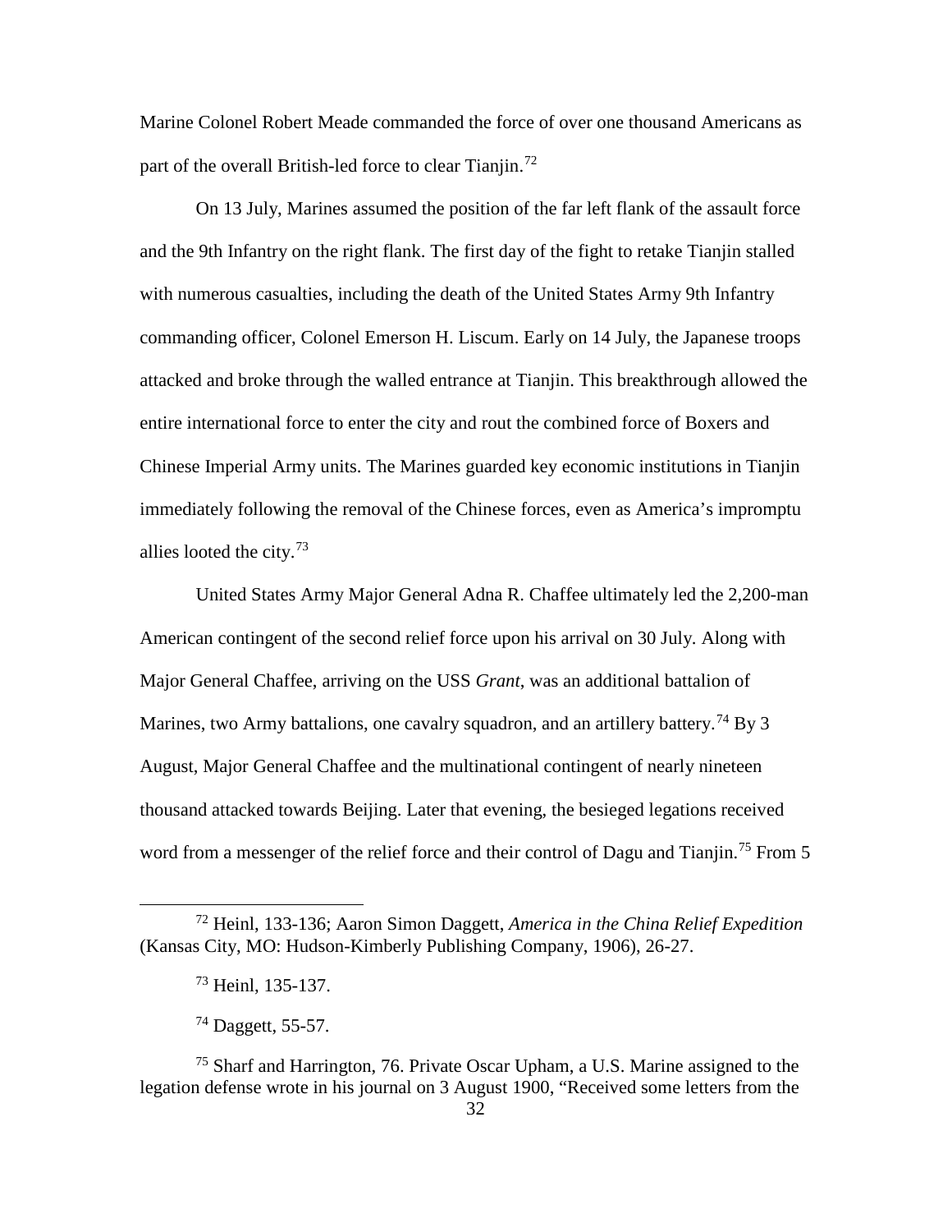Marine Colonel Robert Meade commanded the force of over one thousand Americans as part of the overall British-led force to clear Tianjin.[72]

On 13 July, Marines assumed the position of the far left flank of the assault force and the 9th Infantry on the right flank. The first day of the fight to retake Tianjin stalled with numerous casualties, including the death of the United States Army 9th Infantry commanding officer, Colonel Emerson H. Liscum. Early on 14 July, the Japanese troops attacked and broke through the walled entrance at Tianjin. This breakthrough allowed the entire international force to enter the city and rout the combined force of Boxers and Chinese Imperial Army units. The Marines guarded key economic institutions in Tianjin immediately following the removal of the Chinese forces, even as America's impromptu allies looted the city.[73]

United States Army Major General Adna R. Chaffee ultimately led the 2,200-man American contingent of the second relief force upon his arrival on 30 July. Along with Major General Chaffee, arriving on the USS *Grant*, was an additional battalion of Marines, two Army battalions, one cavalry squadron, and an artillery battery.[74] By 3 August, Major General Chaffee and the multinational contingent of nearly nineteen thousand attacked towards Beijing. Later that evening, the besieged legations received word from a messenger of the relief force and their control of Dagu and Tianjin.[75] From 5

---

[72] Heinl, 133-136; Aaron Simon Daggett, *America in the China Relief Expedition* (Kansas City, MO: Hudson-Kimberly Publishing Company, 1906), 26-27.

[73] Heinl, 135-137.

[74] Daggett, 55-57.

[75] Sharf and Harrington, 76. Private Oscar Upham, a U.S. Marine assigned to the legation defense wrote in his journal on 3 August 1900, "Received some letters from the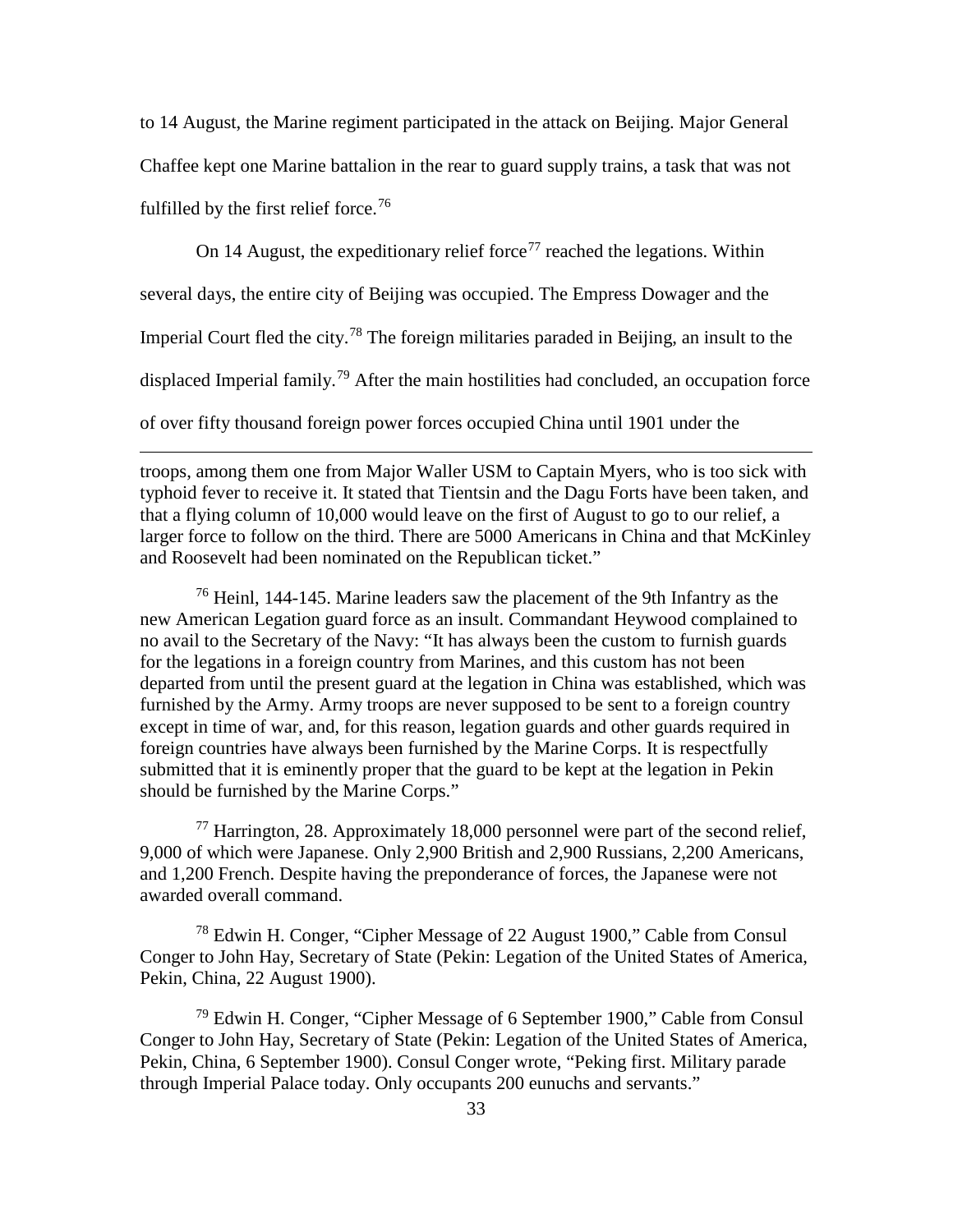to 14 August, the Marine regiment participated in the attack on Beijing. Major General Chaffee kept one Marine battalion in the rear to guard supply trains, a task that was not fulfilled by the first relief force.[76]

On 14 August, the expeditionary relief force[77] reached the legations. Within several days, the entire city of Beijing was occupied. The Empress Dowager and the Imperial Court fled the city.[78] The foreign militaries paraded in Beijing, an insult to the displaced Imperial family.[79] After the main hostilities had concluded, an occupation force of over fifty thousand foreign power forces occupied China until 1901 under the

---

troops, among them one from Major Waller USM to Captain Myers, who is too sick with typhoid fever to receive it. It stated that Tientsin and the Dagu Forts have been taken, and that a flying column of 10,000 would leave on the first of August to go to our relief, a larger force to follow on the third. There are 5000 Americans in China and that McKinley and Roosevelt had been nominated on the Republican ticket."

[76] Heinl, 144-145. Marine leaders saw the placement of the 9th Infantry as the new American Legation guard force as an insult. Commandant Heywood complained to no avail to the Secretary of the Navy: "It has always been the custom to furnish guards for the legations in a foreign country from Marines, and this custom has not been departed from until the present guard at the legation in China was established, which was furnished by the Army. Army troops are never supposed to be sent to a foreign country except in time of war, and, for this reason, legation guards and other guards required in foreign countries have always been furnished by the Marine Corps. It is respectfully submitted that it is eminently proper that the guard to be kept at the legation in Pekin should be furnished by the Marine Corps."

[77] Harrington, 28. Approximately 18,000 personnel were part of the second relief, 9,000 of which were Japanese. Only 2,900 British and 2,900 Russians, 2,200 Americans, and 1,200 French. Despite having the preponderance of forces, the Japanese were not awarded overall command.

[78] Edwin H. Conger, "Cipher Message of 22 August 1900," Cable from Consul Conger to John Hay, Secretary of State (Pekin: Legation of the United States of America, Pekin, China, 22 August 1900).

[79] Edwin H. Conger, "Cipher Message of 6 September 1900," Cable from Consul Conger to John Hay, Secretary of State (Pekin: Legation of the United States of America, Pekin, China, 6 September 1900). Consul Conger wrote, "Peking first. Military parade through Imperial Palace today. Only occupants 200 eunuchs and servants."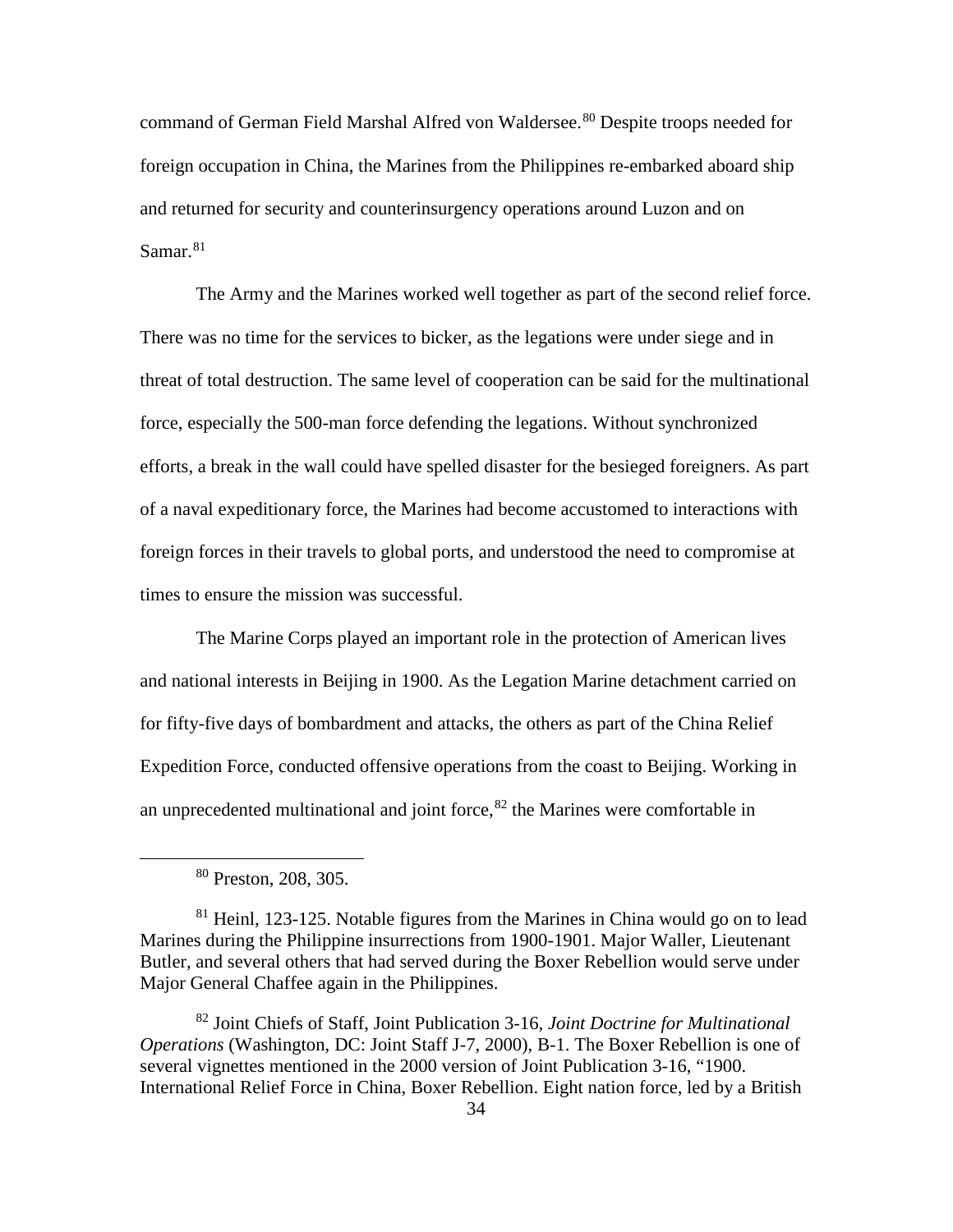command of German Field Marshal Alfred von Waldersee.[80] Despite troops needed for foreign occupation in China, the Marines from the Philippines re-embarked aboard ship and returned for security and counterinsurgency operations around Luzon and on Samar.[81]

The Army and the Marines worked well together as part of the second relief force. There was no time for the services to bicker, as the legations were under siege and in threat of total destruction. The same level of cooperation can be said for the multinational force, especially the 500-man force defending the legations. Without synchronized efforts, a break in the wall could have spelled disaster for the besieged foreigners. As part of a naval expeditionary force, the Marines had become accustomed to interactions with foreign forces in their travels to global ports, and understood the need to compromise at times to ensure the mission was successful.

The Marine Corps played an important role in the protection of American lives and national interests in Beijing in 1900. As the Legation Marine detachment carried on for fifty-five days of bombardment and attacks, the others as part of the China Relief Expedition Force, conducted offensive operations from the coast to Beijing. Working in an unprecedented multinational and joint force,[82] the Marines were comfortable in

---

[80] Preston, 208, 305.

[81] Heinl, 123-125. Notable figures from the Marines in China would go on to lead Marines during the Philippine insurrections from 1900-1901. Major Waller, Lieutenant Butler, and several others that had served during the Boxer Rebellion would serve under Major General Chaffee again in the Philippines.

[82] Joint Chiefs of Staff, Joint Publication 3-16, *Joint Doctrine for Multinational Operations* (Washington, DC: Joint Staff J-7, 2000), B-1. The Boxer Rebellion is one of several vignettes mentioned in the 2000 version of Joint Publication 3-16, "1900. International Relief Force in China, Boxer Rebellion. Eight nation force, led by a British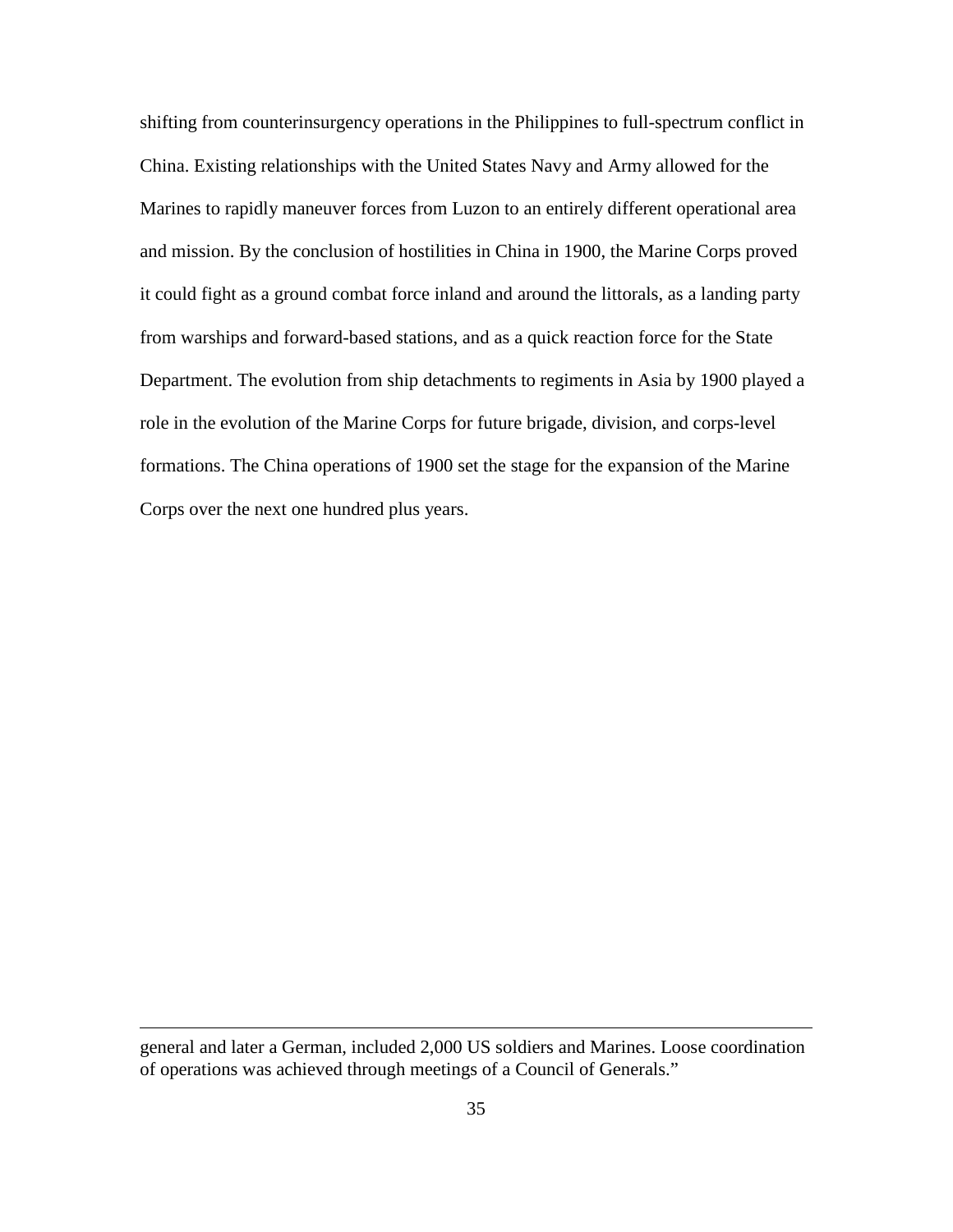shifting from counterinsurgency operations in the Philippines to full-spectrum conflict in China. Existing relationships with the United States Navy and Army allowed for the Marines to rapidly maneuver forces from Luzon to an entirely different operational area and mission. By the conclusion of hostilities in China in 1900, the Marine Corps proved it could fight as a ground combat force inland and around the littorals, as a landing party from warships and forward-based stations, and as a quick reaction force for the State Department. The evolution from ship detachments to regiments in Asia by 1900 played a role in the evolution of the Marine Corps for future brigade, division, and corps-level formations. The China operations of 1900 set the stage for the expansion of the Marine Corps over the next one hundred plus years.

---

general and later a German, included 2,000 US soldiers and Marines. Loose coordination of operations was achieved through meetings of a Council of Generals."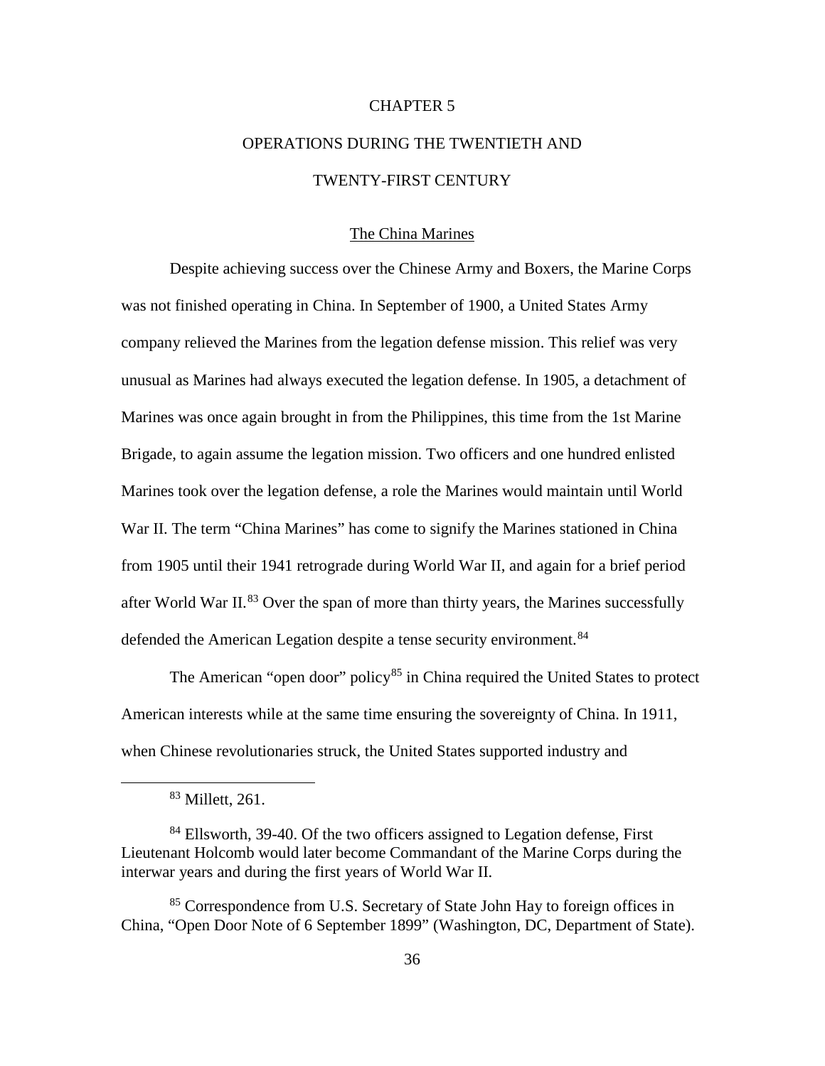# CHAPTER 5

# OPERATIONS DURING THE TWENTIETH AND TWENTY-FIRST CENTURY

## The China Marines

Despite achieving success over the Chinese Army and Boxers, the Marine Corps was not finished operating in China. In September of 1900, a United States Army company relieved the Marines from the legation defense mission. This relief was very unusual as Marines had always executed the legation defense. In 1905, a detachment of Marines was once again brought in from the Philippines, this time from the 1st Marine Brigade, to again assume the legation mission. Two officers and one hundred enlisted Marines took over the legation defense, a role the Marines would maintain until World War II. The term "China Marines" has come to signify the Marines stationed in China from 1905 until their 1941 retrograde during World War II, and again for a brief period after World War II.[83] Over the span of more than thirty years, the Marines successfully defended the American Legation despite a tense security environment.[84]

The American "open door" policy[85] in China required the United States to protect American interests while at the same time ensuring the sovereignty of China. In 1911, when Chinese revolutionaries struck, the United States supported industry and

---

[83] Millett, 261.

[84] Ellsworth, 39-40. Of the two officers assigned to Legation defense, First Lieutenant Holcomb would later become Commandant of the Marine Corps during the interwar years and during the first years of World War II.

[85] Correspondence from U.S. Secretary of State John Hay to foreign offices in China, "Open Door Note of 6 September 1899" (Washington, DC, Department of State).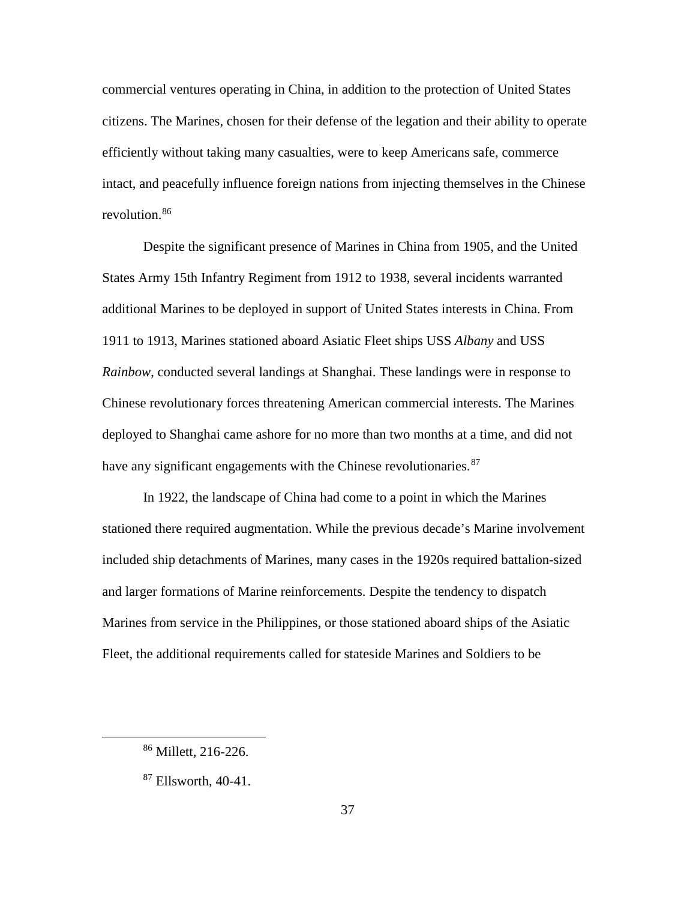commercial ventures operating in China, in addition to the protection of United States citizens. The Marines, chosen for their defense of the legation and their ability to operate efficiently without taking many casualties, were to keep Americans safe, commerce intact, and peacefully influence foreign nations from injecting themselves in the Chinese revolution.[86]

Despite the significant presence of Marines in China from 1905, and the United States Army 15th Infantry Regiment from 1912 to 1938, several incidents warranted additional Marines to be deployed in support of United States interests in China. From 1911 to 1913, Marines stationed aboard Asiatic Fleet ships USS *Albany* and USS *Rainbow*, conducted several landings at Shanghai. These landings were in response to Chinese revolutionary forces threatening American commercial interests. The Marines deployed to Shanghai came ashore for no more than two months at a time, and did not have any significant engagements with the Chinese revolutionaries.[87]

In 1922, the landscape of China had come to a point in which the Marines stationed there required augmentation. While the previous decade's Marine involvement included ship detachments of Marines, many cases in the 1920s required battalion-sized and larger formations of Marine reinforcements. Despite the tendency to dispatch Marines from service in the Philippines, or those stationed aboard ships of the Asiatic Fleet, the additional requirements called for stateside Marines and Soldiers to be

---

[86] Millett, 216-226.

[87] Ellsworth, 40-41.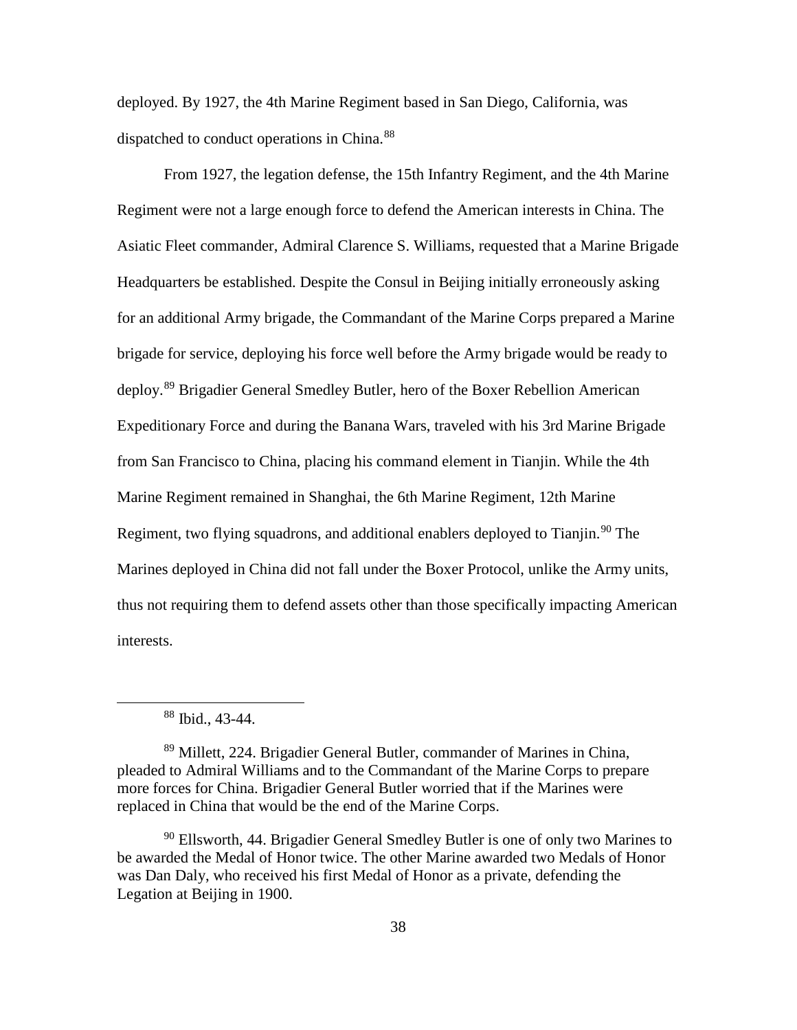deployed. By 1927, the 4th Marine Regiment based in San Diego, California, was dispatched to conduct operations in China.[88]

From 1927, the legation defense, the 15th Infantry Regiment, and the 4th Marine Regiment were not a large enough force to defend the American interests in China. The Asiatic Fleet commander, Admiral Clarence S. Williams, requested that a Marine Brigade Headquarters be established. Despite the Consul in Beijing initially erroneously asking for an additional Army brigade, the Commandant of the Marine Corps prepared a Marine brigade for service, deploying his force well before the Army brigade would be ready to deploy.[89] Brigadier General Smedley Butler, hero of the Boxer Rebellion American Expeditionary Force and during the Banana Wars, traveled with his 3rd Marine Brigade from San Francisco to China, placing his command element in Tianjin. While the 4th Marine Regiment remained in Shanghai, the 6th Marine Regiment, 12th Marine Regiment, two flying squadrons, and additional enablers deployed to Tianjin.[90] The Marines deployed in China did not fall under the Boxer Protocol, unlike the Army units, thus not requiring them to defend assets other than those specifically impacting American interests.

---

[88] Ibid., 43-44.

[89] Millett, 224. Brigadier General Butler, commander of Marines in China, pleaded to Admiral Williams and to the Commandant of the Marine Corps to prepare more forces for China. Brigadier General Butler worried that if the Marines were replaced in China that would be the end of the Marine Corps.

[90] Ellsworth, 44. Brigadier General Smedley Butler is one of only two Marines to be awarded the Medal of Honor twice. The other Marine awarded two Medals of Honor was Dan Daly, who received his first Medal of Honor as a private, defending the Legation at Beijing in 1900.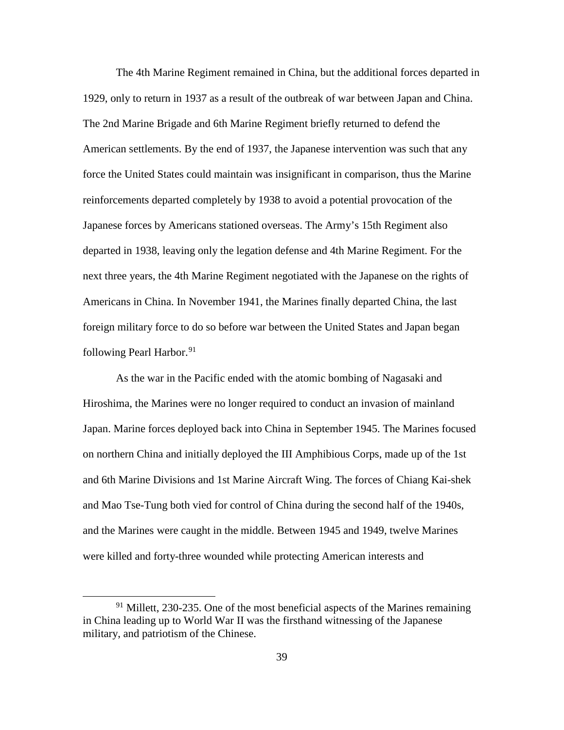The 4th Marine Regiment remained in China, but the additional forces departed in 1929, only to return in 1937 as a result of the outbreak of war between Japan and China. The 2nd Marine Brigade and 6th Marine Regiment briefly returned to defend the American settlements. By the end of 1937, the Japanese intervention was such that any force the United States could maintain was insignificant in comparison, thus the Marine reinforcements departed completely by 1938 to avoid a potential provocation of the Japanese forces by Americans stationed overseas. The Army's 15th Regiment also departed in 1938, leaving only the legation defense and 4th Marine Regiment. For the next three years, the 4th Marine Regiment negotiated with the Japanese on the rights of Americans in China. In November 1941, the Marines finally departed China, the last foreign military force to do so before war between the United States and Japan began following Pearl Harbor.[91]

As the war in the Pacific ended with the atomic bombing of Nagasaki and Hiroshima, the Marines were no longer required to conduct an invasion of mainland Japan. Marine forces deployed back into China in September 1945. The Marines focused on northern China and initially deployed the III Amphibious Corps, made up of the 1st and 6th Marine Divisions and 1st Marine Aircraft Wing. The forces of Chiang Kai-shek and Mao Tse-Tung both vied for control of China during the second half of the 1940s, and the Marines were caught in the middle. Between 1945 and 1949, twelve Marines were killed and forty-three wounded while protecting American interests and

---

[91] Millett, 230-235. One of the most beneficial aspects of the Marines remaining in China leading up to World War II was the firsthand witnessing of the Japanese military, and patriotism of the Chinese.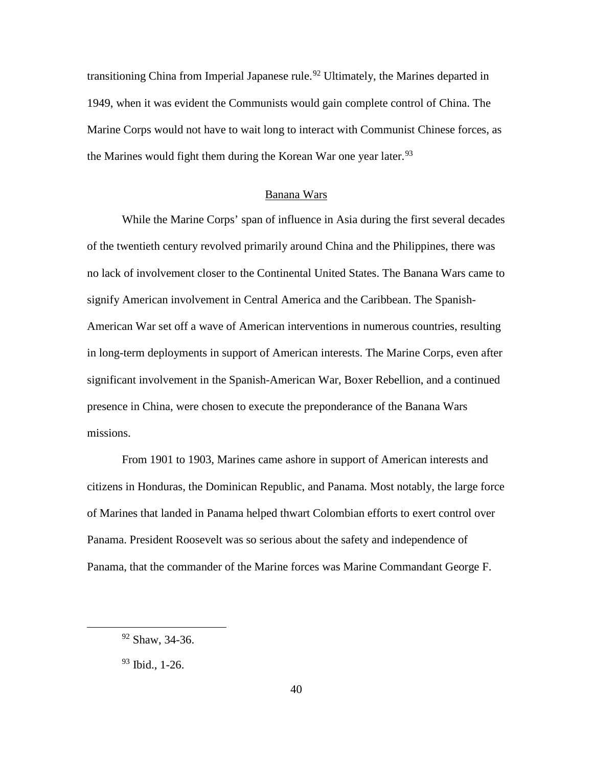transitioning China from Imperial Japanese rule.[92] Ultimately, the Marines departed in 1949, when it was evident the Communists would gain complete control of China. The Marine Corps would not have to wait long to interact with Communist Chinese forces, as the Marines would fight them during the Korean War one year later.[93]

## Banana Wars

While the Marine Corps' span of influence in Asia during the first several decades of the twentieth century revolved primarily around China and the Philippines, there was no lack of involvement closer to the Continental United States. The Banana Wars came to signify American involvement in Central America and the Caribbean. The Spanish-American War set off a wave of American interventions in numerous countries, resulting in long-term deployments in support of American interests. The Marine Corps, even after significant involvement in the Spanish-American War, Boxer Rebellion, and a continued presence in China, were chosen to execute the preponderance of the Banana Wars missions.

From 1901 to 1903, Marines came ashore in support of American interests and citizens in Honduras, the Dominican Republic, and Panama. Most notably, the large force of Marines that landed in Panama helped thwart Colombian efforts to exert control over Panama. President Roosevelt was so serious about the safety and independence of Panama, that the commander of the Marine forces was Marine Commandant George F.

---

[92] Shaw, 34-36.

[93] Ibid., 1-26.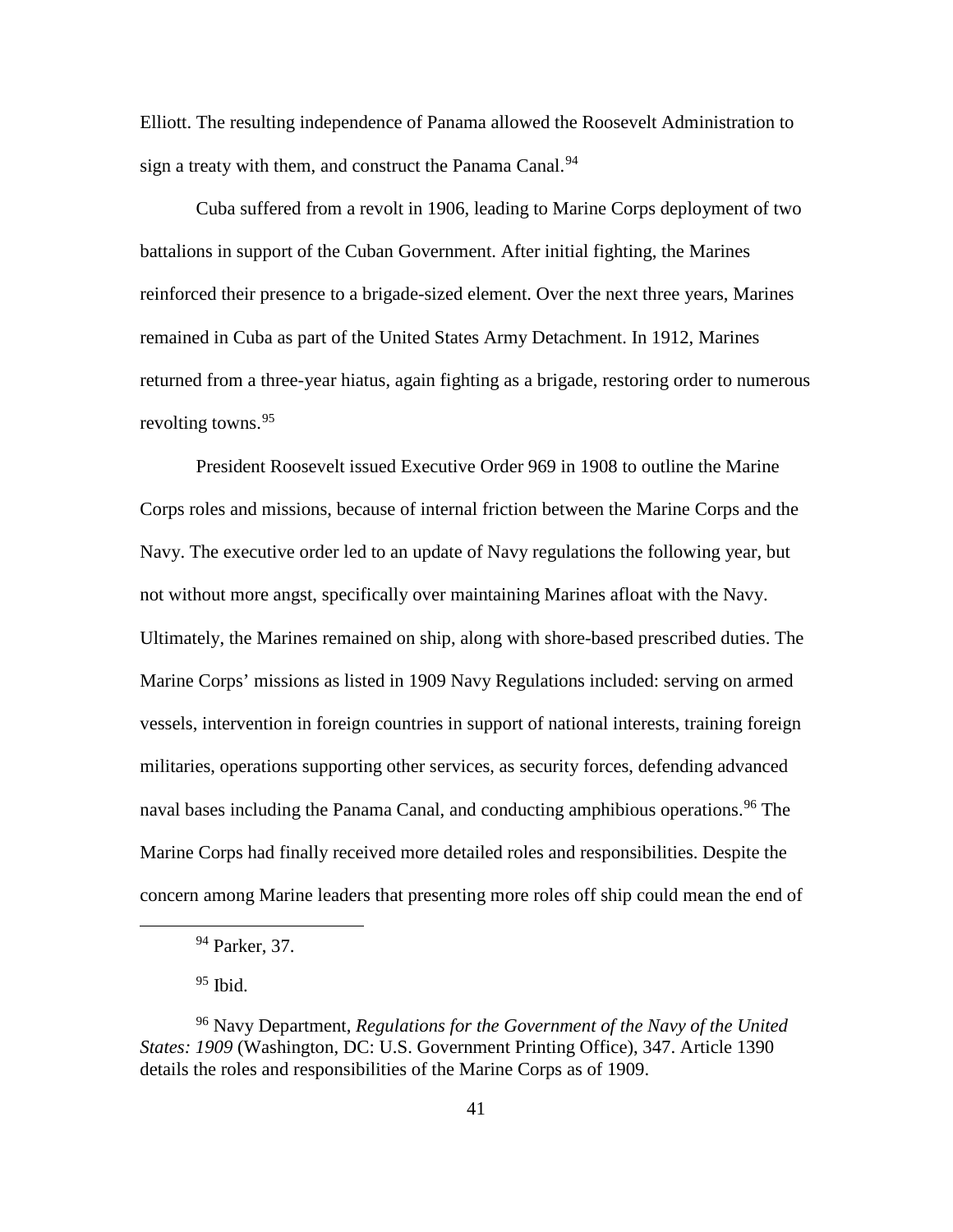Elliott. The resulting independence of Panama allowed the Roosevelt Administration to sign a treaty with them, and construct the Panama Canal.[94]

Cuba suffered from a revolt in 1906, leading to Marine Corps deployment of two battalions in support of the Cuban Government. After initial fighting, the Marines reinforced their presence to a brigade-sized element. Over the next three years, Marines remained in Cuba as part of the United States Army Detachment. In 1912, Marines returned from a three-year hiatus, again fighting as a brigade, restoring order to numerous revolting towns.[95]

President Roosevelt issued Executive Order 969 in 1908 to outline the Marine Corps roles and missions, because of internal friction between the Marine Corps and the Navy. The executive order led to an update of Navy regulations the following year, but not without more angst, specifically over maintaining Marines afloat with the Navy. Ultimately, the Marines remained on ship, along with shore-based prescribed duties. The Marine Corps' missions as listed in 1909 Navy Regulations included: serving on armed vessels, intervention in foreign countries in support of national interests, training foreign militaries, operations supporting other services, as security forces, defending advanced naval bases including the Panama Canal, and conducting amphibious operations.[96] The Marine Corps had finally received more detailed roles and responsibilities. Despite the concern among Marine leaders that presenting more roles off ship could mean the end of

---

[94] Parker, 37.

[95] Ibid.

[96] Navy Department, *Regulations for the Government of the Navy of the United States: 1909* (Washington, DC: U.S. Government Printing Office), 347. Article 1390 details the roles and responsibilities of the Marine Corps as of 1909.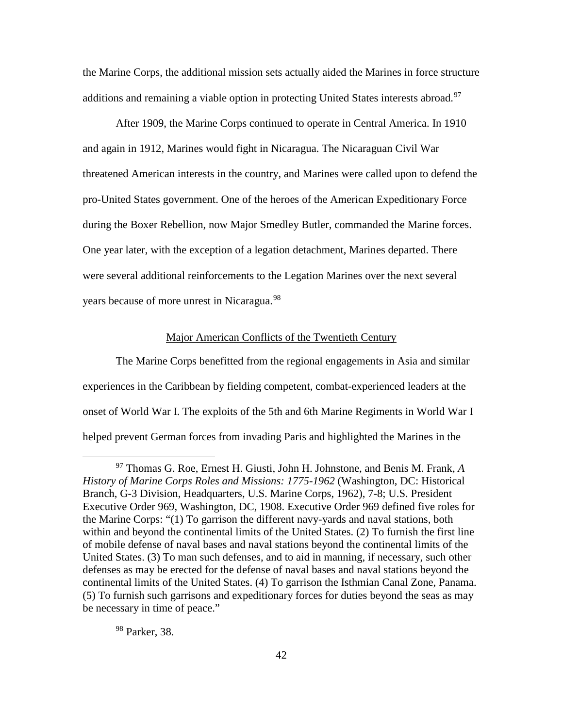the Marine Corps, the additional mission sets actually aided the Marines in force structure additions and remaining a viable option in protecting United States interests abroad.[97]

After 1909, the Marine Corps continued to operate in Central America. In 1910 and again in 1912, Marines would fight in Nicaragua. The Nicaraguan Civil War threatened American interests in the country, and Marines were called upon to defend the pro-United States government. One of the heroes of the American Expeditionary Force during the Boxer Rebellion, now Major Smedley Butler, commanded the Marine forces. One year later, with the exception of a legation detachment, Marines departed. There were several additional reinforcements to the Legation Marines over the next several years because of more unrest in Nicaragua.[98]

## Major American Conflicts of the Twentieth Century

The Marine Corps benefitted from the regional engagements in Asia and similar experiences in the Caribbean by fielding competent, combat-experienced leaders at the onset of World War I. The exploits of the 5th and 6th Marine Regiments in World War I helped prevent German forces from invading Paris and highlighted the Marines in the

---

[97] Thomas G. Roe, Ernest H. Giusti, John H. Johnstone, and Benis M. Frank, *A History of Marine Corps Roles and Missions: 1775-1962* (Washington, DC: Historical Branch, G-3 Division, Headquarters, U.S. Marine Corps, 1962), 7-8; U.S. President Executive Order 969, Washington, DC, 1908. Executive Order 969 defined five roles for the Marine Corps: "(1) To garrison the different navy-yards and naval stations, both within and beyond the continental limits of the United States. (2) To furnish the first line of mobile defense of naval bases and naval stations beyond the continental limits of the United States. (3) To man such defenses, and to aid in manning, if necessary, such other defenses as may be erected for the defense of naval bases and naval stations beyond the continental limits of the United States. (4) To garrison the Isthmian Canal Zone, Panama. (5) To furnish such garrisons and expeditionary forces for duties beyond the seas as may be necessary in time of peace."

[98] Parker, 38.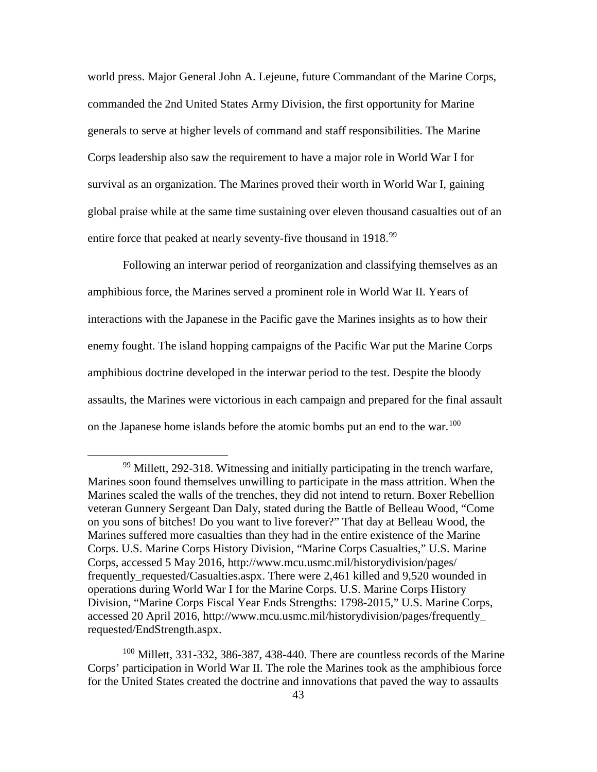world press. Major General John A. Lejeune, future Commandant of the Marine Corps, commanded the 2nd United States Army Division, the first opportunity for Marine generals to serve at higher levels of command and staff responsibilities. The Marine Corps leadership also saw the requirement to have a major role in World War I for survival as an organization. The Marines proved their worth in World War I, gaining global praise while at the same time sustaining over eleven thousand casualties out of an entire force that peaked at nearly seventy-five thousand in 1918.[99]

Following an interwar period of reorganization and classifying themselves as an amphibious force, the Marines served a prominent role in World War II. Years of interactions with the Japanese in the Pacific gave the Marines insights as to how their enemy fought. The island hopping campaigns of the Pacific War put the Marine Corps amphibious doctrine developed in the interwar period to the test. Despite the bloody assaults, the Marines were victorious in each campaign and prepared for the final assault on the Japanese home islands before the atomic bombs put an end to the war.[100]

---

[99] Millett, 292-318. Witnessing and initially participating in the trench warfare, Marines soon found themselves unwilling to participate in the mass attrition. When the Marines scaled the walls of the trenches, they did not intend to return. Boxer Rebellion veteran Gunnery Sergeant Dan Daly, stated during the Battle of Belleau Wood, "Come on you sons of bitches! Do you want to live forever?" That day at Belleau Wood, the Marines suffered more casualties than they had in the entire existence of the Marine Corps. U.S. Marine Corps History Division, "Marine Corps Casualties," U.S. Marine Corps, accessed 5 May 2016, http://www.mcu.usmc.mil/historydivision/pages/frequently_requested/Casualties.aspx. There were 2,461 killed and 9,520 wounded in operations during World War I for the Marine Corps. U.S. Marine Corps History Division, "Marine Corps Fiscal Year Ends Strengths: 1798-2015," U.S. Marine Corps, accessed 20 April 2016, http://www.mcu.usmc.mil/historydivision/pages/frequently_requested/EndStrength.aspx.

[100] Millett, 331-332, 386-387, 438-440. There are countless records of the Marine Corps' participation in World War II. The role the Marines took as the amphibious force for the United States created the doctrine and innovations that paved the way to assaults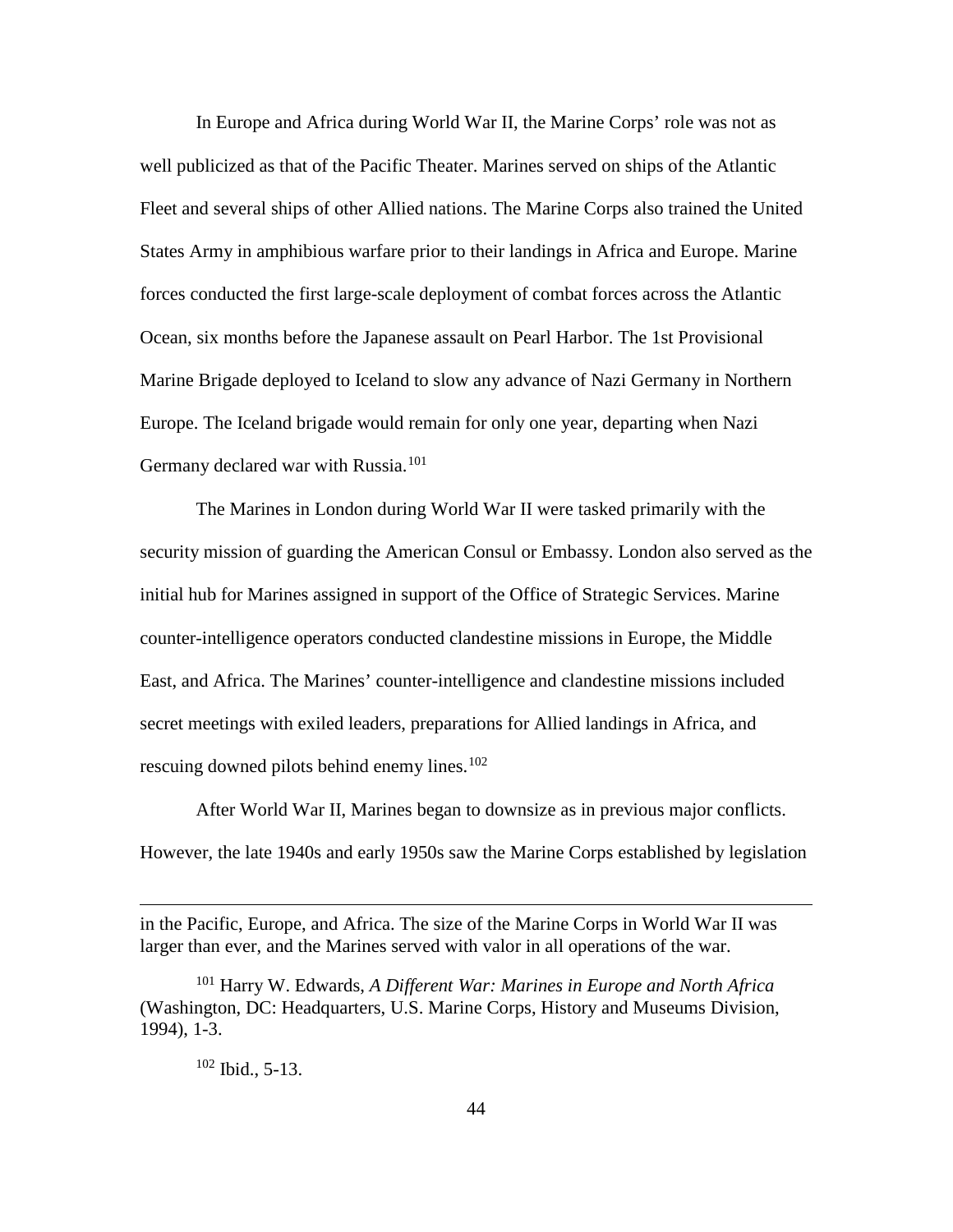In Europe and Africa during World War II, the Marine Corps' role was not as well publicized as that of the Pacific Theater. Marines served on ships of the Atlantic Fleet and several ships of other Allied nations. The Marine Corps also trained the United States Army in amphibious warfare prior to their landings in Africa and Europe. Marine forces conducted the first large-scale deployment of combat forces across the Atlantic Ocean, six months before the Japanese assault on Pearl Harbor. The 1st Provisional Marine Brigade deployed to Iceland to slow any advance of Nazi Germany in Northern Europe. The Iceland brigade would remain for only one year, departing when Nazi Germany declared war with Russia.[101]

The Marines in London during World War II were tasked primarily with the security mission of guarding the American Consul or Embassy. London also served as the initial hub for Marines assigned in support of the Office of Strategic Services. Marine counter-intelligence operators conducted clandestine missions in Europe, the Middle East, and Africa. The Marines' counter-intelligence and clandestine missions included secret meetings with exiled leaders, preparations for Allied landings in Africa, and rescuing downed pilots behind enemy lines.[102]

After World War II, Marines began to downsize as in previous major conflicts. However, the late 1940s and early 1950s saw the Marine Corps established by legislation

---

in the Pacific, Europe, and Africa. The size of the Marine Corps in World War II was larger than ever, and the Marines served with valor in all operations of the war.

[101] Harry W. Edwards, *A Different War: Marines in Europe and North Africa* (Washington, DC: Headquarters, U.S. Marine Corps, History and Museums Division, 1994), 1-3.

[102] Ibid., 5-13.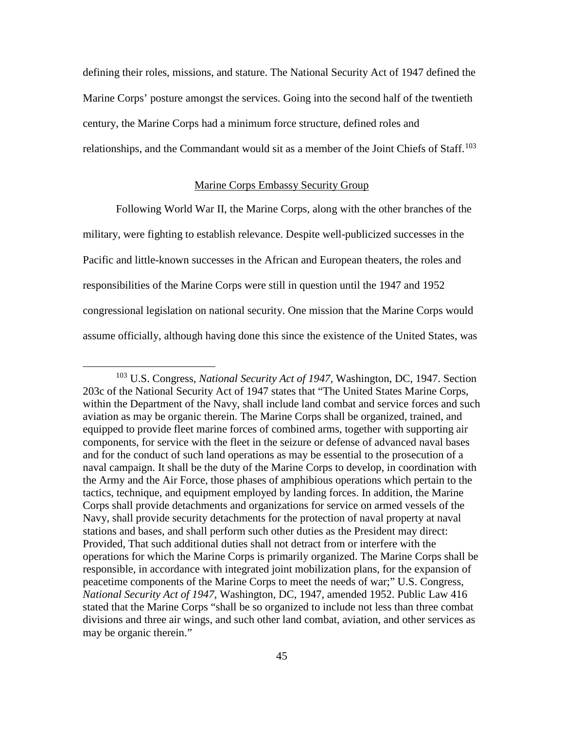defining their roles, missions, and stature. The National Security Act of 1947 defined the Marine Corps' posture amongst the services. Going into the second half of the twentieth century, the Marine Corps had a minimum force structure, defined roles and relationships, and the Commandant would sit as a member of the Joint Chiefs of Staff.[103]

## Marine Corps Embassy Security Group

Following World War II, the Marine Corps, along with the other branches of the military, were fighting to establish relevance. Despite well-publicized successes in the Pacific and little-known successes in the African and European theaters, the roles and responsibilities of the Marine Corps were still in question until the 1947 and 1952 congressional legislation on national security. One mission that the Marine Corps would assume officially, although having done this since the existence of the United States, was

---

[103] U.S. Congress, *National Security Act of 1947*, Washington, DC, 1947. Section 203c of the National Security Act of 1947 states that "The United States Marine Corps, within the Department of the Navy, shall include land combat and service forces and such aviation as may be organic therein. The Marine Corps shall be organized, trained, and equipped to provide fleet marine forces of combined arms, together with supporting air components, for service with the fleet in the seizure or defense of advanced naval bases and for the conduct of such land operations as may be essential to the prosecution of a naval campaign. It shall be the duty of the Marine Corps to develop, in coordination with the Army and the Air Force, those phases of amphibious operations which pertain to the tactics, technique, and equipment employed by landing forces. In addition, the Marine Corps shall provide detachments and organizations for service on armed vessels of the Navy, shall provide security detachments for the protection of naval property at naval stations and bases, and shall perform such other duties as the President may direct: Provided, That such additional duties shall not detract from or interfere with the operations for which the Marine Corps is primarily organized. The Marine Corps shall be responsible, in accordance with integrated joint mobilization plans, for the expansion of peacetime components of the Marine Corps to meet the needs of war;" U.S. Congress, *National Security Act of 1947*, Washington, DC, 1947, amended 1952. Public Law 416 stated that the Marine Corps "shall be so organized to include not less than three combat divisions and three air wings, and such other land combat, aviation, and other services as may be organic therein."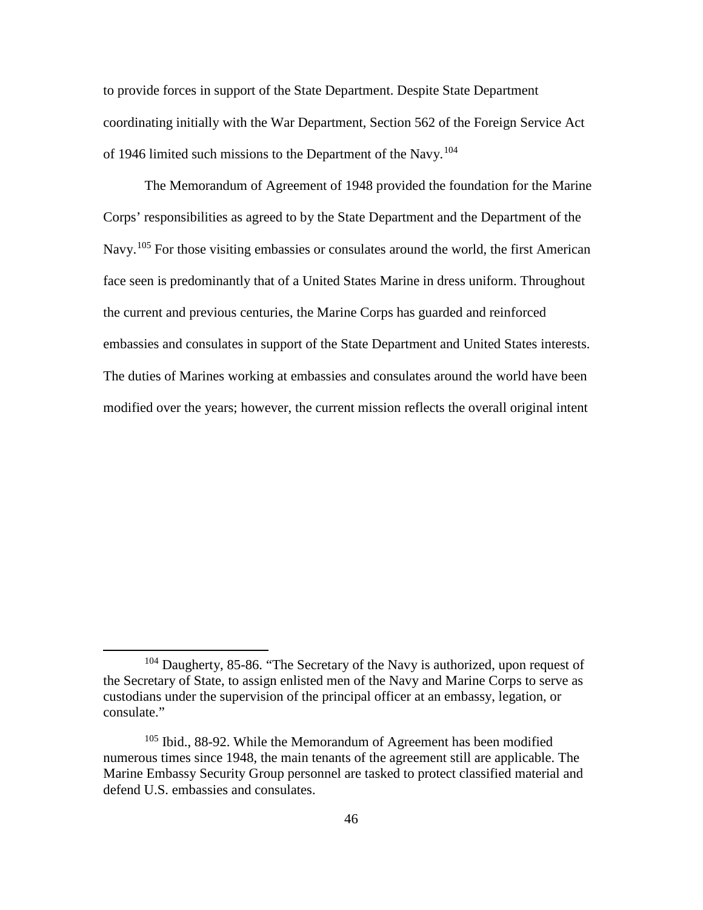to provide forces in support of the State Department. Despite State Department coordinating initially with the War Department, Section 562 of the Foreign Service Act of 1946 limited such missions to the Department of the Navy.[104]

The Memorandum of Agreement of 1948 provided the foundation for the Marine Corps' responsibilities as agreed to by the State Department and the Department of the Navy.[105] For those visiting embassies or consulates around the world, the first American face seen is predominantly that of a United States Marine in dress uniform. Throughout the current and previous centuries, the Marine Corps has guarded and reinforced embassies and consulates in support of the State Department and United States interests. The duties of Marines working at embassies and consulates around the world have been modified over the years; however, the current mission reflects the overall original intent

---

[104] Daugherty, 85-86. "The Secretary of the Navy is authorized, upon request of the Secretary of State, to assign enlisted men of the Navy and Marine Corps to serve as custodians under the supervision of the principal officer at an embassy, legation, or consulate."

[105] Ibid., 88-92. While the Memorandum of Agreement has been modified numerous times since 1948, the main tenants of the agreement still are applicable. The Marine Embassy Security Group personnel are tasked to protect classified material and defend U.S. embassies and consulates.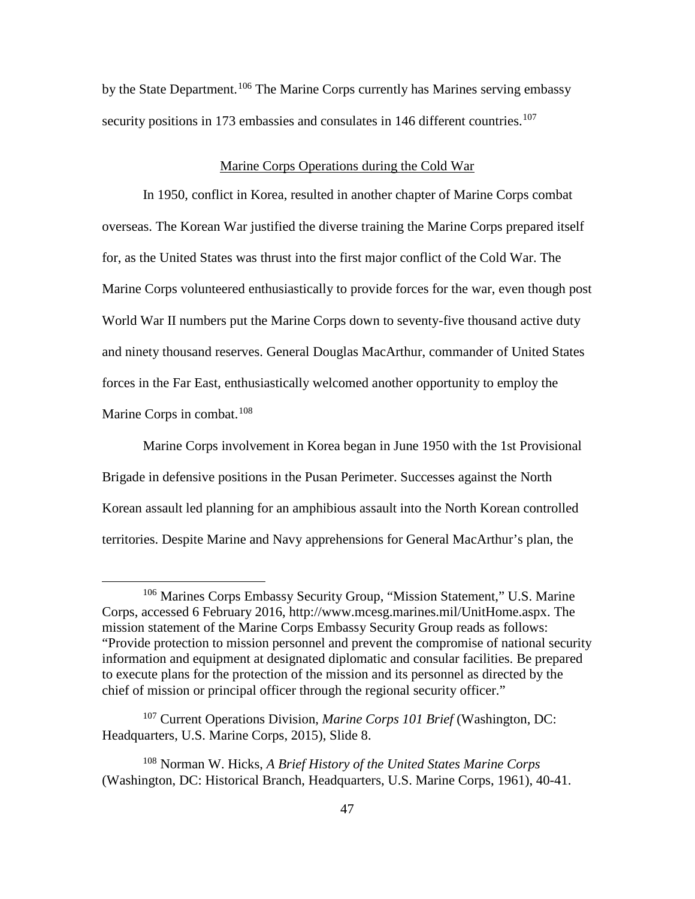by the State Department.[106] The Marine Corps currently has Marines serving embassy security positions in 173 embassies and consulates in 146 different countries.[107]

## Marine Corps Operations during the Cold War

In 1950, conflict in Korea, resulted in another chapter of Marine Corps combat overseas. The Korean War justified the diverse training the Marine Corps prepared itself for, as the United States was thrust into the first major conflict of the Cold War. The Marine Corps volunteered enthusiastically to provide forces for the war, even though post World War II numbers put the Marine Corps down to seventy-five thousand active duty and ninety thousand reserves. General Douglas MacArthur, commander of United States forces in the Far East, enthusiastically welcomed another opportunity to employ the Marine Corps in combat.[108]

Marine Corps involvement in Korea began in June 1950 with the 1st Provisional Brigade in defensive positions in the Pusan Perimeter. Successes against the North Korean assault led planning for an amphibious assault into the North Korean controlled territories. Despite Marine and Navy apprehensions for General MacArthur's plan, the

---

[106] Marines Corps Embassy Security Group, "Mission Statement," U.S. Marine Corps, accessed 6 February 2016, http://www.mcesg.marines.mil/UnitHome.aspx. The mission statement of the Marine Corps Embassy Security Group reads as follows: "Provide protection to mission personnel and prevent the compromise of national security information and equipment at designated diplomatic and consular facilities. Be prepared to execute plans for the protection of the mission and its personnel as directed by the chief of mission or principal officer through the regional security officer."

[107] Current Operations Division, *Marine Corps 101 Brief* (Washington, DC: Headquarters, U.S. Marine Corps, 2015), Slide 8.

[108] Norman W. Hicks, *A Brief History of the United States Marine Corps* (Washington, DC: Historical Branch, Headquarters, U.S. Marine Corps, 1961), 40-41.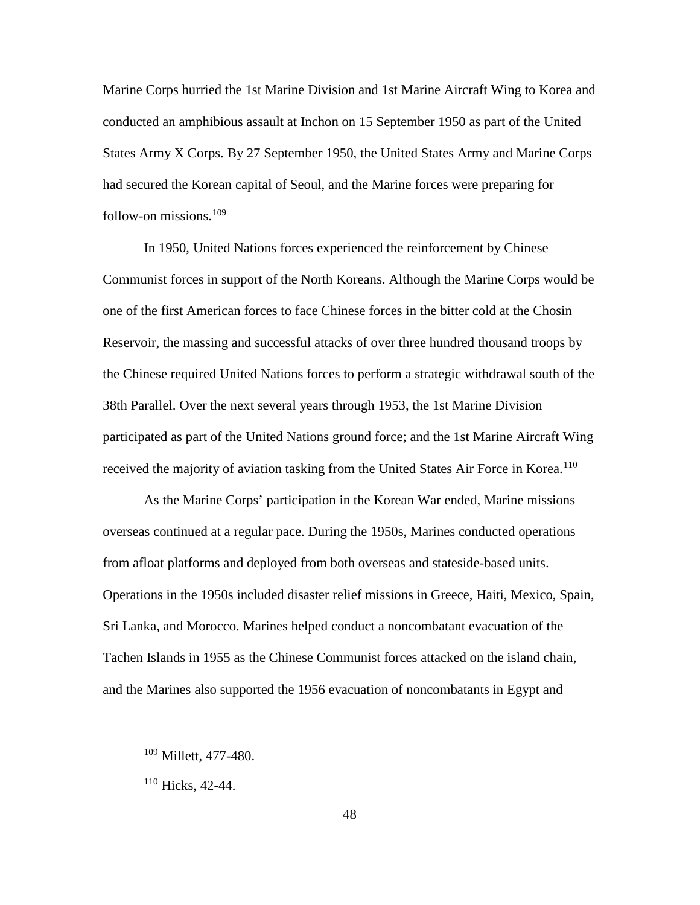Marine Corps hurried the 1st Marine Division and 1st Marine Aircraft Wing to Korea and conducted an amphibious assault at Inchon on 15 September 1950 as part of the United States Army X Corps. By 27 September 1950, the United States Army and Marine Corps had secured the Korean capital of Seoul, and the Marine forces were preparing for follow-on missions.[109]

In 1950, United Nations forces experienced the reinforcement by Chinese Communist forces in support of the North Koreans. Although the Marine Corps would be one of the first American forces to face Chinese forces in the bitter cold at the Chosin Reservoir, the massing and successful attacks of over three hundred thousand troops by the Chinese required United Nations forces to perform a strategic withdrawal south of the 38th Parallel. Over the next several years through 1953, the 1st Marine Division participated as part of the United Nations ground force; and the 1st Marine Aircraft Wing received the majority of aviation tasking from the United States Air Force in Korea.[110]

As the Marine Corps' participation in the Korean War ended, Marine missions overseas continued at a regular pace. During the 1950s, Marines conducted operations from afloat platforms and deployed from both overseas and stateside-based units. Operations in the 1950s included disaster relief missions in Greece, Haiti, Mexico, Spain, Sri Lanka, and Morocco. Marines helped conduct a noncombatant evacuation of the Tachen Islands in 1955 as the Chinese Communist forces attacked on the island chain, and the Marines also supported the 1956 evacuation of noncombatants in Egypt and

---

[109] Millett, 477-480.

[110] Hicks, 42-44.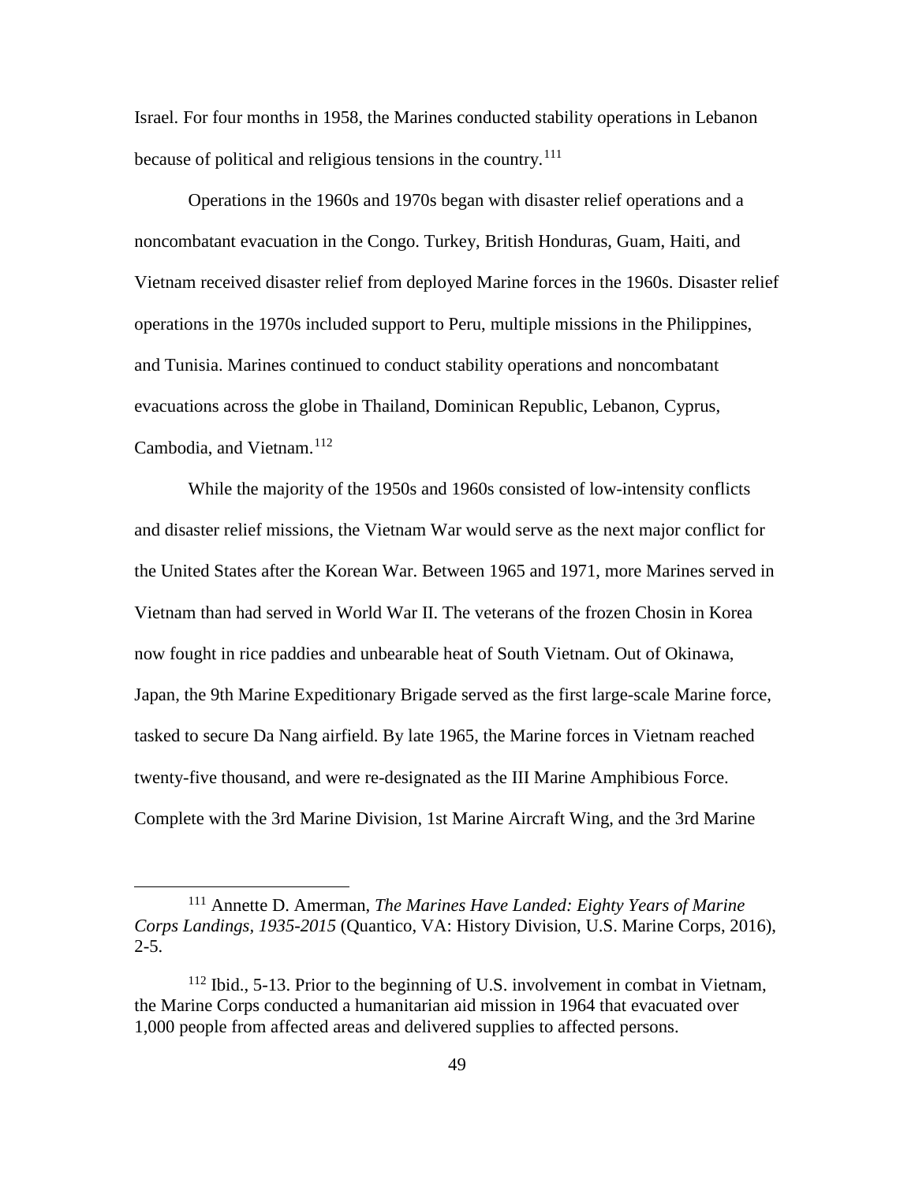Israel. For four months in 1958, the Marines conducted stability operations in Lebanon because of political and religious tensions in the country.[111]

Operations in the 1960s and 1970s began with disaster relief operations and a noncombatant evacuation in the Congo. Turkey, British Honduras, Guam, Haiti, and Vietnam received disaster relief from deployed Marine forces in the 1960s. Disaster relief operations in the 1970s included support to Peru, multiple missions in the Philippines, and Tunisia. Marines continued to conduct stability operations and noncombatant evacuations across the globe in Thailand, Dominican Republic, Lebanon, Cyprus, Cambodia, and Vietnam.[112]

While the majority of the 1950s and 1960s consisted of low-intensity conflicts and disaster relief missions, the Vietnam War would serve as the next major conflict for the United States after the Korean War. Between 1965 and 1971, more Marines served in Vietnam than had served in World War II. The veterans of the frozen Chosin in Korea now fought in rice paddies and unbearable heat of South Vietnam. Out of Okinawa, Japan, the 9th Marine Expeditionary Brigade served as the first large-scale Marine force, tasked to secure Da Nang airfield. By late 1965, the Marine forces in Vietnam reached twenty-five thousand, and were re-designated as the III Marine Amphibious Force. Complete with the 3rd Marine Division, 1st Marine Aircraft Wing, and the 3rd Marine

---

[111] Annette D. Amerman, *The Marines Have Landed: Eighty Years of Marine Corps Landings, 1935-2015* (Quantico, VA: History Division, U.S. Marine Corps, 2016), 2-5.

[112] Ibid., 5-13. Prior to the beginning of U.S. involvement in combat in Vietnam, the Marine Corps conducted a humanitarian aid mission in 1964 that evacuated over 1,000 people from affected areas and delivered supplies to affected persons.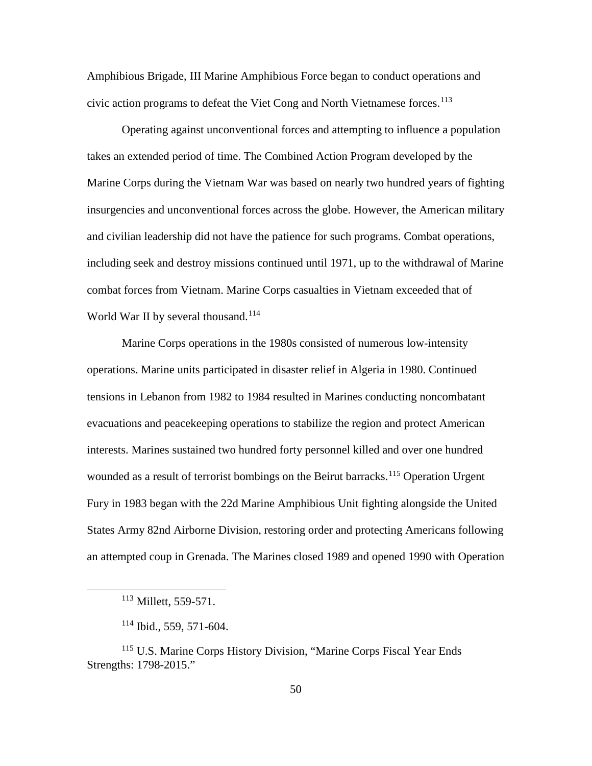Amphibious Brigade, III Marine Amphibious Force began to conduct operations and civic action programs to defeat the Viet Cong and North Vietnamese forces.[113]

Operating against unconventional forces and attempting to influence a population takes an extended period of time. The Combined Action Program developed by the Marine Corps during the Vietnam War was based on nearly two hundred years of fighting insurgencies and unconventional forces across the globe. However, the American military and civilian leadership did not have the patience for such programs. Combat operations, including seek and destroy missions continued until 1971, up to the withdrawal of Marine combat forces from Vietnam. Marine Corps casualties in Vietnam exceeded that of World War II by several thousand.[114]

Marine Corps operations in the 1980s consisted of numerous low-intensity operations. Marine units participated in disaster relief in Algeria in 1980. Continued tensions in Lebanon from 1982 to 1984 resulted in Marines conducting noncombatant evacuations and peacekeeping operations to stabilize the region and protect American interests. Marines sustained two hundred forty personnel killed and over one hundred wounded as a result of terrorist bombings on the Beirut barracks.[115] Operation Urgent Fury in 1983 began with the 22d Marine Amphibious Unit fighting alongside the United States Army 82nd Airborne Division, restoring order and protecting Americans following an attempted coup in Grenada. The Marines closed 1989 and opened 1990 with Operation

---

[113] Millett, 559-571.

[114] Ibid., 559, 571-604.

[115] U.S. Marine Corps History Division, "Marine Corps Fiscal Year Ends Strengths: 1798-2015."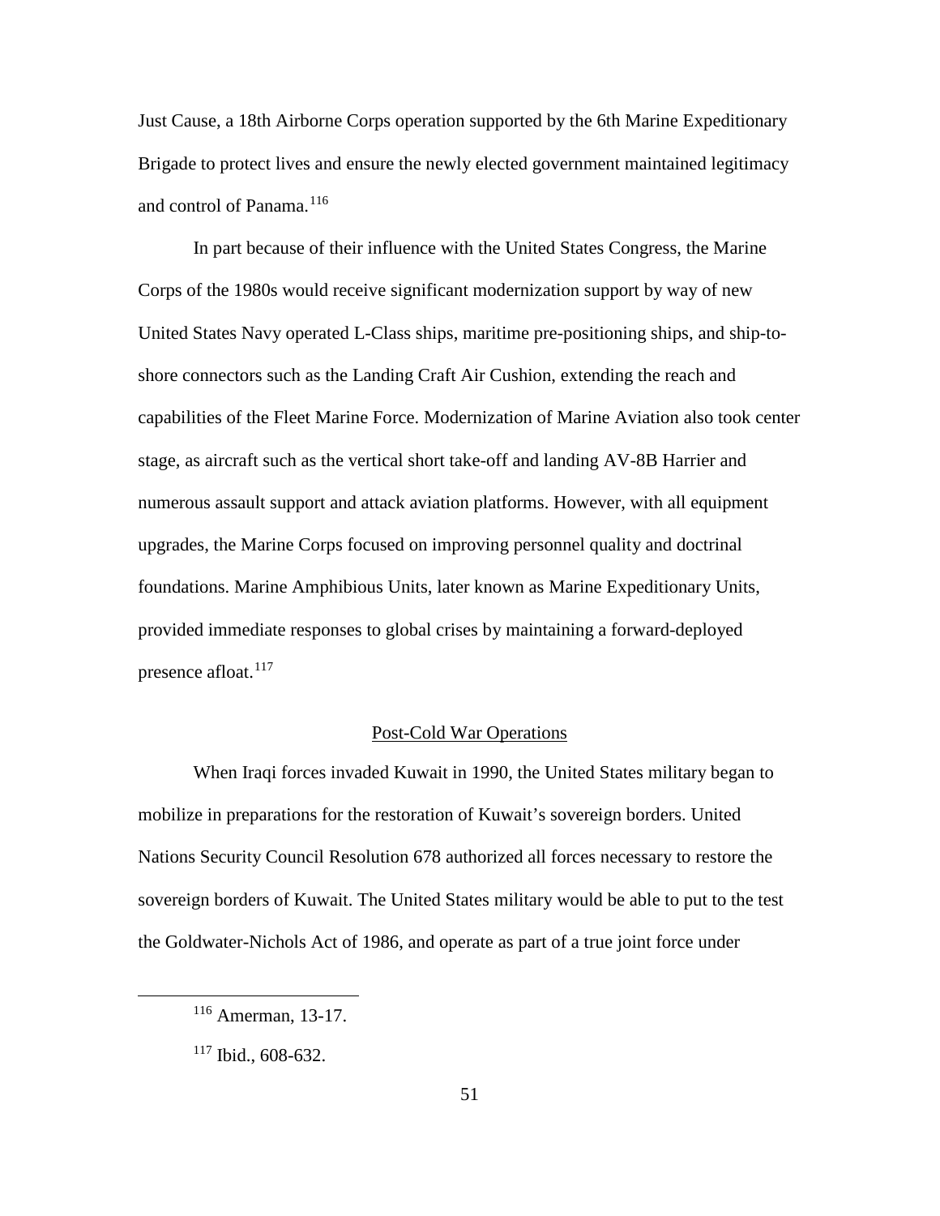Just Cause, a 18th Airborne Corps operation supported by the 6th Marine Expeditionary Brigade to protect lives and ensure the newly elected government maintained legitimacy and control of Panama.[116]

In part because of their influence with the United States Congress, the Marine Corps of the 1980s would receive significant modernization support by way of new United States Navy operated L-Class ships, maritime pre-positioning ships, and ship-to-shore connectors such as the Landing Craft Air Cushion, extending the reach and capabilities of the Fleet Marine Force. Modernization of Marine Aviation also took center stage, as aircraft such as the vertical short take-off and landing AV-8B Harrier and numerous assault support and attack aviation platforms. However, with all equipment upgrades, the Marine Corps focused on improving personnel quality and doctrinal foundations. Marine Amphibious Units, later known as Marine Expeditionary Units, provided immediate responses to global crises by maintaining a forward-deployed presence afloat.[117]

## Post-Cold War Operations

When Iraqi forces invaded Kuwait in 1990, the United States military began to mobilize in preparations for the restoration of Kuwait's sovereign borders. United Nations Security Council Resolution 678 authorized all forces necessary to restore the sovereign borders of Kuwait. The United States military would be able to put to the test the Goldwater-Nichols Act of 1986, and operate as part of a true joint force under

---

[116] Amerman, 13-17.

[117] Ibid., 608-632.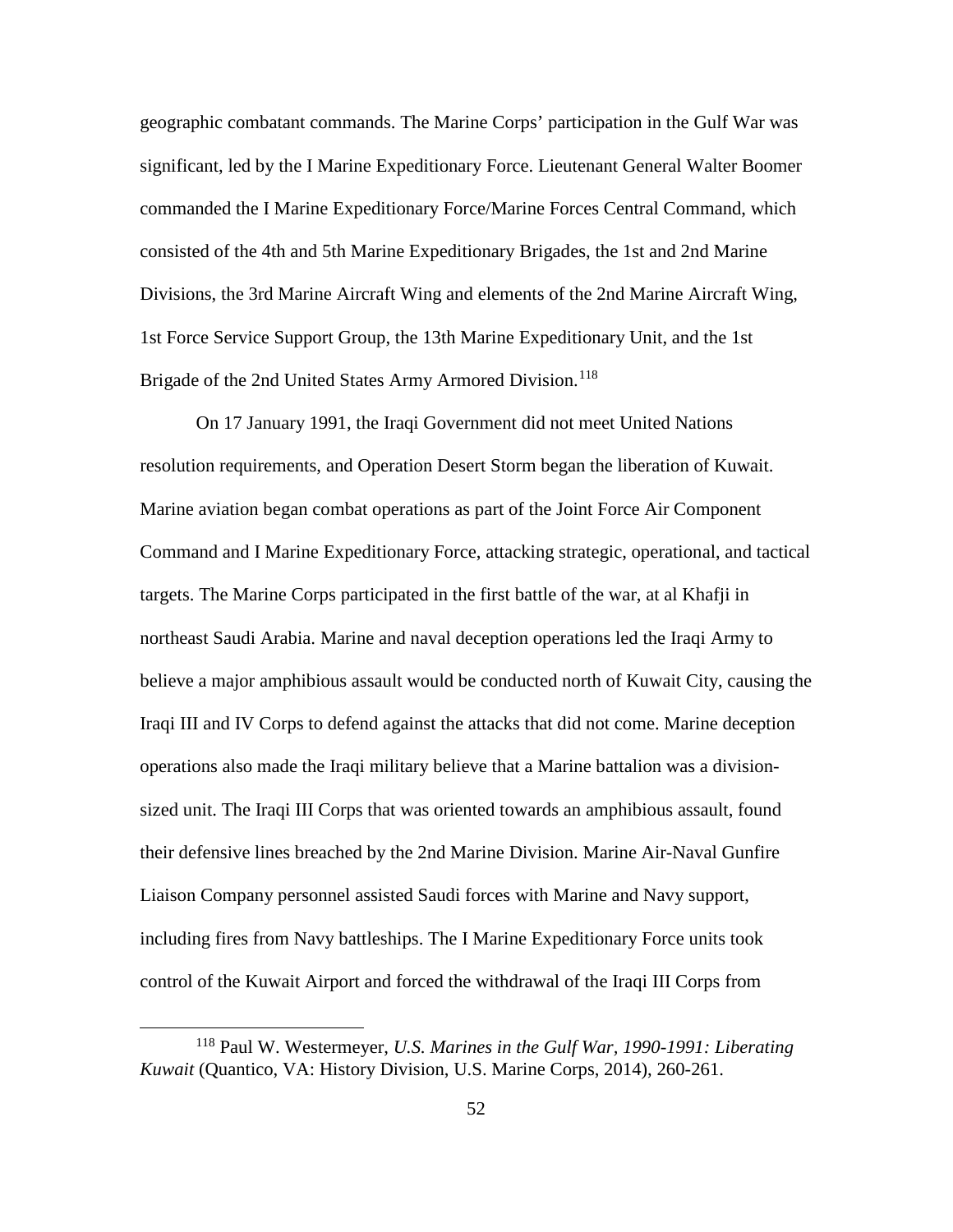geographic combatant commands. The Marine Corps' participation in the Gulf War was significant, led by the I Marine Expeditionary Force. Lieutenant General Walter Boomer commanded the I Marine Expeditionary Force/Marine Forces Central Command, which consisted of the 4th and 5th Marine Expeditionary Brigades, the 1st and 2nd Marine Divisions, the 3rd Marine Aircraft Wing and elements of the 2nd Marine Aircraft Wing, 1st Force Service Support Group, the 13th Marine Expeditionary Unit, and the 1st Brigade of the 2nd United States Army Armored Division.[118]

On 17 January 1991, the Iraqi Government did not meet United Nations resolution requirements, and Operation Desert Storm began the liberation of Kuwait. Marine aviation began combat operations as part of the Joint Force Air Component Command and I Marine Expeditionary Force, attacking strategic, operational, and tactical targets. The Marine Corps participated in the first battle of the war, at al Khafji in northeast Saudi Arabia. Marine and naval deception operations led the Iraqi Army to believe a major amphibious assault would be conducted north of Kuwait City, causing the Iraqi III and IV Corps to defend against the attacks that did not come. Marine deception operations also made the Iraqi military believe that a Marine battalion was a division-sized unit. The Iraqi III Corps that was oriented towards an amphibious assault, found their defensive lines breached by the 2nd Marine Division. Marine Air-Naval Gunfire Liaison Company personnel assisted Saudi forces with Marine and Navy support, including fires from Navy battleships. The I Marine Expeditionary Force units took control of the Kuwait Airport and forced the withdrawal of the Iraqi III Corps from

---

[118] Paul W. Westermeyer, *U.S. Marines in the Gulf War, 1990-1991: Liberating Kuwait* (Quantico, VA: History Division, U.S. Marine Corps, 2014), 260-261.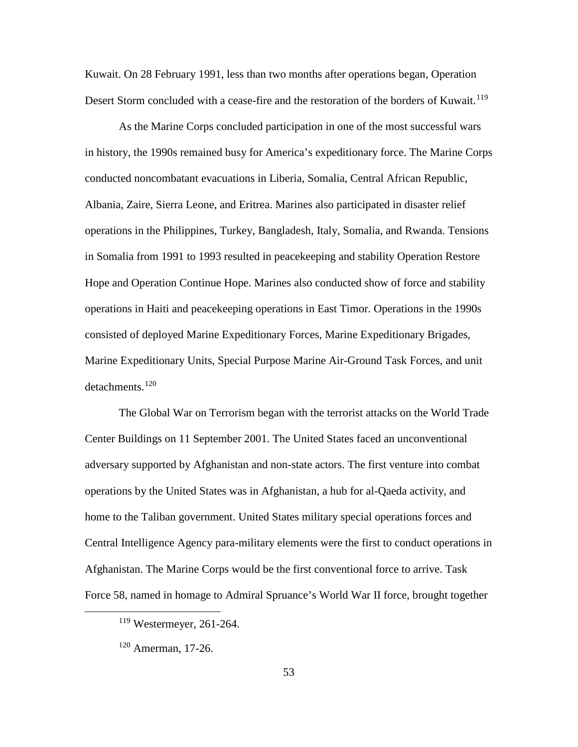Kuwait. On 28 February 1991, less than two months after operations began, Operation Desert Storm concluded with a cease-fire and the restoration of the borders of Kuwait.[119]

As the Marine Corps concluded participation in one of the most successful wars in history, the 1990s remained busy for America's expeditionary force. The Marine Corps conducted noncombatant evacuations in Liberia, Somalia, Central African Republic, Albania, Zaire, Sierra Leone, and Eritrea. Marines also participated in disaster relief operations in the Philippines, Turkey, Bangladesh, Italy, Somalia, and Rwanda. Tensions in Somalia from 1991 to 1993 resulted in peacekeeping and stability Operation Restore Hope and Operation Continue Hope. Marines also conducted show of force and stability operations in Haiti and peacekeeping operations in East Timor. Operations in the 1990s consisted of deployed Marine Expeditionary Forces, Marine Expeditionary Brigades, Marine Expeditionary Units, Special Purpose Marine Air-Ground Task Forces, and unit detachments.[120]

The Global War on Terrorism began with the terrorist attacks on the World Trade Center Buildings on 11 September 2001. The United States faced an unconventional adversary supported by Afghanistan and non-state actors. The first venture into combat operations by the United States was in Afghanistan, a hub for al-Qaeda activity, and home to the Taliban government. United States military special operations forces and Central Intelligence Agency para-military elements were the first to conduct operations in Afghanistan. The Marine Corps would be the first conventional force to arrive. Task Force 58, named in homage to Admiral Spruance's World War II force, brought together

[119] Westermeyer, 261-264.

[120] Amerman, 17-26.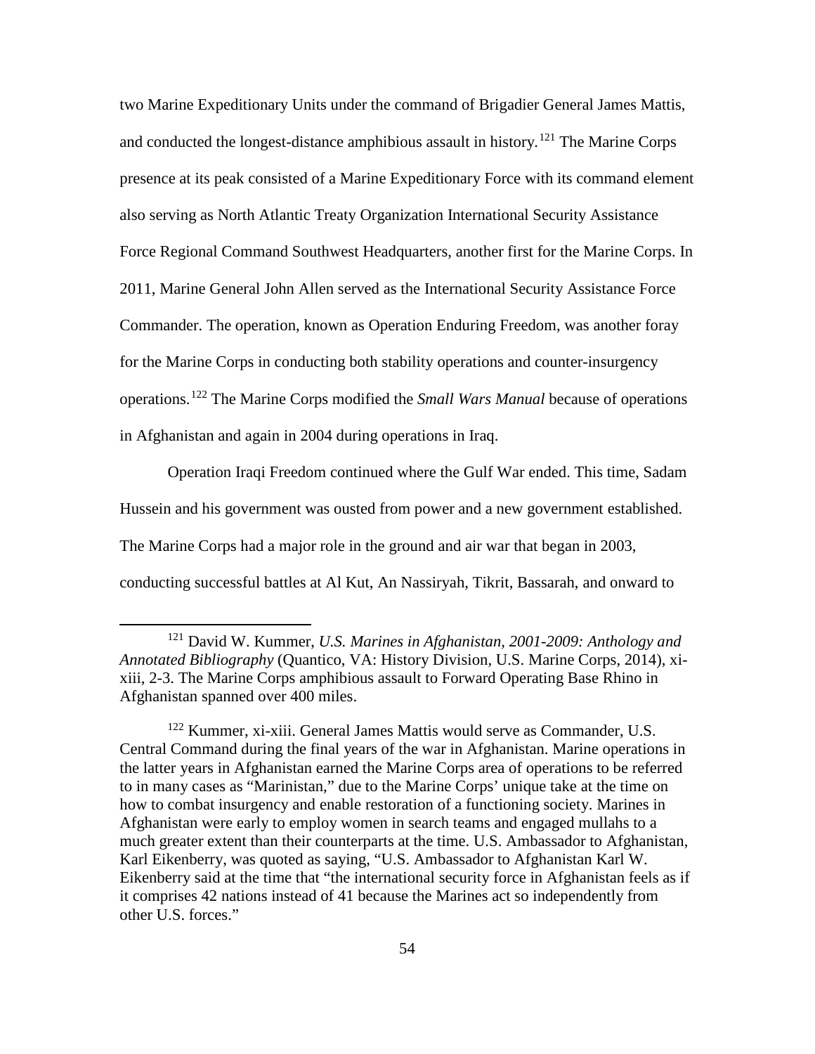two Marine Expeditionary Units under the command of Brigadier General James Mattis, and conducted the longest-distance amphibious assault in history.[121] The Marine Corps presence at its peak consisted of a Marine Expeditionary Force with its command element also serving as North Atlantic Treaty Organization International Security Assistance Force Regional Command Southwest Headquarters, another first for the Marine Corps. In 2011, Marine General John Allen served as the International Security Assistance Force Commander. The operation, known as Operation Enduring Freedom, was another foray for the Marine Corps in conducting both stability operations and counter-insurgency operations.[122] The Marine Corps modified the *Small Wars Manual* because of operations in Afghanistan and again in 2004 during operations in Iraq.

Operation Iraqi Freedom continued where the Gulf War ended. This time, Sadam Hussein and his government was ousted from power and a new government established. The Marine Corps had a major role in the ground and air war that began in 2003, conducting successful battles at Al Kut, An Nassiryah, Tikrit, Bassarah, and onward to

---

[121] David W. Kummer, *U.S. Marines in Afghanistan, 2001-2009: Anthology and Annotated Bibliography* (Quantico, VA: History Division, U.S. Marine Corps, 2014), xi-xiii, 2-3. The Marine Corps amphibious assault to Forward Operating Base Rhino in Afghanistan spanned over 400 miles.

[122] Kummer, xi-xiii. General James Mattis would serve as Commander, U.S. Central Command during the final years of the war in Afghanistan. Marine operations in the latter years in Afghanistan earned the Marine Corps area of operations to be referred to in many cases as "Marinistan," due to the Marine Corps' unique take at the time on how to combat insurgency and enable restoration of a functioning society. Marines in Afghanistan were early to employ women in search teams and engaged mullahs to a much greater extent than their counterparts at the time. U.S. Ambassador to Afghanistan, Karl Eikenberry, was quoted as saying, "U.S. Ambassador to Afghanistan Karl W. Eikenberry said at the time that "the international security force in Afghanistan feels as if it comprises 42 nations instead of 41 because the Marines act so independently from other U.S. forces."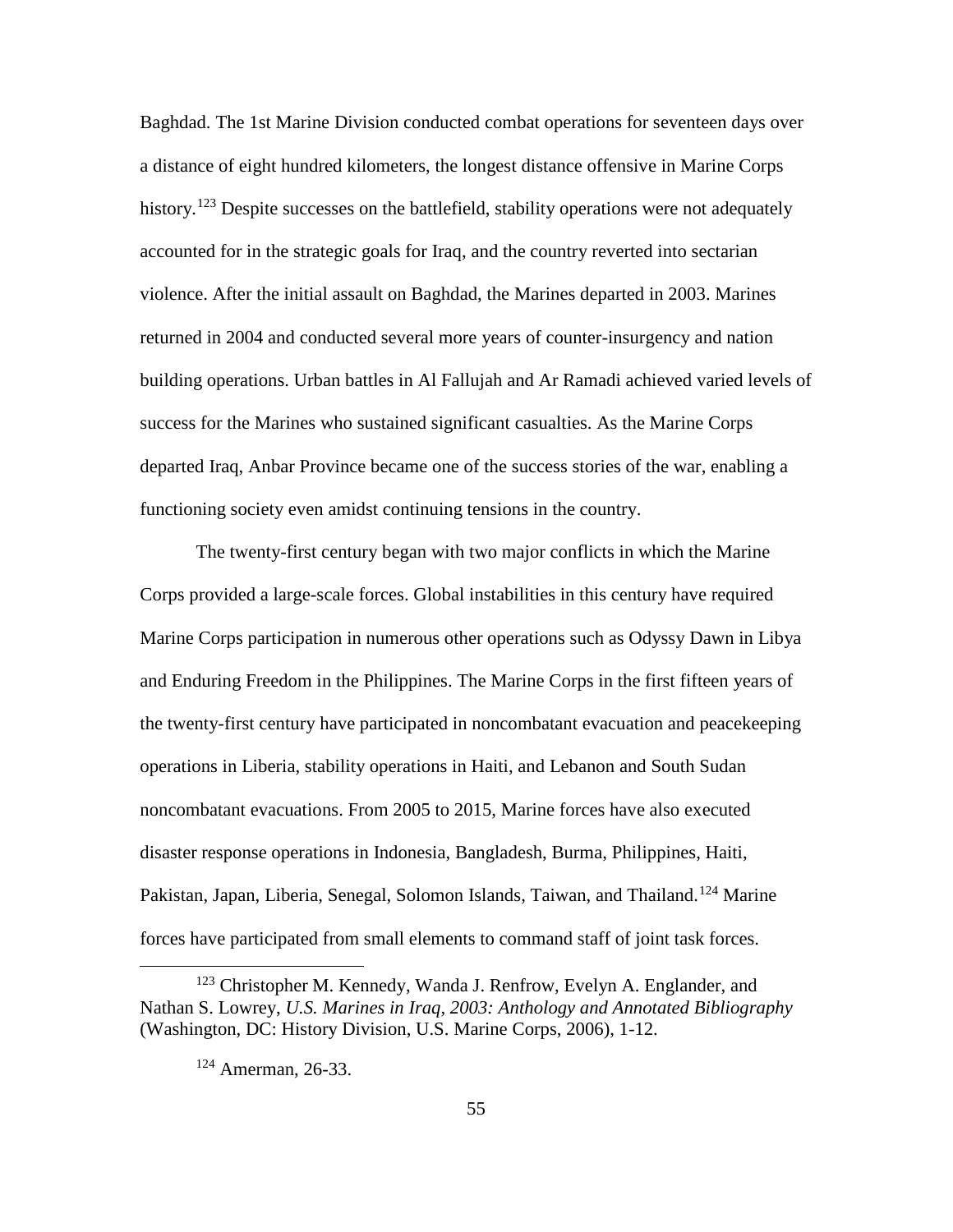Baghdad. The 1st Marine Division conducted combat operations for seventeen days over a distance of eight hundred kilometers, the longest distance offensive in Marine Corps history.[123] Despite successes on the battlefield, stability operations were not adequately accounted for in the strategic goals for Iraq, and the country reverted into sectarian violence. After the initial assault on Baghdad, the Marines departed in 2003. Marines returned in 2004 and conducted several more years of counter-insurgency and nation building operations. Urban battles in Al Fallujah and Ar Ramadi achieved varied levels of success for the Marines who sustained significant casualties. As the Marine Corps departed Iraq, Anbar Province became one of the success stories of the war, enabling a functioning society even amidst continuing tensions in the country.

The twenty-first century began with two major conflicts in which the Marine Corps provided a large-scale forces. Global instabilities in this century have required Marine Corps participation in numerous other operations such as Odyssy Dawn in Libya and Enduring Freedom in the Philippines. The Marine Corps in the first fifteen years of the twenty-first century have participated in noncombatant evacuation and peacekeeping operations in Liberia, stability operations in Haiti, and Lebanon and South Sudan noncombatant evacuations. From 2005 to 2015, Marine forces have also executed disaster response operations in Indonesia, Bangladesh, Burma, Philippines, Haiti, Pakistan, Japan, Liberia, Senegal, Solomon Islands, Taiwan, and Thailand.[124] Marine forces have participated from small elements to command staff of joint task forces.

---

[123] Christopher M. Kennedy, Wanda J. Renfrow, Evelyn A. Englander, and Nathan S. Lowrey, *U.S. Marines in Iraq, 2003: Anthology and Annotated Bibliography* (Washington, DC: History Division, U.S. Marine Corps, 2006), 1-12.

[124] Amerman, 26-33.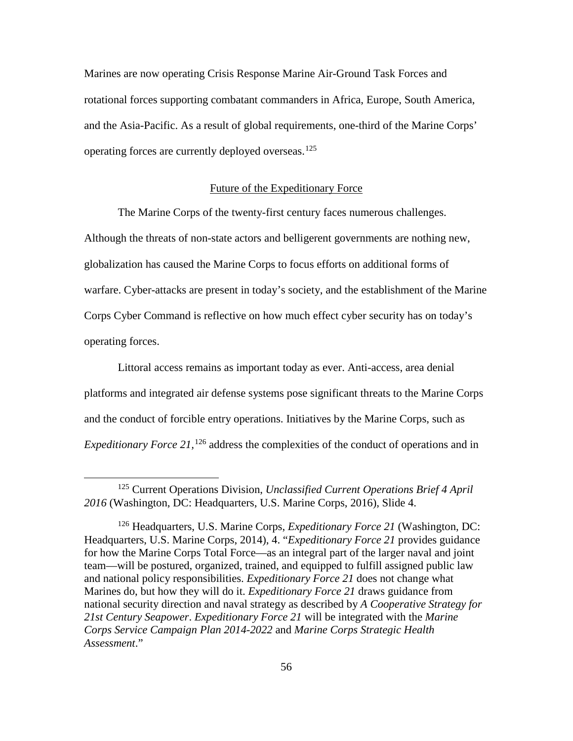Marines are now operating Crisis Response Marine Air-Ground Task Forces and rotational forces supporting combatant commanders in Africa, Europe, South America, and the Asia-Pacific. As a result of global requirements, one-third of the Marine Corps' operating forces are currently deployed overseas.[125]

## Future of the Expeditionary Force

The Marine Corps of the twenty-first century faces numerous challenges. Although the threats of non-state actors and belligerent governments are nothing new, globalization has caused the Marine Corps to focus efforts on additional forms of warfare. Cyber-attacks are present in today's society, and the establishment of the Marine Corps Cyber Command is reflective on how much effect cyber security has on today's operating forces.

Littoral access remains as important today as ever. Anti-access, area denial platforms and integrated air defense systems pose significant threats to the Marine Corps and the conduct of forcible entry operations. Initiatives by the Marine Corps, such as *Expeditionary Force 21*,[126] address the complexities of the conduct of operations and in

---

[125] Current Operations Division, *Unclassified Current Operations Brief 4 April 2016* (Washington, DC: Headquarters, U.S. Marine Corps, 2016), Slide 4.

[126] Headquarters, U.S. Marine Corps, *Expeditionary Force 21* (Washington, DC: Headquarters, U.S. Marine Corps, 2014), 4. "*Expeditionary Force 21* provides guidance for how the Marine Corps Total Force—as an integral part of the larger naval and joint team—will be postured, organized, trained, and equipped to fulfill assigned public law and national policy responsibilities. *Expeditionary Force 21* does not change what Marines do, but how they will do it. *Expeditionary Force 21* draws guidance from national security direction and naval strategy as described by *A Cooperative Strategy for 21st Century Seapower*. *Expeditionary Force 21* will be integrated with the *Marine Corps Service Campaign Plan 2014-2022* and *Marine Corps Strategic Health Assessment*."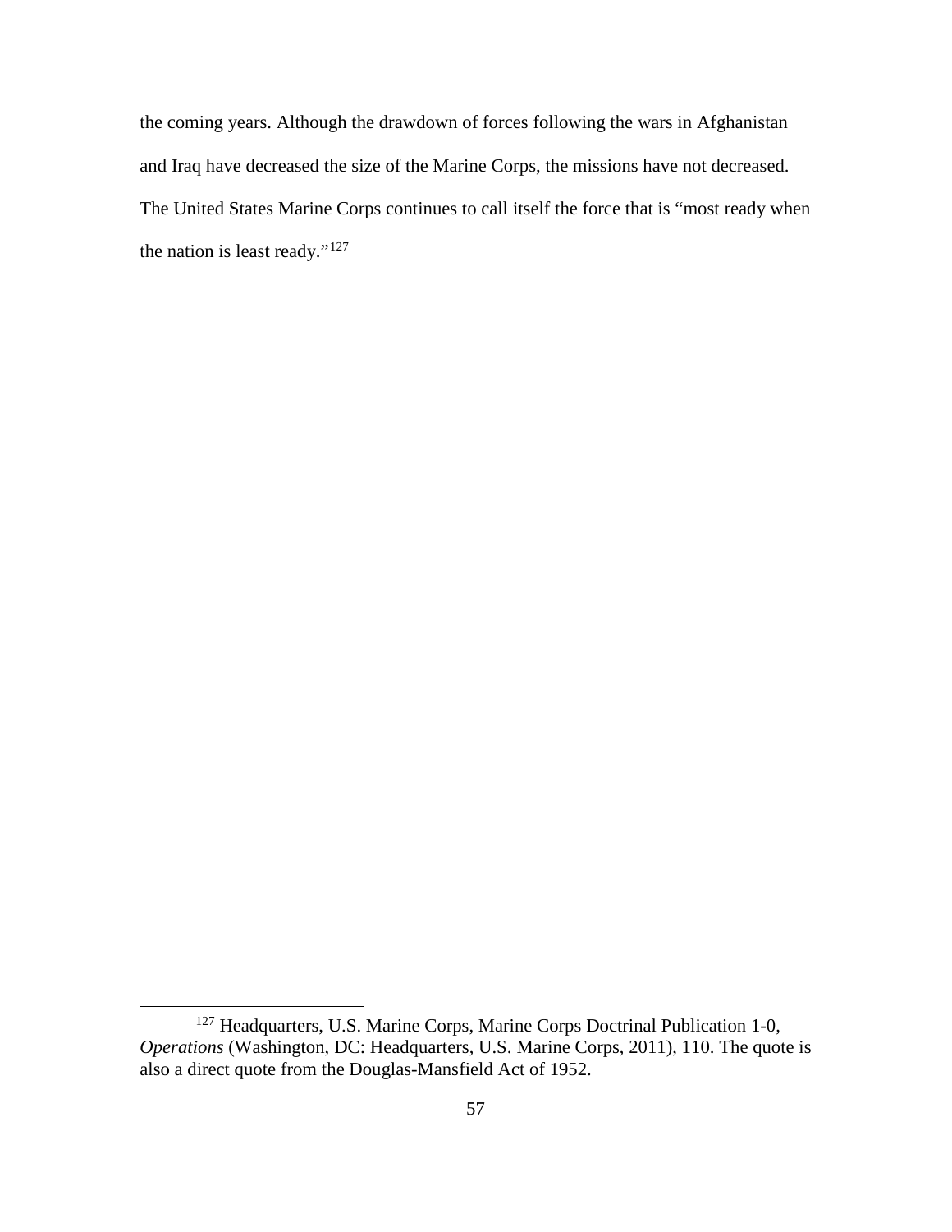the coming years. Although the drawdown of forces following the wars in Afghanistan and Iraq have decreased the size of the Marine Corps, the missions have not decreased. The United States Marine Corps continues to call itself the force that is "most ready when the nation is least ready."[127]

---

[127] Headquarters, U.S. Marine Corps, Marine Corps Doctrinal Publication 1-0, *Operations* (Washington, DC: Headquarters, U.S. Marine Corps, 2011), 110. The quote is also a direct quote from the Douglas-Mansfield Act of 1952.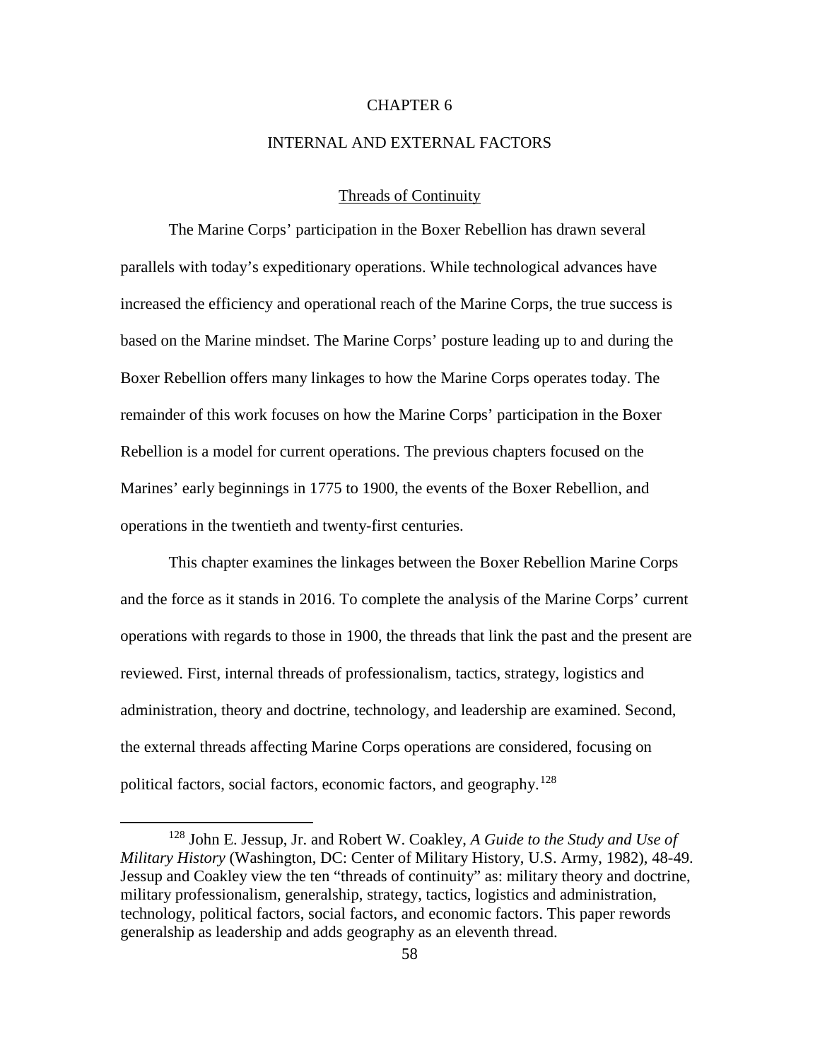# CHAPTER 6

# INTERNAL AND EXTERNAL FACTORS

## Threads of Continuity

The Marine Corps' participation in the Boxer Rebellion has drawn several parallels with today's expeditionary operations. While technological advances have increased the efficiency and operational reach of the Marine Corps, the true success is based on the Marine mindset. The Marine Corps' posture leading up to and during the Boxer Rebellion offers many linkages to how the Marine Corps operates today. The remainder of this work focuses on how the Marine Corps' participation in the Boxer Rebellion is a model for current operations. The previous chapters focused on the Marines' early beginnings in 1775 to 1900, the events of the Boxer Rebellion, and operations in the twentieth and twenty-first centuries.

This chapter examines the linkages between the Boxer Rebellion Marine Corps and the force as it stands in 2016. To complete the analysis of the Marine Corps' current operations with regards to those in 1900, the threads that link the past and the present are reviewed. First, internal threads of professionalism, tactics, strategy, logistics and administration, theory and doctrine, technology, and leadership are examined. Second, the external threads affecting Marine Corps operations are considered, focusing on political factors, social factors, economic factors, and geography.[128]

---

[128] John E. Jessup, Jr. and Robert W. Coakley, *A Guide to the Study and Use of Military History* (Washington, DC: Center of Military History, U.S. Army, 1982), 48-49. Jessup and Coakley view the ten "threads of continuity" as: military theory and doctrine, military professionalism, generalship, strategy, tactics, logistics and administration, technology, political factors, social factors, and economic factors. This paper rewords generalship as leadership and adds geography as an eleventh thread.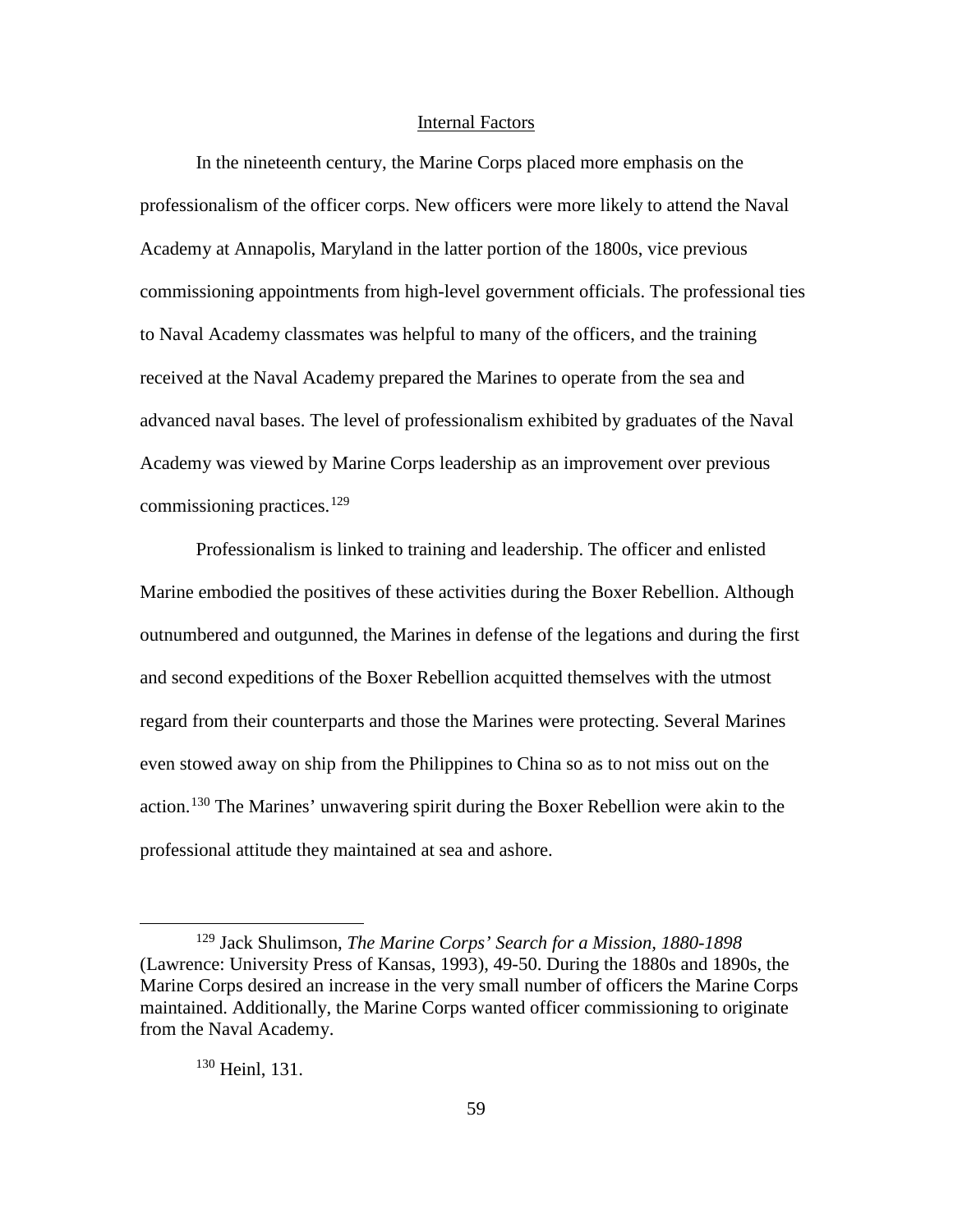## Internal Factors

In the nineteenth century, the Marine Corps placed more emphasis on the professionalism of the officer corps. New officers were more likely to attend the Naval Academy at Annapolis, Maryland in the latter portion of the 1800s, vice previous commissioning appointments from high-level government officials. The professional ties to Naval Academy classmates was helpful to many of the officers, and the training received at the Naval Academy prepared the Marines to operate from the sea and advanced naval bases. The level of professionalism exhibited by graduates of the Naval Academy was viewed by Marine Corps leadership as an improvement over previous commissioning practices.[129]

Professionalism is linked to training and leadership. The officer and enlisted Marine embodied the positives of these activities during the Boxer Rebellion. Although outnumbered and outgunned, the Marines in defense of the legations and during the first and second expeditions of the Boxer Rebellion acquitted themselves with the utmost regard from their counterparts and those the Marines were protecting. Several Marines even stowed away on ship from the Philippines to China so as to not miss out on the action.[130] The Marines' unwavering spirit during the Boxer Rebellion were akin to the professional attitude they maintained at sea and ashore.

---

[129] Jack Shulimson, *The Marine Corps' Search for a Mission, 1880-1898* (Lawrence: University Press of Kansas, 1993), 49-50. During the 1880s and 1890s, the Marine Corps desired an increase in the very small number of officers the Marine Corps maintained. Additionally, the Marine Corps wanted officer commissioning to originate from the Naval Academy.

[130] Heinl, 131.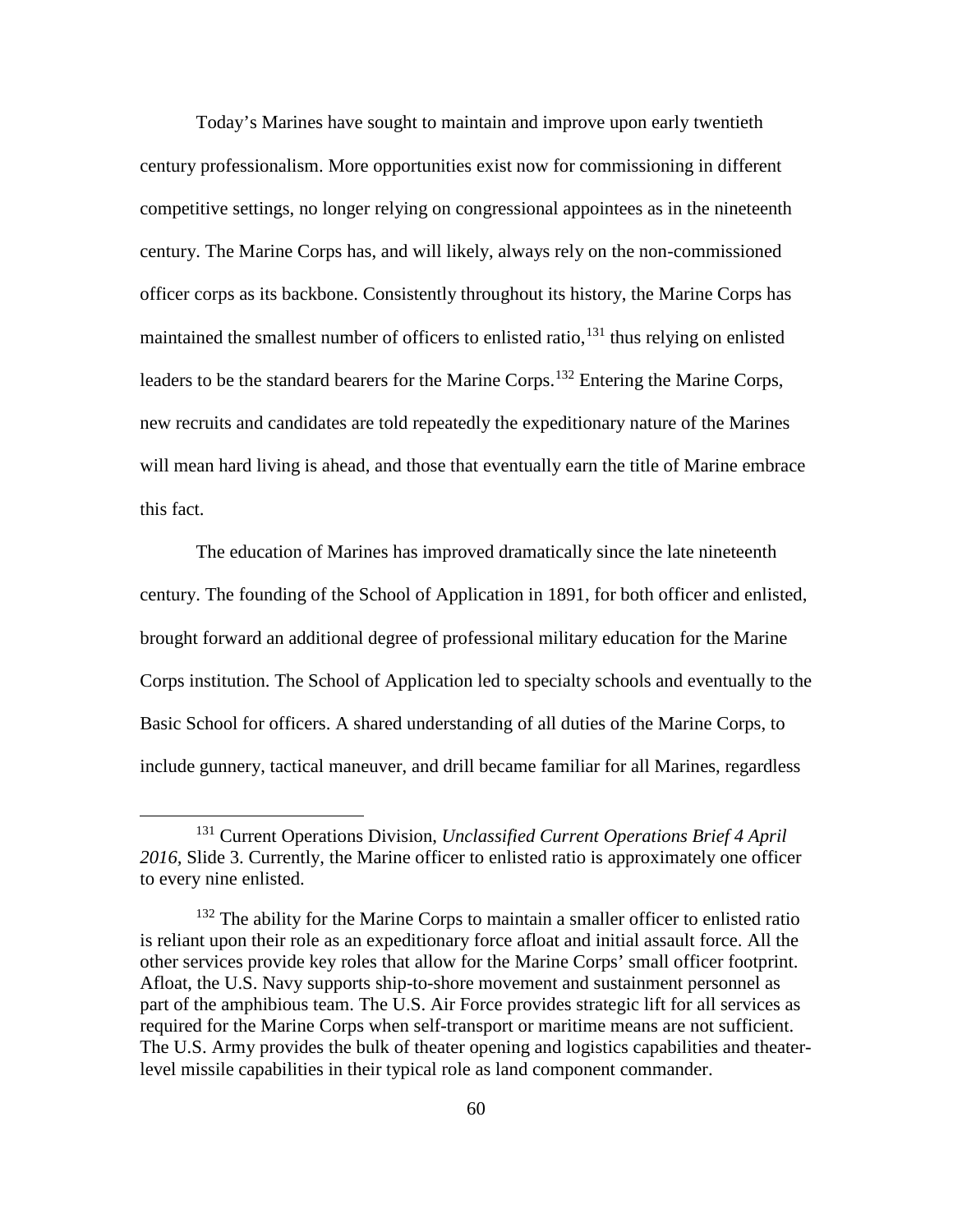Today's Marines have sought to maintain and improve upon early twentieth century professionalism. More opportunities exist now for commissioning in different competitive settings, no longer relying on congressional appointees as in the nineteenth century. The Marine Corps has, and will likely, always rely on the non-commissioned officer corps as its backbone. Consistently throughout its history, the Marine Corps has maintained the smallest number of officers to enlisted ratio,[131] thus relying on enlisted leaders to be the standard bearers for the Marine Corps.[132] Entering the Marine Corps, new recruits and candidates are told repeatedly the expeditionary nature of the Marines will mean hard living is ahead, and those that eventually earn the title of Marine embrace this fact.

The education of Marines has improved dramatically since the late nineteenth century. The founding of the School of Application in 1891, for both officer and enlisted, brought forward an additional degree of professional military education for the Marine Corps institution. The School of Application led to specialty schools and eventually to the Basic School for officers. A shared understanding of all duties of the Marine Corps, to include gunnery, tactical maneuver, and drill became familiar for all Marines, regardless

---

[131] Current Operations Division, *Unclassified Current Operations Brief 4 April 2016*, Slide 3. Currently, the Marine officer to enlisted ratio is approximately one officer to every nine enlisted.

[132] The ability for the Marine Corps to maintain a smaller officer to enlisted ratio is reliant upon their role as an expeditionary force afloat and initial assault force. All the other services provide key roles that allow for the Marine Corps' small officer footprint. Afloat, the U.S. Navy supports ship-to-shore movement and sustainment personnel as part of the amphibious team. The U.S. Air Force provides strategic lift for all services as required for the Marine Corps when self-transport or maritime means are not sufficient. The U.S. Army provides the bulk of theater opening and logistics capabilities and theater-level missile capabilities in their typical role as land component commander.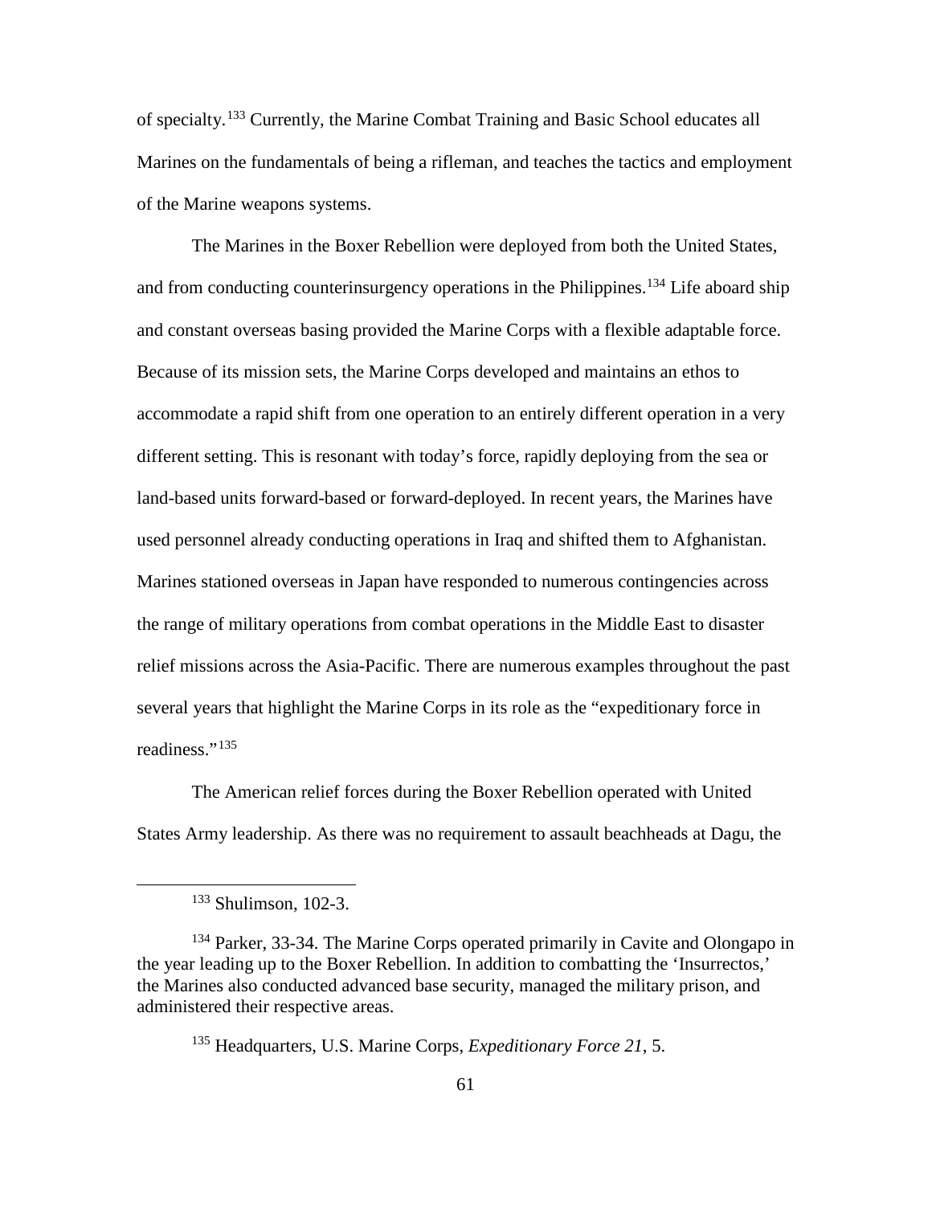of specialty.[133] Currently, the Marine Combat Training and Basic School educates all Marines on the fundamentals of being a rifleman, and teaches the tactics and employment of the Marine weapons systems.

The Marines in the Boxer Rebellion were deployed from both the United States, and from conducting counterinsurgency operations in the Philippines.[134] Life aboard ship and constant overseas basing provided the Marine Corps with a flexible adaptable force. Because of its mission sets, the Marine Corps developed and maintains an ethos to accommodate a rapid shift from one operation to an entirely different operation in a very different setting. This is resonant with today's force, rapidly deploying from the sea or land-based units forward-based or forward-deployed. In recent years, the Marines have used personnel already conducting operations in Iraq and shifted them to Afghanistan. Marines stationed overseas in Japan have responded to numerous contingencies across the range of military operations from combat operations in the Middle East to disaster relief missions across the Asia-Pacific. There are numerous examples throughout the past several years that highlight the Marine Corps in its role as the "expeditionary force in readiness."[135]

The American relief forces during the Boxer Rebellion operated with United States Army leadership. As there was no requirement to assault beachheads at Dagu, the

---

[133] Shulimson, 102-3.

[134] Parker, 33-34. The Marine Corps operated primarily in Cavite and Olongapo in the year leading up to the Boxer Rebellion. In addition to combatting the 'Insurrectos,' the Marines also conducted advanced base security, managed the military prison, and administered their respective areas.

[135] Headquarters, U.S. Marine Corps, *Expeditionary Force 21*, 5.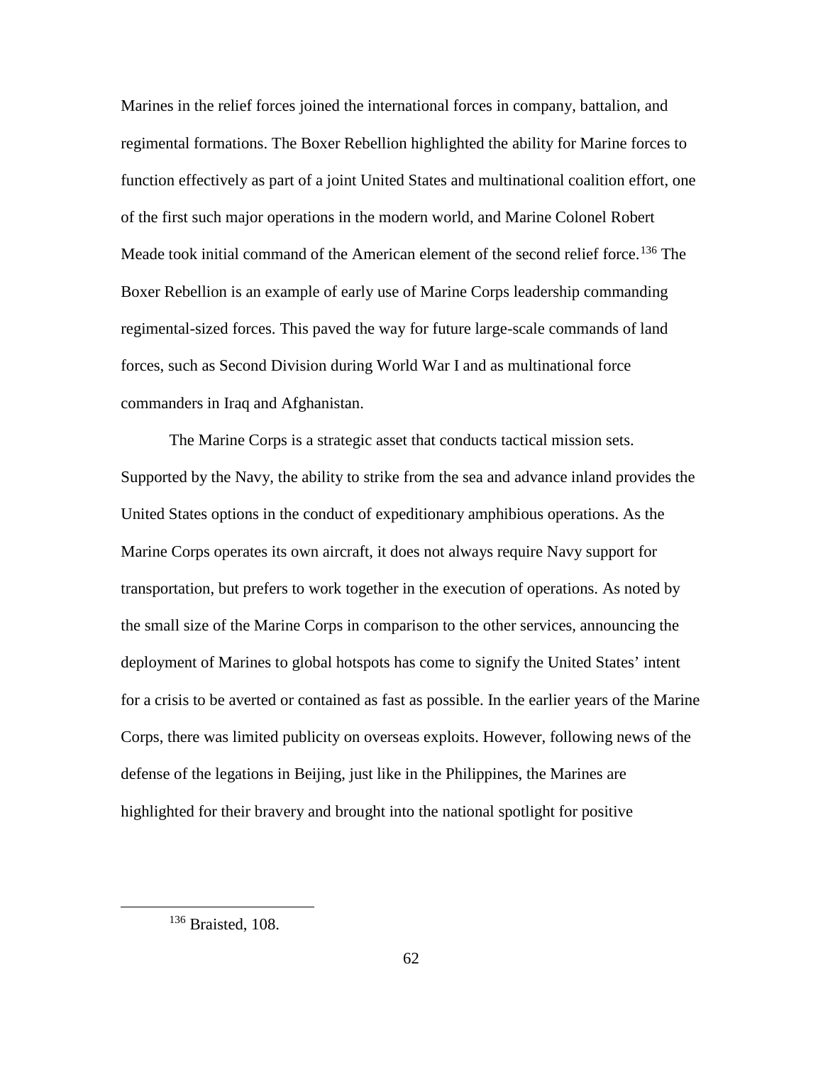Marines in the relief forces joined the international forces in company, battalion, and regimental formations. The Boxer Rebellion highlighted the ability for Marine forces to function effectively as part of a joint United States and multinational coalition effort, one of the first such major operations in the modern world, and Marine Colonel Robert Meade took initial command of the American element of the second relief force.[136] The Boxer Rebellion is an example of early use of Marine Corps leadership commanding regimental-sized forces. This paved the way for future large-scale commands of land forces, such as Second Division during World War I and as multinational force commanders in Iraq and Afghanistan.

The Marine Corps is a strategic asset that conducts tactical mission sets. Supported by the Navy, the ability to strike from the sea and advance inland provides the United States options in the conduct of expeditionary amphibious operations. As the Marine Corps operates its own aircraft, it does not always require Navy support for transportation, but prefers to work together in the execution of operations. As noted by the small size of the Marine Corps in comparison to the other services, announcing the deployment of Marines to global hotspots has come to signify the United States' intent for a crisis to be averted or contained as fast as possible. In the earlier years of the Marine Corps, there was limited publicity on overseas exploits. However, following news of the defense of the legations in Beijing, just like in the Philippines, the Marines are highlighted for their bravery and brought into the national spotlight for positive

[136] Braisted, 108.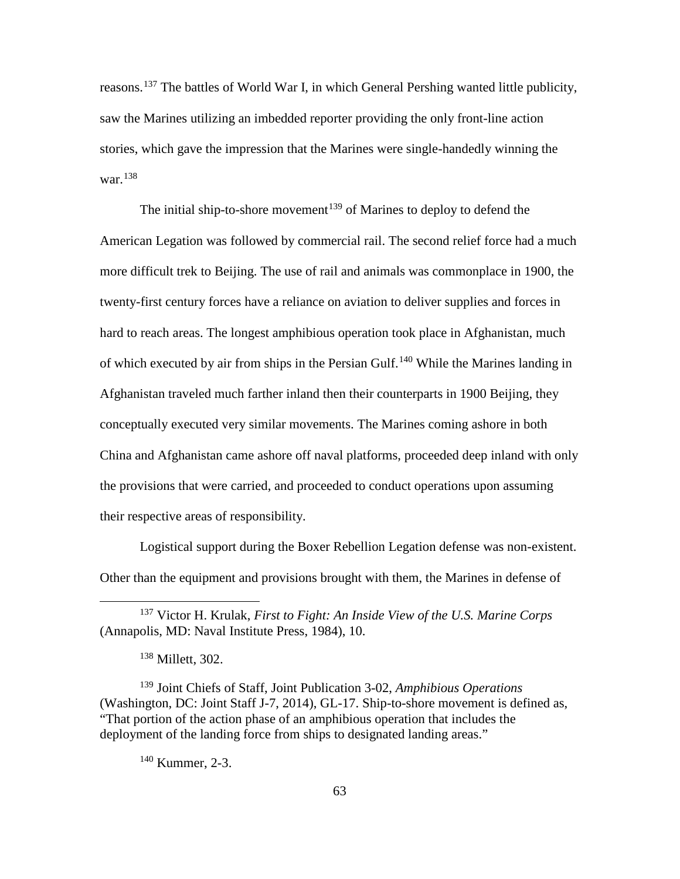reasons.[137] The battles of World War I, in which General Pershing wanted little publicity, saw the Marines utilizing an imbedded reporter providing the only front-line action stories, which gave the impression that the Marines were single-handedly winning the war.[138]

The initial ship-to-shore movement[139] of Marines to deploy to defend the American Legation was followed by commercial rail. The second relief force had a much more difficult trek to Beijing. The use of rail and animals was commonplace in 1900, the twenty-first century forces have a reliance on aviation to deliver supplies and forces in hard to reach areas. The longest amphibious operation took place in Afghanistan, much of which executed by air from ships in the Persian Gulf.[140] While the Marines landing in Afghanistan traveled much farther inland then their counterparts in 1900 Beijing, they conceptually executed very similar movements. The Marines coming ashore in both China and Afghanistan came ashore off naval platforms, proceeded deep inland with only the provisions that were carried, and proceeded to conduct operations upon assuming their respective areas of responsibility.

Logistical support during the Boxer Rebellion Legation defense was non-existent. Other than the equipment and provisions brought with them, the Marines in defense of

---

[137] Victor H. Krulak, *First to Fight: An Inside View of the U.S. Marine Corps* (Annapolis, MD: Naval Institute Press, 1984), 10.

[138] Millett, 302.

[139] Joint Chiefs of Staff, Joint Publication 3-02, *Amphibious Operations* (Washington, DC: Joint Staff J-7, 2014), GL-17. Ship-to-shore movement is defined as, "That portion of the action phase of an amphibious operation that includes the deployment of the landing force from ships to designated landing areas."

[140] Kummer, 2-3.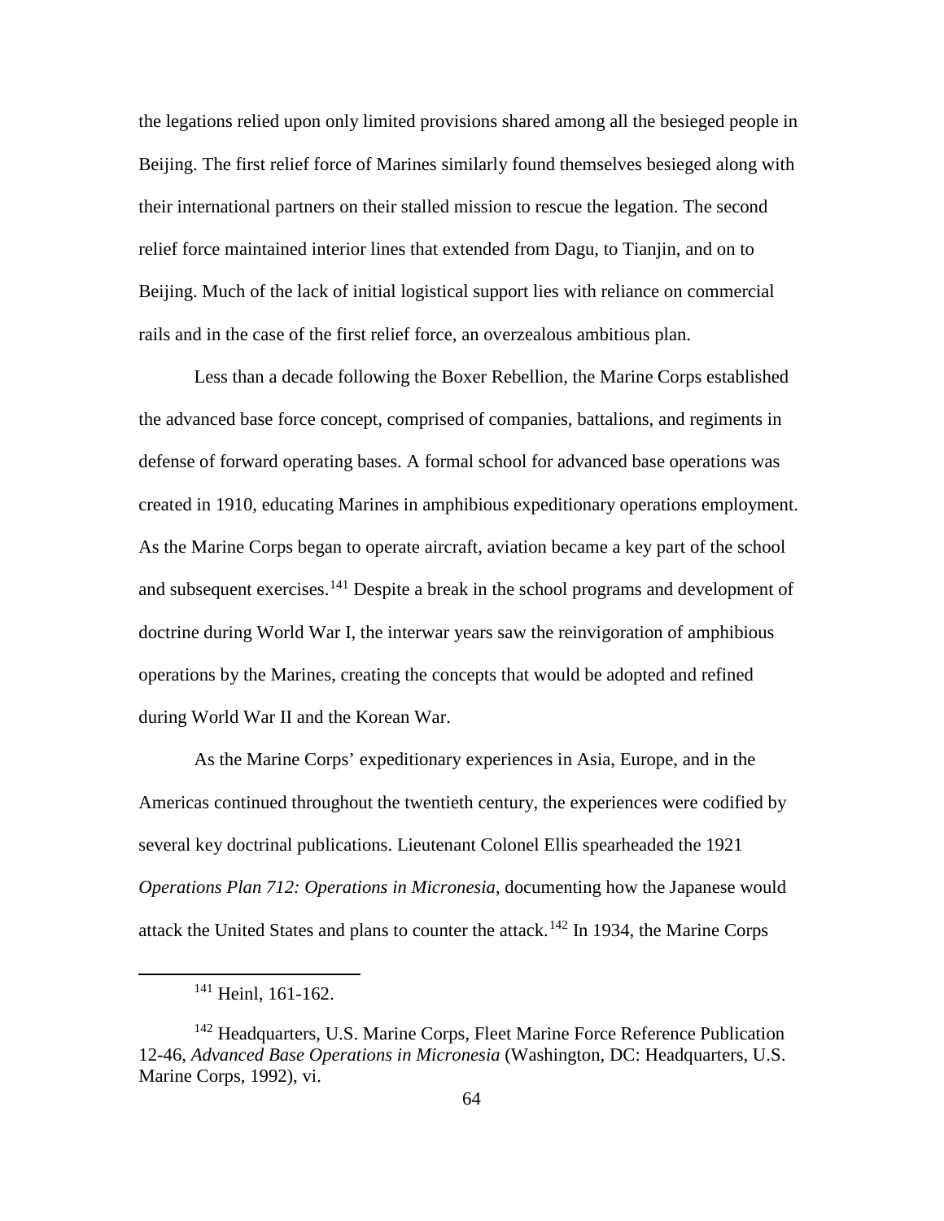the legations relied upon only limited provisions shared among all the besieged people in Beijing. The first relief force of Marines similarly found themselves besieged along with their international partners on their stalled mission to rescue the legation. The second relief force maintained interior lines that extended from Dagu, to Tianjin, and on to Beijing. Much of the lack of initial logistical support lies with reliance on commercial rails and in the case of the first relief force, an overzealous ambitious plan.

Less than a decade following the Boxer Rebellion, the Marine Corps established the advanced base force concept, comprised of companies, battalions, and regiments in defense of forward operating bases. A formal school for advanced base operations was created in 1910, educating Marines in amphibious expeditionary operations employment. As the Marine Corps began to operate aircraft, aviation became a key part of the school and subsequent exercises.[141] Despite a break in the school programs and development of doctrine during World War I, the interwar years saw the reinvigoration of amphibious operations by the Marines, creating the concepts that would be adopted and refined during World War II and the Korean War.

As the Marine Corps' expeditionary experiences in Asia, Europe, and in the Americas continued throughout the twentieth century, the experiences were codified by several key doctrinal publications. Lieutenant Colonel Ellis spearheaded the 1921 *Operations Plan 712: Operations in Micronesia*, documenting how the Japanese would attack the United States and plans to counter the attack.[142] In 1934, the Marine Corps

---

[141] Heinl, 161-162.

[142] Headquarters, U.S. Marine Corps, Fleet Marine Force Reference Publication 12-46, *Advanced Base Operations in Micronesia* (Washington, DC: Headquarters, U.S. Marine Corps, 1992), vi.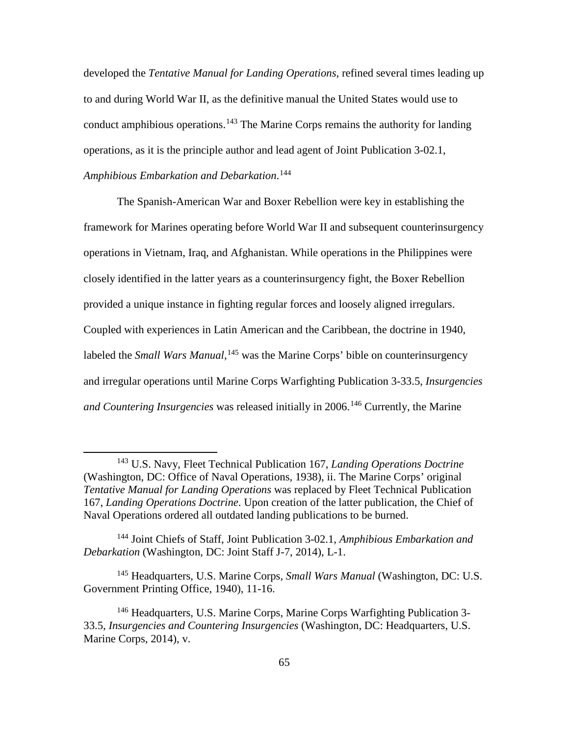developed the *Tentative Manual for Landing Operations*, refined several times leading up to and during World War II, as the definitive manual the United States would use to conduct amphibious operations.[143] The Marine Corps remains the authority for landing operations, as it is the principle author and lead agent of Joint Publication 3-02.1, *Amphibious Embarkation and Debarkation*.[144]

The Spanish-American War and Boxer Rebellion were key in establishing the framework for Marines operating before World War II and subsequent counterinsurgency operations in Vietnam, Iraq, and Afghanistan. While operations in the Philippines were closely identified in the latter years as a counterinsurgency fight, the Boxer Rebellion provided a unique instance in fighting regular forces and loosely aligned irregulars. Coupled with experiences in Latin American and the Caribbean, the doctrine in 1940, labeled the *Small Wars Manual*,[145] was the Marine Corps' bible on counterinsurgency and irregular operations until Marine Corps Warfighting Publication 3-33.5, *Insurgencies and Countering Insurgencies* was released initially in 2006.[146] Currently, the Marine

---

[143] U.S. Navy, Fleet Technical Publication 167, *Landing Operations Doctrine* (Washington, DC: Office of Naval Operations, 1938), ii. The Marine Corps' original *Tentative Manual for Landing Operations* was replaced by Fleet Technical Publication 167, *Landing Operations Doctrine*. Upon creation of the latter publication, the Chief of Naval Operations ordered all outdated landing publications to be burned.

[144] Joint Chiefs of Staff, Joint Publication 3-02.1, *Amphibious Embarkation and Debarkation* (Washington, DC: Joint Staff J-7, 2014), L-1.

[145] Headquarters, U.S. Marine Corps, *Small Wars Manual* (Washington, DC: U.S. Government Printing Office, 1940), 11-16.

[146] Headquarters, U.S. Marine Corps, Marine Corps Warfighting Publication 3-33.5, *Insurgencies and Countering Insurgencies* (Washington, DC: Headquarters, U.S. Marine Corps, 2014), v.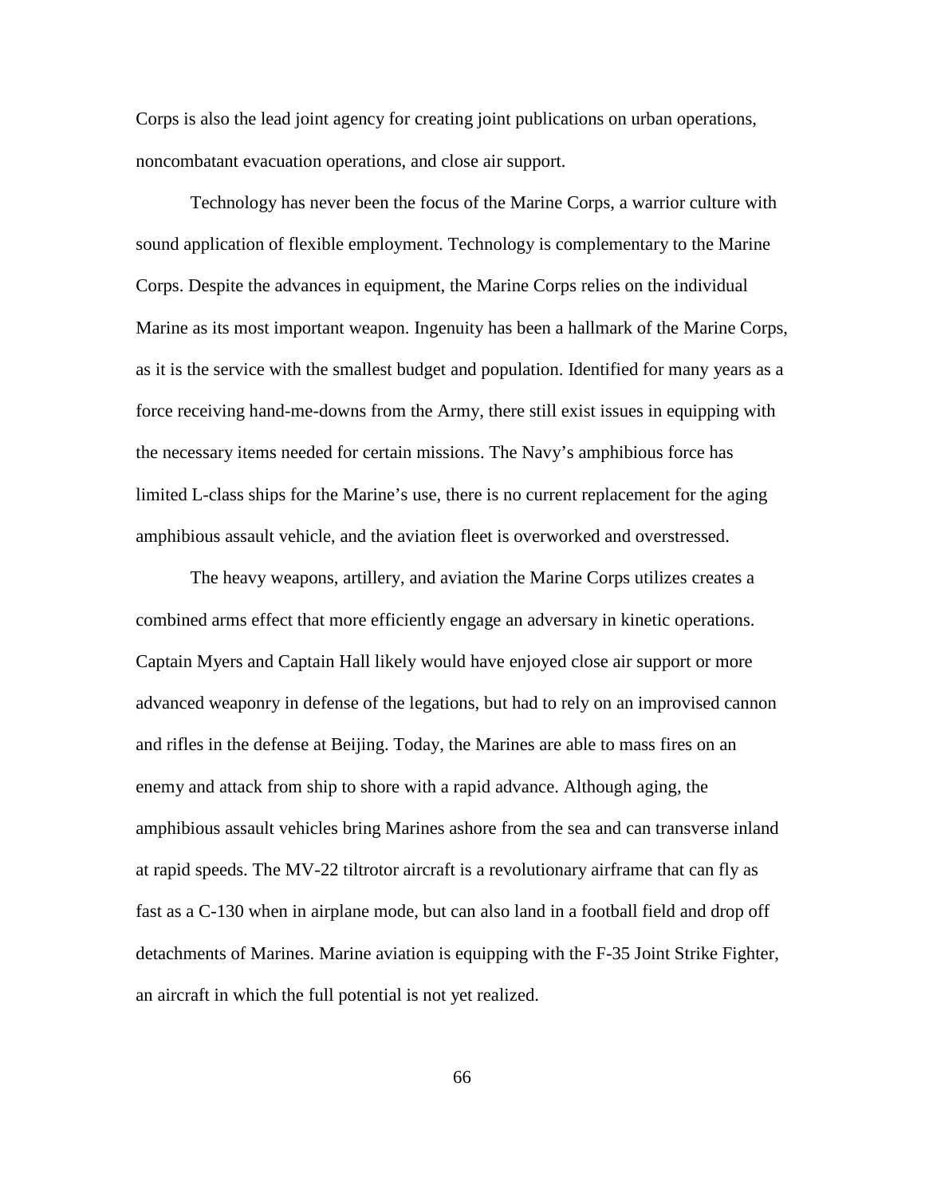Corps is also the lead joint agency for creating joint publications on urban operations, noncombatant evacuation operations, and close air support.

Technology has never been the focus of the Marine Corps, a warrior culture with sound application of flexible employment. Technology is complementary to the Marine Corps. Despite the advances in equipment, the Marine Corps relies on the individual Marine as its most important weapon. Ingenuity has been a hallmark of the Marine Corps, as it is the service with the smallest budget and population. Identified for many years as a force receiving hand-me-downs from the Army, there still exist issues in equipping with the necessary items needed for certain missions. The Navy's amphibious force has limited L-class ships for the Marine's use, there is no current replacement for the aging amphibious assault vehicle, and the aviation fleet is overworked and overstressed.

The heavy weapons, artillery, and aviation the Marine Corps utilizes creates a combined arms effect that more efficiently engage an adversary in kinetic operations. Captain Myers and Captain Hall likely would have enjoyed close air support or more advanced weaponry in defense of the legations, but had to rely on an improvised cannon and rifles in the defense at Beijing. Today, the Marines are able to mass fires on an enemy and attack from ship to shore with a rapid advance. Although aging, the amphibious assault vehicles bring Marines ashore from the sea and can transverse inland at rapid speeds. The MV-22 tiltrotor aircraft is a revolutionary airframe that can fly as fast as a C-130 when in airplane mode, but can also land in a football field and drop off detachments of Marines. Marine aviation is equipping with the F-35 Joint Strike Fighter, an aircraft in which the full potential is not yet realized.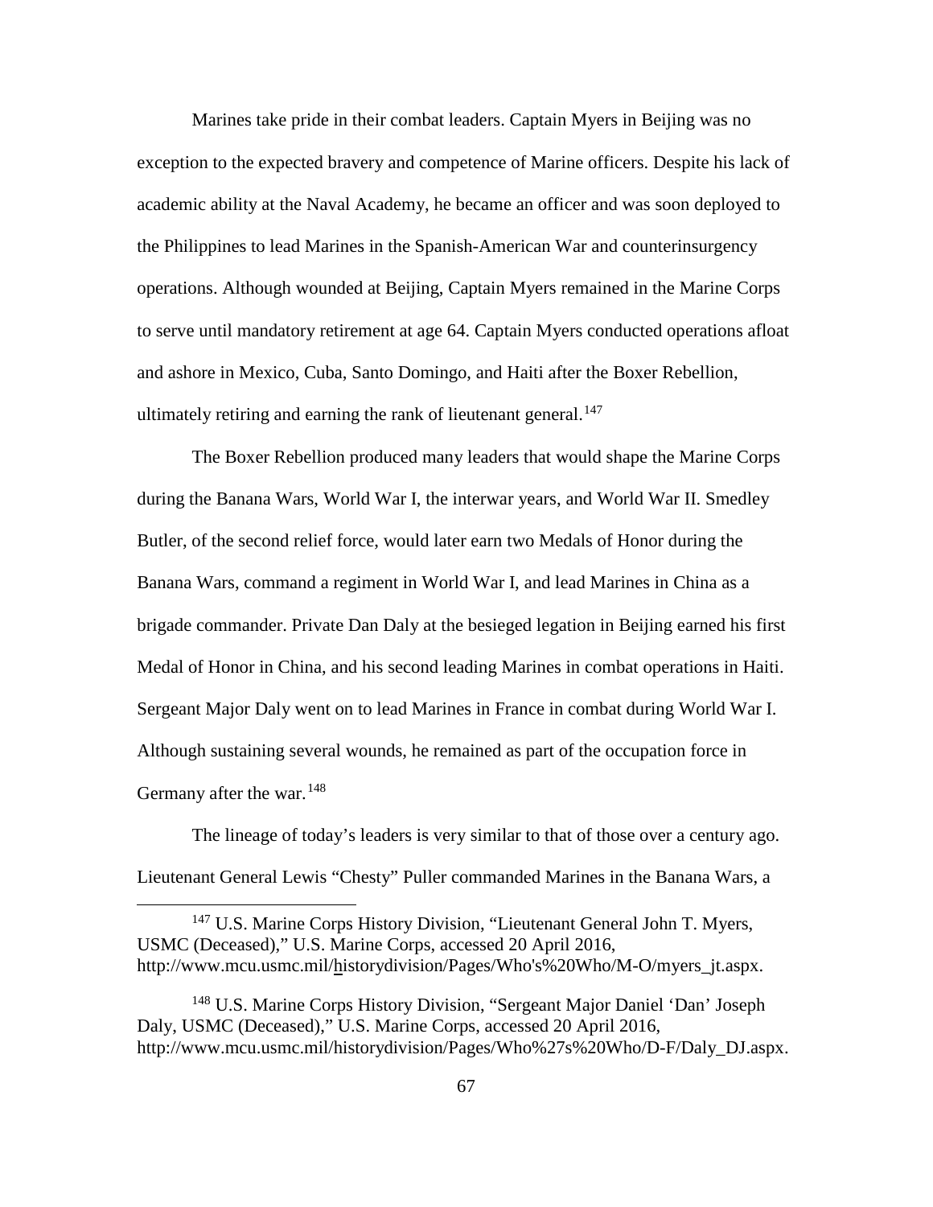Marines take pride in their combat leaders. Captain Myers in Beijing was no exception to the expected bravery and competence of Marine officers. Despite his lack of academic ability at the Naval Academy, he became an officer and was soon deployed to the Philippines to lead Marines in the Spanish-American War and counterinsurgency operations. Although wounded at Beijing, Captain Myers remained in the Marine Corps to serve until mandatory retirement at age 64. Captain Myers conducted operations afloat and ashore in Mexico, Cuba, Santo Domingo, and Haiti after the Boxer Rebellion, ultimately retiring and earning the rank of lieutenant general.[147]

The Boxer Rebellion produced many leaders that would shape the Marine Corps during the Banana Wars, World War I, the interwar years, and World War II. Smedley Butler, of the second relief force, would later earn two Medals of Honor during the Banana Wars, command a regiment in World War I, and lead Marines in China as a brigade commander. Private Dan Daly at the besieged legation in Beijing earned his first Medal of Honor in China, and his second leading Marines in combat operations in Haiti. Sergeant Major Daly went on to lead Marines in France in combat during World War I. Although sustaining several wounds, he remained as part of the occupation force in Germany after the war.[148]

The lineage of today's leaders is very similar to that of those over a century ago. Lieutenant General Lewis "Chesty" Puller commanded Marines in the Banana Wars, a

---

[147] U.S. Marine Corps History Division, "Lieutenant General John T. Myers, USMC (Deceased)," U.S. Marine Corps, accessed 20 April 2016, http://www.mcu.usmc.mil/historydivision/Pages/Who's%20Who/M-O/myers_jt.aspx.

[148] U.S. Marine Corps History Division, "Sergeant Major Daniel 'Dan' Joseph Daly, USMC (Deceased)," U.S. Marine Corps, accessed 20 April 2016, http://www.mcu.usmc.mil/historydivision/Pages/Who%27s%20Who/D-F/Daly_DJ.aspx.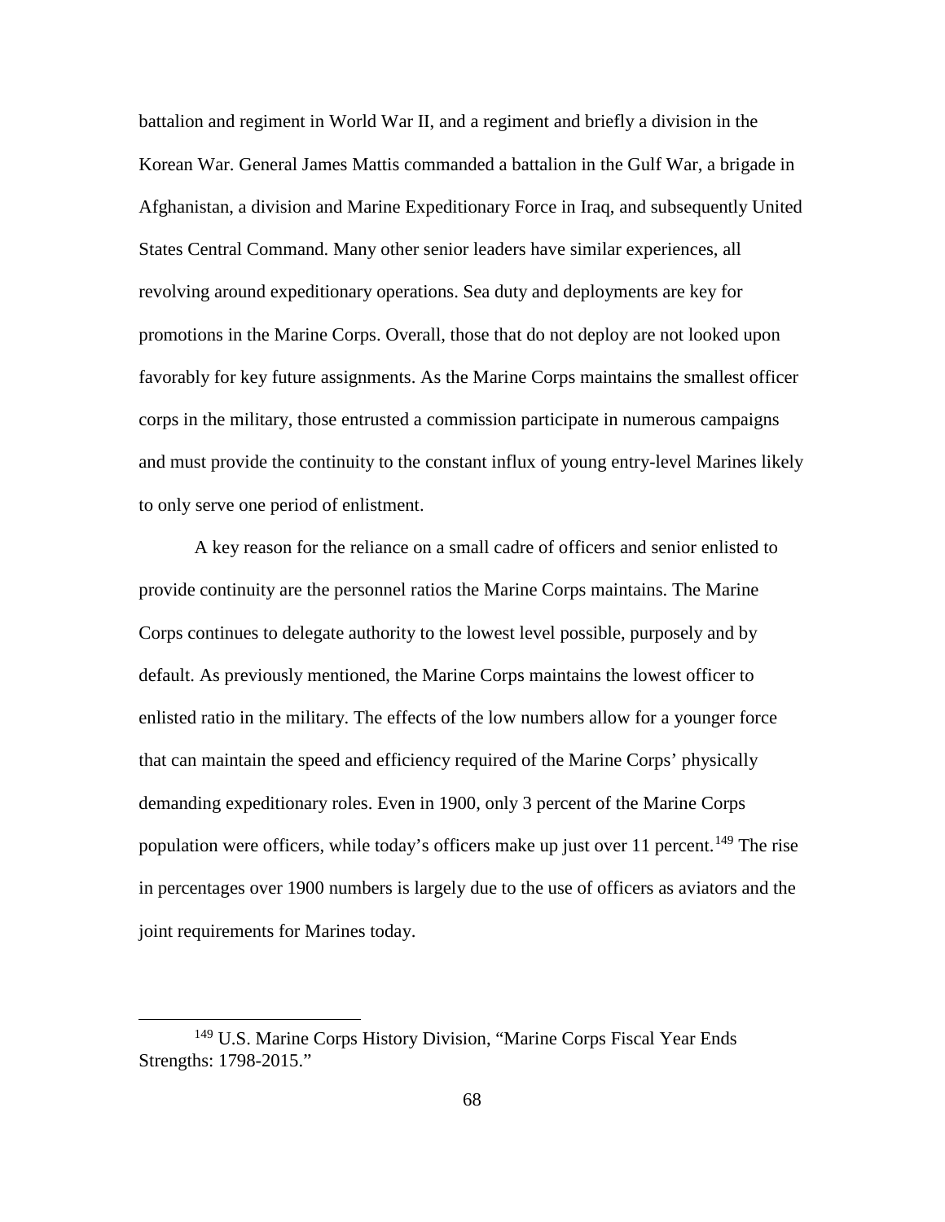battalion and regiment in World War II, and a regiment and briefly a division in the Korean War. General James Mattis commanded a battalion in the Gulf War, a brigade in Afghanistan, a division and Marine Expeditionary Force in Iraq, and subsequently United States Central Command. Many other senior leaders have similar experiences, all revolving around expeditionary operations. Sea duty and deployments are key for promotions in the Marine Corps. Overall, those that do not deploy are not looked upon favorably for key future assignments. As the Marine Corps maintains the smallest officer corps in the military, those entrusted a commission participate in numerous campaigns and must provide the continuity to the constant influx of young entry-level Marines likely to only serve one period of enlistment.

A key reason for the reliance on a small cadre of officers and senior enlisted to provide continuity are the personnel ratios the Marine Corps maintains. The Marine Corps continues to delegate authority to the lowest level possible, purposely and by default. As previously mentioned, the Marine Corps maintains the lowest officer to enlisted ratio in the military. The effects of the low numbers allow for a younger force that can maintain the speed and efficiency required of the Marine Corps' physically demanding expeditionary roles. Even in 1900, only 3 percent of the Marine Corps population were officers, while today's officers make up just over 11 percent.[149] The rise in percentages over 1900 numbers is largely due to the use of officers as aviators and the joint requirements for Marines today.

---

[149] U.S. Marine Corps History Division, "Marine Corps Fiscal Year Ends Strengths: 1798-2015."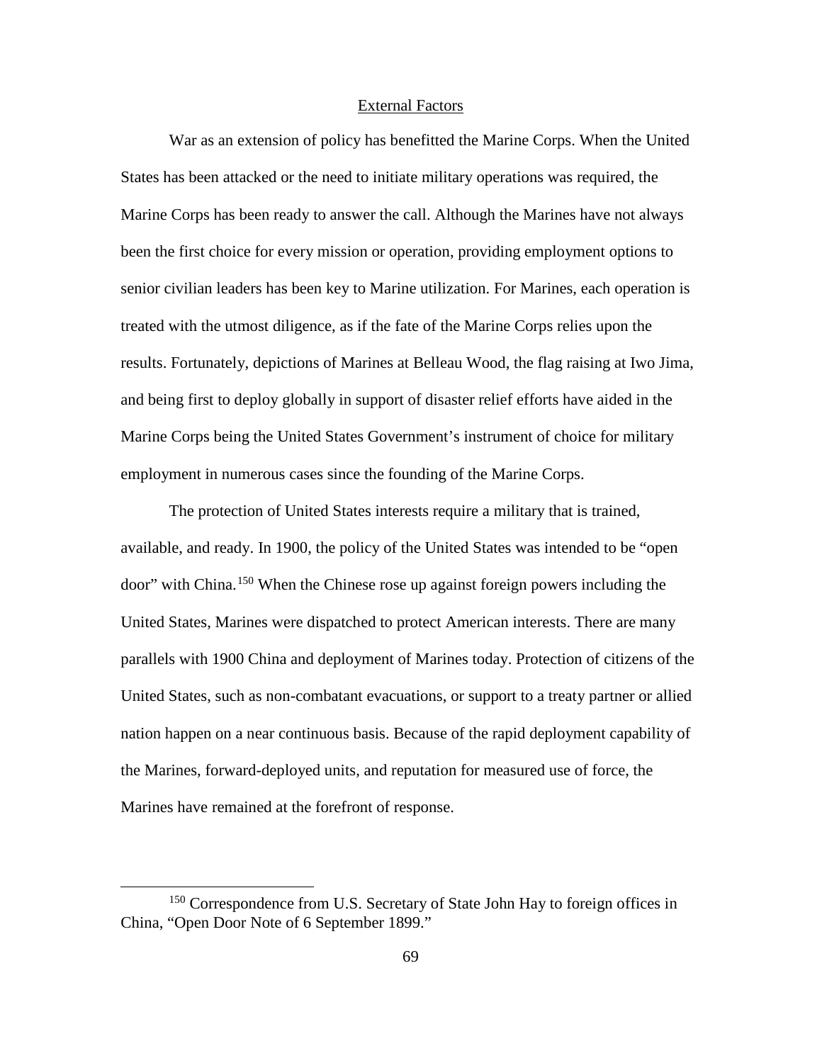## External Factors

War as an extension of policy has benefitted the Marine Corps. When the United States has been attacked or the need to initiate military operations was required, the Marine Corps has been ready to answer the call. Although the Marines have not always been the first choice for every mission or operation, providing employment options to senior civilian leaders has been key to Marine utilization. For Marines, each operation is treated with the utmost diligence, as if the fate of the Marine Corps relies upon the results. Fortunately, depictions of Marines at Belleau Wood, the flag raising at Iwo Jima, and being first to deploy globally in support of disaster relief efforts have aided in the Marine Corps being the United States Government's instrument of choice for military employment in numerous cases since the founding of the Marine Corps.

The protection of United States interests require a military that is trained, available, and ready. In 1900, the policy of the United States was intended to be "open door" with China.[150] When the Chinese rose up against foreign powers including the United States, Marines were dispatched to protect American interests. There are many parallels with 1900 China and deployment of Marines today. Protection of citizens of the United States, such as non-combatant evacuations, or support to a treaty partner or allied nation happen on a near continuous basis. Because of the rapid deployment capability of the Marines, forward-deployed units, and reputation for measured use of force, the Marines have remained at the forefront of response.

---

[150] Correspondence from U.S. Secretary of State John Hay to foreign offices in China, "Open Door Note of 6 September 1899."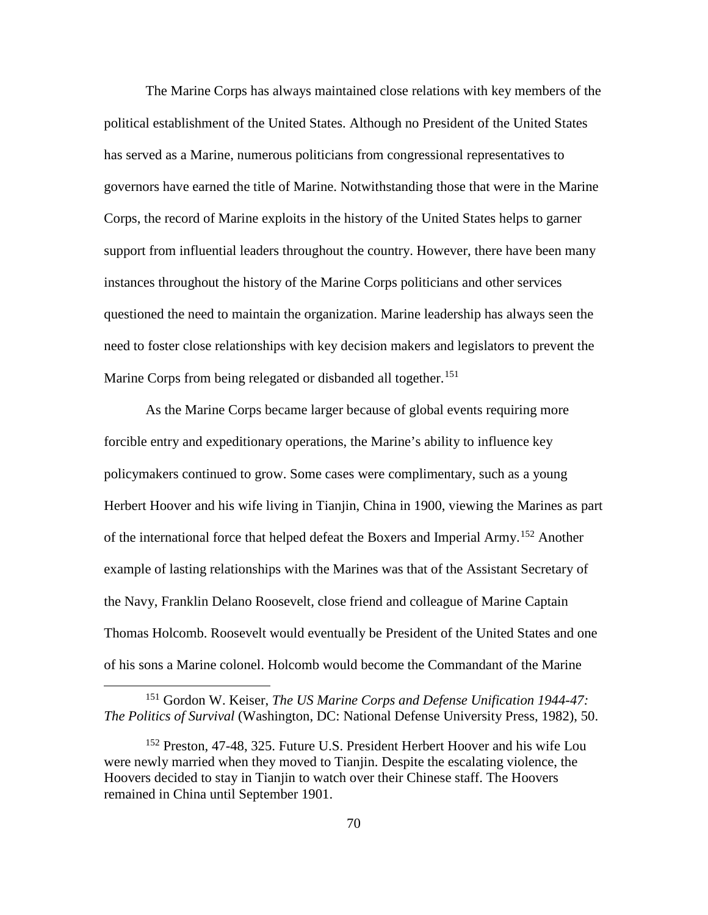The Marine Corps has always maintained close relations with key members of the political establishment of the United States. Although no President of the United States has served as a Marine, numerous politicians from congressional representatives to governors have earned the title of Marine. Notwithstanding those that were in the Marine Corps, the record of Marine exploits in the history of the United States helps to garner support from influential leaders throughout the country. However, there have been many instances throughout the history of the Marine Corps politicians and other services questioned the need to maintain the organization. Marine leadership has always seen the need to foster close relationships with key decision makers and legislators to prevent the Marine Corps from being relegated or disbanded all together.[151]

As the Marine Corps became larger because of global events requiring more forcible entry and expeditionary operations, the Marine's ability to influence key policymakers continued to grow. Some cases were complimentary, such as a young Herbert Hoover and his wife living in Tianjin, China in 1900, viewing the Marines as part of the international force that helped defeat the Boxers and Imperial Army.[152] Another example of lasting relationships with the Marines was that of the Assistant Secretary of the Navy, Franklin Delano Roosevelt, close friend and colleague of Marine Captain Thomas Holcomb. Roosevelt would eventually be President of the United States and one of his sons a Marine colonel. Holcomb would become the Commandant of the Marine

---

[151] Gordon W. Keiser, *The US Marine Corps and Defense Unification 1944-47: The Politics of Survival* (Washington, DC: National Defense University Press, 1982), 50.

[152] Preston, 47-48, 325. Future U.S. President Herbert Hoover and his wife Lou were newly married when they moved to Tianjin. Despite the escalating violence, the Hoovers decided to stay in Tianjin to watch over their Chinese staff. The Hoovers remained in China until September 1901.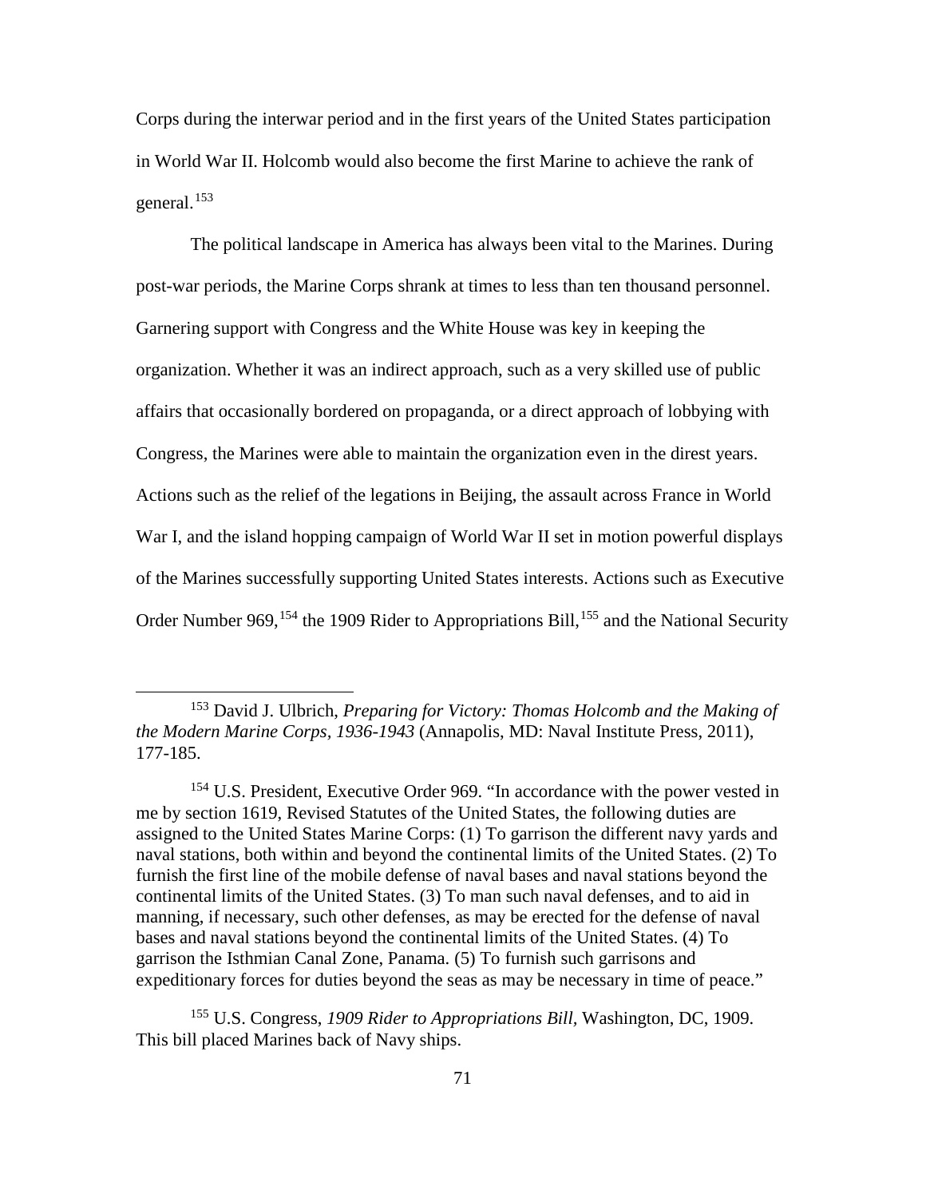Corps during the interwar period and in the first years of the United States participation in World War II. Holcomb would also become the first Marine to achieve the rank of general.[153]

The political landscape in America has always been vital to the Marines. During post-war periods, the Marine Corps shrank at times to less than ten thousand personnel. Garnering support with Congress and the White House was key in keeping the organization. Whether it was an indirect approach, such as a very skilled use of public affairs that occasionally bordered on propaganda, or a direct approach of lobbying with Congress, the Marines were able to maintain the organization even in the direst years. Actions such as the relief of the legations in Beijing, the assault across France in World War I, and the island hopping campaign of World War II set in motion powerful displays of the Marines successfully supporting United States interests. Actions such as Executive Order Number 969,[154] the 1909 Rider to Appropriations Bill,[155] and the National Security

---

[153] David J. Ulbrich, *Preparing for Victory: Thomas Holcomb and the Making of the Modern Marine Corps, 1936-1943* (Annapolis, MD: Naval Institute Press, 2011), 177-185.

[154] U.S. President, Executive Order 969. "In accordance with the power vested in me by section 1619, Revised Statutes of the United States, the following duties are assigned to the United States Marine Corps: (1) To garrison the different navy yards and naval stations, both within and beyond the continental limits of the United States. (2) To furnish the first line of the mobile defense of naval bases and naval stations beyond the continental limits of the United States. (3) To man such naval defenses, and to aid in manning, if necessary, such other defenses, as may be erected for the defense of naval bases and naval stations beyond the continental limits of the United States. (4) To garrison the Isthmian Canal Zone, Panama. (5) To furnish such garrisons and expeditionary forces for duties beyond the seas as may be necessary in time of peace."

[155] U.S. Congress, *1909 Rider to Appropriations Bill*, Washington, DC, 1909. This bill placed Marines back of Navy ships.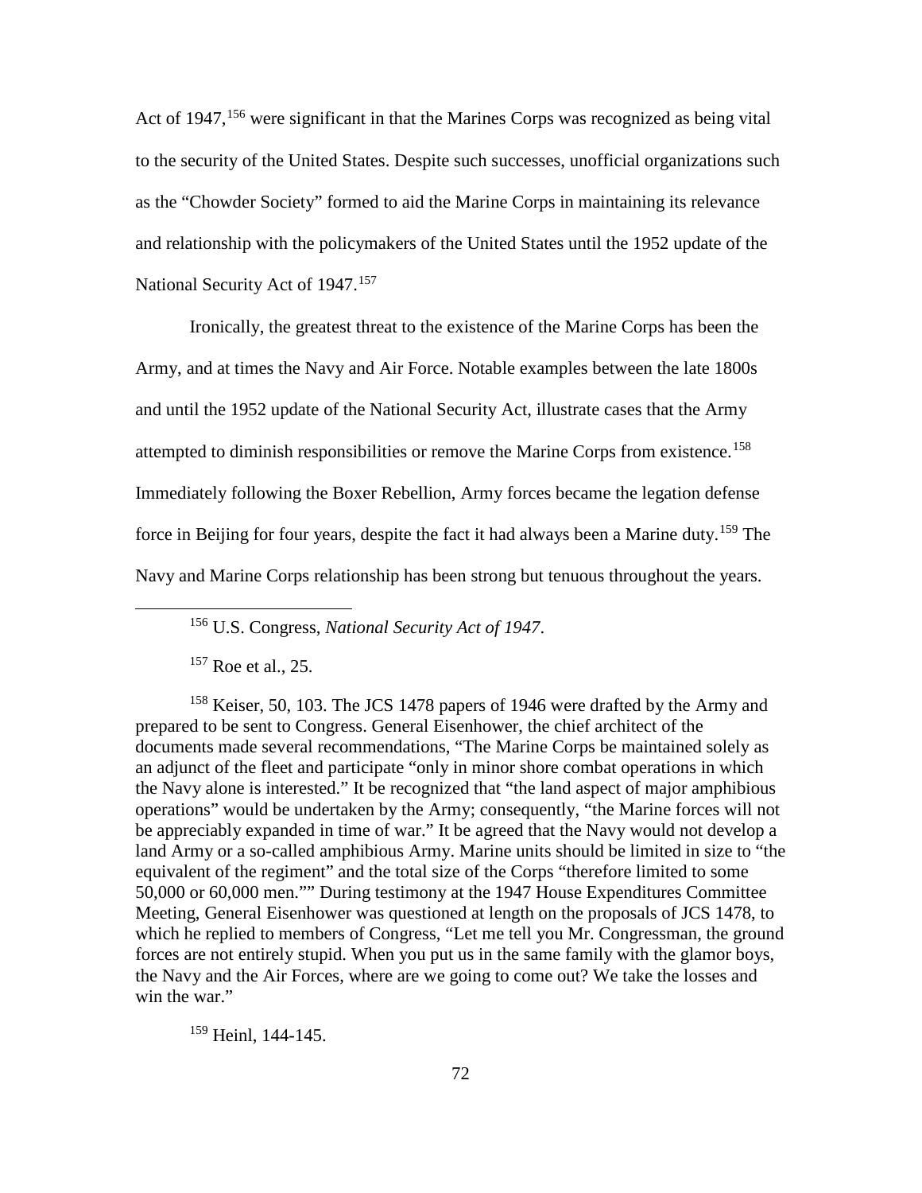Act of 1947,[156] were significant in that the Marines Corps was recognized as being vital to the security of the United States. Despite such successes, unofficial organizations such as the "Chowder Society" formed to aid the Marine Corps in maintaining its relevance and relationship with the policymakers of the United States until the 1952 update of the National Security Act of 1947.[157]

Ironically, the greatest threat to the existence of the Marine Corps has been the Army, and at times the Navy and Air Force. Notable examples between the late 1800s and until the 1952 update of the National Security Act, illustrate cases that the Army attempted to diminish responsibilities or remove the Marine Corps from existence.[158] Immediately following the Boxer Rebellion, Army forces became the legation defense force in Beijing for four years, despite the fact it had always been a Marine duty.[159] The Navy and Marine Corps relationship has been strong but tenuous throughout the years.

---

[156] U.S. Congress, *National Security Act of 1947*.

[157] Roe et al., 25.

[158] Keiser, 50, 103. The JCS 1478 papers of 1946 were drafted by the Army and prepared to be sent to Congress. General Eisenhower, the chief architect of the documents made several recommendations, "The Marine Corps be maintained solely as an adjunct of the fleet and participate "only in minor shore combat operations in which the Navy alone is interested." It be recognized that "the land aspect of major amphibious operations" would be undertaken by the Army; consequently, "the Marine forces will not be appreciably expanded in time of war." It be agreed that the Navy would not develop a land Army or a so-called amphibious Army. Marine units should be limited in size to "the equivalent of the regiment" and the total size of the Corps "therefore limited to some 50,000 or 60,000 men."" During testimony at the 1947 House Expenditures Committee Meeting, General Eisenhower was questioned at length on the proposals of JCS 1478, to which he replied to members of Congress, "Let me tell you Mr. Congressman, the ground forces are not entirely stupid. When you put us in the same family with the glamor boys, the Navy and the Air Forces, where are we going to come out? We take the losses and win the war."

[159] Heinl, 144-145.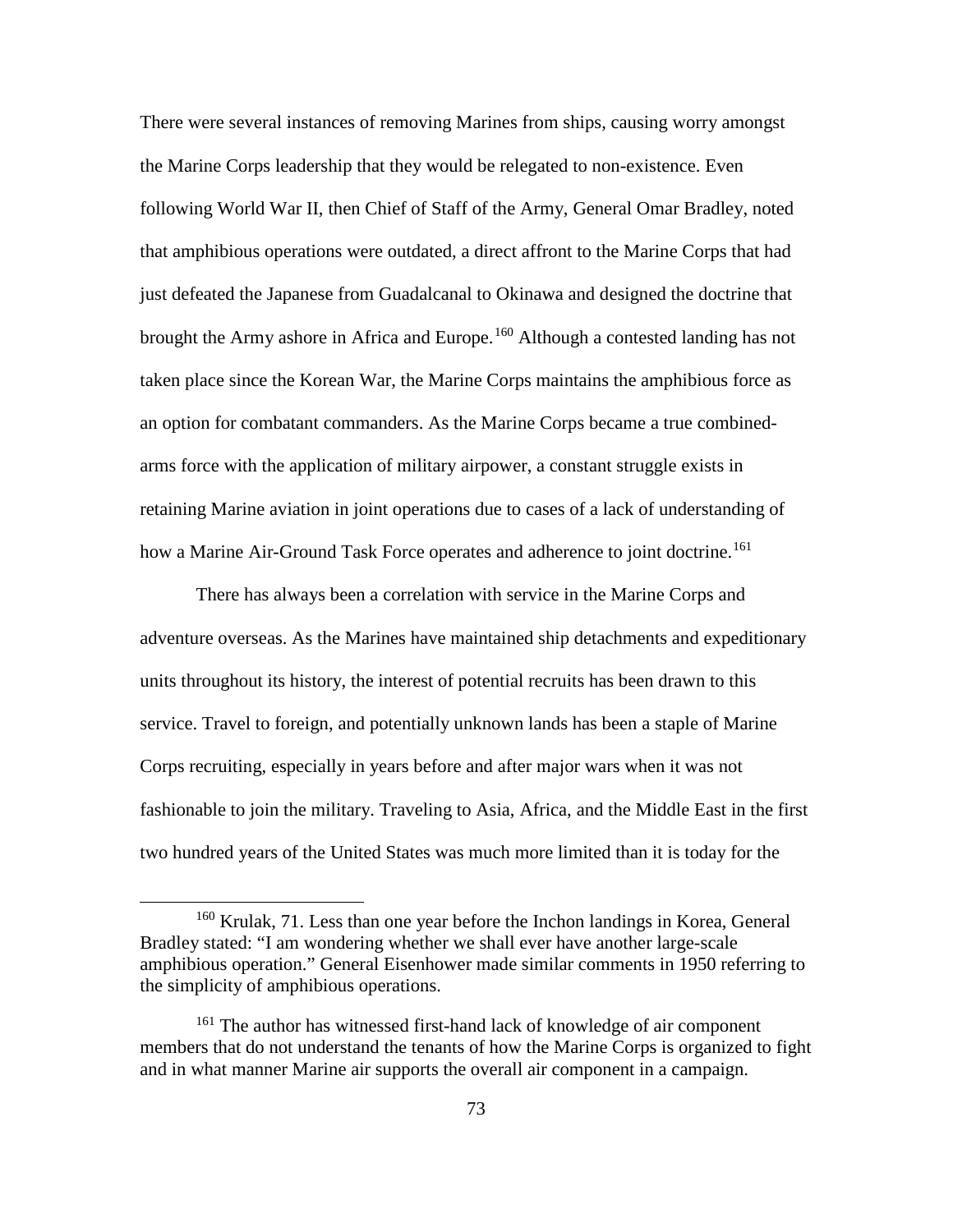There were several instances of removing Marines from ships, causing worry amongst the Marine Corps leadership that they would be relegated to non-existence. Even following World War II, then Chief of Staff of the Army, General Omar Bradley, noted that amphibious operations were outdated, a direct affront to the Marine Corps that had just defeated the Japanese from Guadalcanal to Okinawa and designed the doctrine that brought the Army ashore in Africa and Europe.[160] Although a contested landing has not taken place since the Korean War, the Marine Corps maintains the amphibious force as an option for combatant commanders. As the Marine Corps became a true combined-arms force with the application of military airpower, a constant struggle exists in retaining Marine aviation in joint operations due to cases of a lack of understanding of how a Marine Air-Ground Task Force operates and adherence to joint doctrine.[161]

There has always been a correlation with service in the Marine Corps and adventure overseas. As the Marines have maintained ship detachments and expeditionary units throughout its history, the interest of potential recruits has been drawn to this service. Travel to foreign, and potentially unknown lands has been a staple of Marine Corps recruiting, especially in years before and after major wars when it was not fashionable to join the military. Traveling to Asia, Africa, and the Middle East in the first two hundred years of the United States was much more limited than it is today for the

---

[160] Krulak, 71. Less than one year before the Inchon landings in Korea, General Bradley stated: "I am wondering whether we shall ever have another large-scale amphibious operation." General Eisenhower made similar comments in 1950 referring to the simplicity of amphibious operations.

[161] The author has witnessed first-hand lack of knowledge of air component members that do not understand the tenants of how the Marine Corps is organized to fight and in what manner Marine air supports the overall air component in a campaign.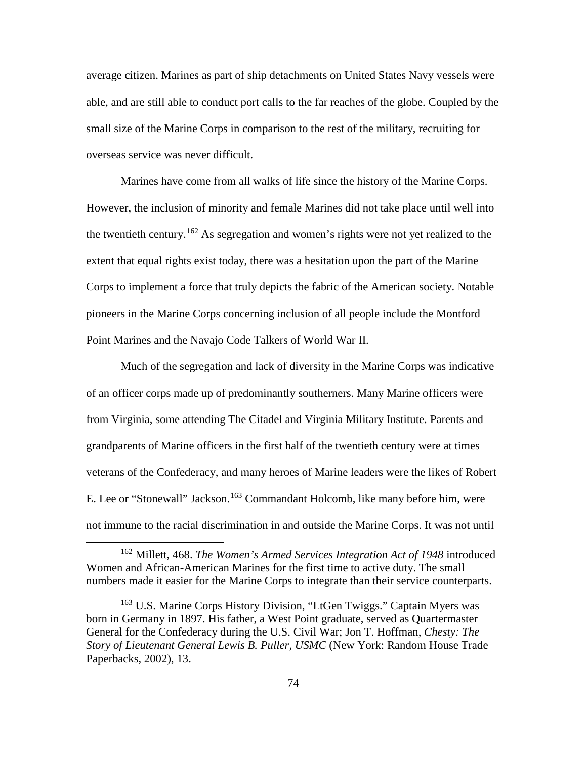average citizen. Marines as part of ship detachments on United States Navy vessels were able, and are still able to conduct port calls to the far reaches of the globe. Coupled by the small size of the Marine Corps in comparison to the rest of the military, recruiting for overseas service was never difficult.

Marines have come from all walks of life since the history of the Marine Corps. However, the inclusion of minority and female Marines did not take place until well into the twentieth century.[162] As segregation and women's rights were not yet realized to the extent that equal rights exist today, there was a hesitation upon the part of the Marine Corps to implement a force that truly depicts the fabric of the American society. Notable pioneers in the Marine Corps concerning inclusion of all people include the Montford Point Marines and the Navajo Code Talkers of World War II.

Much of the segregation and lack of diversity in the Marine Corps was indicative of an officer corps made up of predominantly southerners. Many Marine officers were from Virginia, some attending The Citadel and Virginia Military Institute. Parents and grandparents of Marine officers in the first half of the twentieth century were at times veterans of the Confederacy, and many heroes of Marine leaders were the likes of Robert E. Lee or "Stonewall" Jackson.[163] Commandant Holcomb, like many before him, were not immune to the racial discrimination in and outside the Marine Corps. It was not until

[162] Millett, 468. *The Women's Armed Services Integration Act of 1948* introduced Women and African-American Marines for the first time to active duty. The small numbers made it easier for the Marine Corps to integrate than their service counterparts.

[163] U.S. Marine Corps History Division, "LtGen Twiggs." Captain Myers was born in Germany in 1897. His father, a West Point graduate, served as Quartermaster General for the Confederacy during the U.S. Civil War; Jon T. Hoffman, *Chesty: The Story of Lieutenant General Lewis B. Puller, USMC* (New York: Random House Trade Paperbacks, 2002), 13.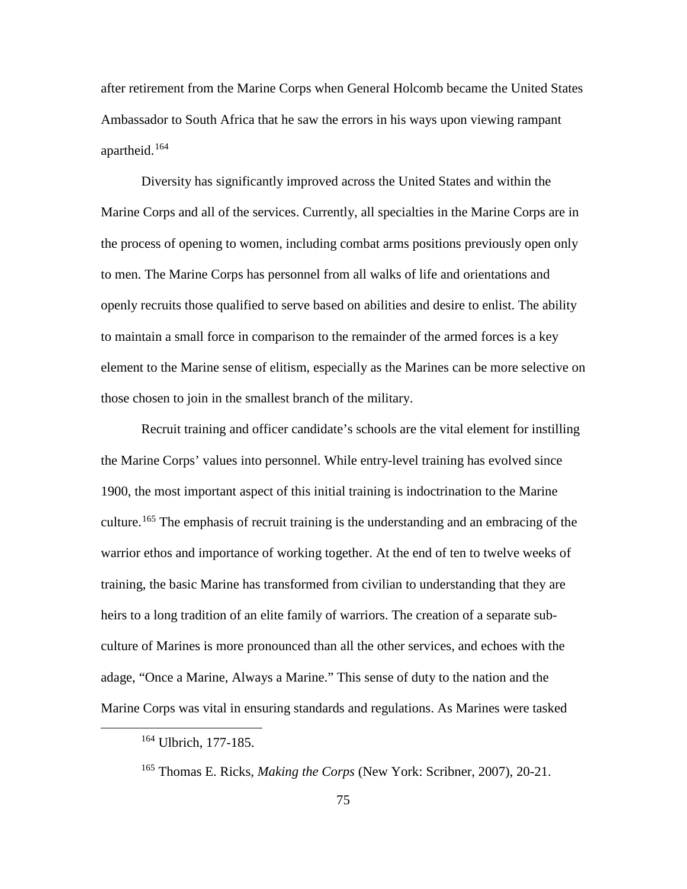after retirement from the Marine Corps when General Holcomb became the United States Ambassador to South Africa that he saw the errors in his ways upon viewing rampant apartheid.[164]

Diversity has significantly improved across the United States and within the Marine Corps and all of the services. Currently, all specialties in the Marine Corps are in the process of opening to women, including combat arms positions previously open only to men. The Marine Corps has personnel from all walks of life and orientations and openly recruits those qualified to serve based on abilities and desire to enlist. The ability to maintain a small force in comparison to the remainder of the armed forces is a key element to the Marine sense of elitism, especially as the Marines can be more selective on those chosen to join in the smallest branch of the military.

Recruit training and officer candidate's schools are the vital element for instilling the Marine Corps' values into personnel. While entry-level training has evolved since 1900, the most important aspect of this initial training is indoctrination to the Marine culture.[165] The emphasis of recruit training is the understanding and an embracing of the warrior ethos and importance of working together. At the end of ten to twelve weeks of training, the basic Marine has transformed from civilian to understanding that they are heirs to a long tradition of an elite family of warriors. The creation of a separate sub-culture of Marines is more pronounced than all the other services, and echoes with the adage, "Once a Marine, Always a Marine." This sense of duty to the nation and the Marine Corps was vital in ensuring standards and regulations. As Marines were tasked

[164] Ulbrich, 177-185.

[165] Thomas E. Ricks, *Making the Corps* (New York: Scribner, 2007), 20-21.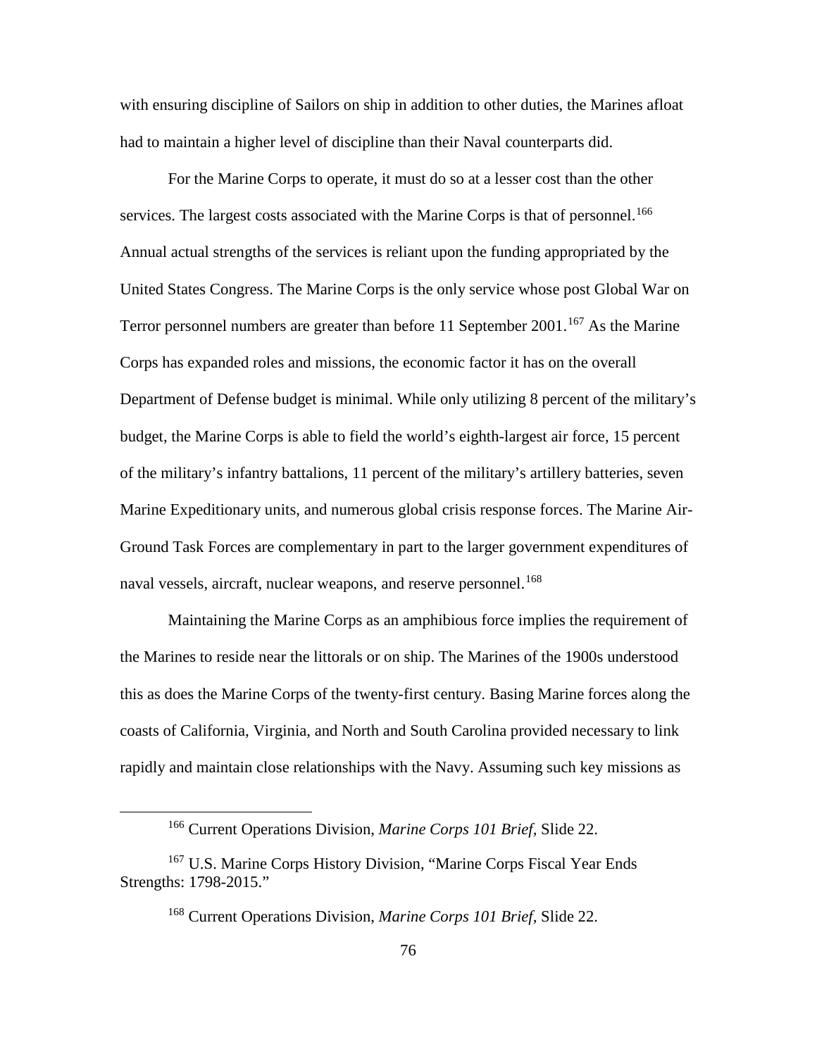with ensuring discipline of Sailors on ship in addition to other duties, the Marines afloat had to maintain a higher level of discipline than their Naval counterparts did.

For the Marine Corps to operate, it must do so at a lesser cost than the other services. The largest costs associated with the Marine Corps is that of personnel.[166] Annual actual strengths of the services is reliant upon the funding appropriated by the United States Congress. The Marine Corps is the only service whose post Global War on Terror personnel numbers are greater than before 11 September 2001.[167] As the Marine Corps has expanded roles and missions, the economic factor it has on the overall Department of Defense budget is minimal. While only utilizing 8 percent of the military's budget, the Marine Corps is able to field the world's eighth-largest air force, 15 percent of the military's infantry battalions, 11 percent of the military's artillery batteries, seven Marine Expeditionary units, and numerous global crisis response forces. The Marine Air-Ground Task Forces are complementary in part to the larger government expenditures of naval vessels, aircraft, nuclear weapons, and reserve personnel.[168]

Maintaining the Marine Corps as an amphibious force implies the requirement of the Marines to reside near the littorals or on ship. The Marines of the 1900s understood this as does the Marine Corps of the twenty-first century. Basing Marine forces along the coasts of California, Virginia, and North and South Carolina provided necessary to link rapidly and maintain close relationships with the Navy. Assuming such key missions as

---

[166] Current Operations Division, *Marine Corps 101 Brief*, Slide 22.

[167] U.S. Marine Corps History Division, "Marine Corps Fiscal Year Ends Strengths: 1798-2015."

[168] Current Operations Division, *Marine Corps 101 Brief*, Slide 22.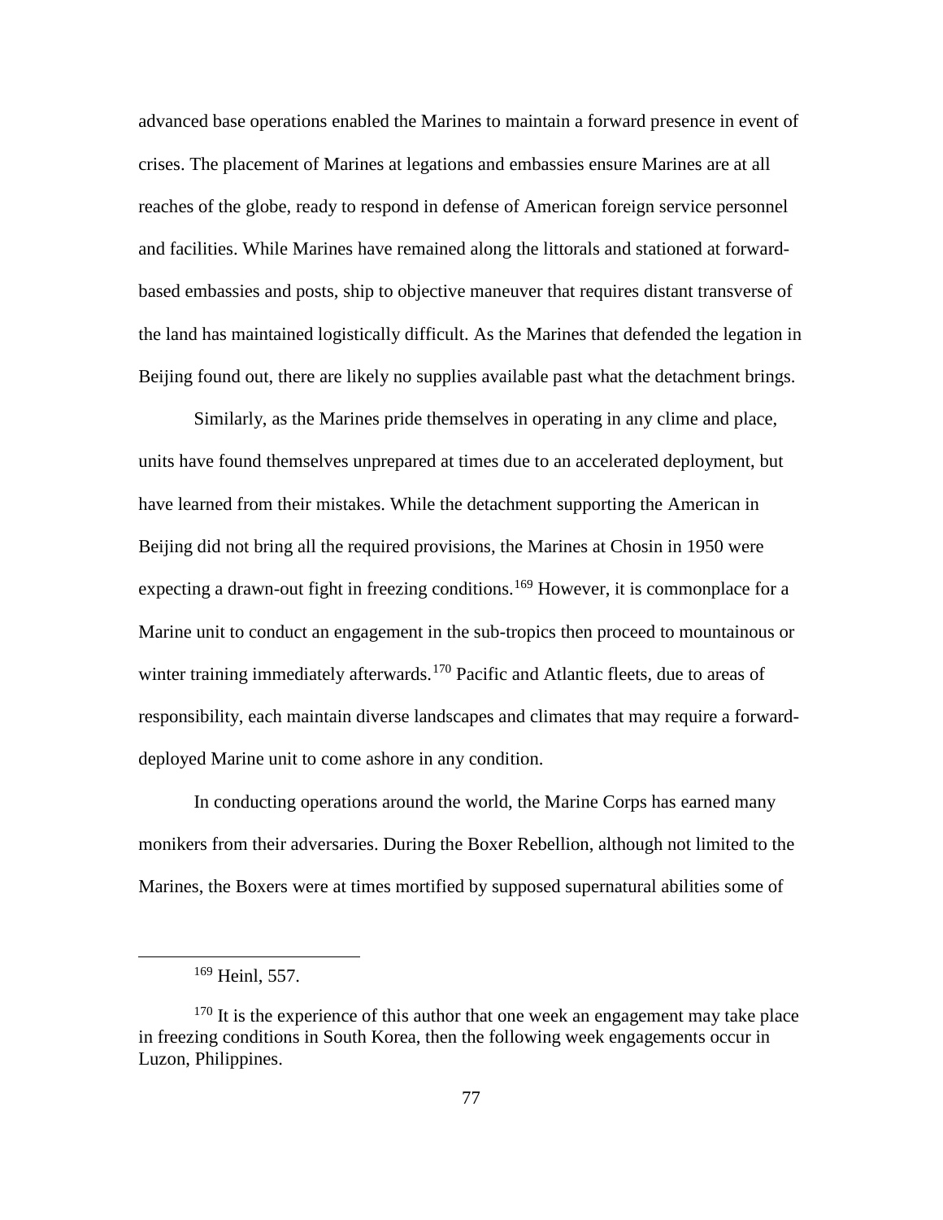advanced base operations enabled the Marines to maintain a forward presence in event of crises. The placement of Marines at legations and embassies ensure Marines are at all reaches of the globe, ready to respond in defense of American foreign service personnel and facilities. While Marines have remained along the littorals and stationed at forward-based embassies and posts, ship to objective maneuver that requires distant transverse of the land has maintained logistically difficult. As the Marines that defended the legation in Beijing found out, there are likely no supplies available past what the detachment brings.

Similarly, as the Marines pride themselves in operating in any clime and place, units have found themselves unprepared at times due to an accelerated deployment, but have learned from their mistakes. While the detachment supporting the American in Beijing did not bring all the required provisions, the Marines at Chosin in 1950 were expecting a drawn-out fight in freezing conditions.[169] However, it is commonplace for a Marine unit to conduct an engagement in the sub-tropics then proceed to mountainous or winter training immediately afterwards.[170] Pacific and Atlantic fleets, due to areas of responsibility, each maintain diverse landscapes and climates that may require a forward-deployed Marine unit to come ashore in any condition.

In conducting operations around the world, the Marine Corps has earned many monikers from their adversaries. During the Boxer Rebellion, although not limited to the Marines, the Boxers were at times mortified by supposed supernatural abilities some of

---

[169] Heinl, 557.

[170] It is the experience of this author that one week an engagement may take place in freezing conditions in South Korea, then the following week engagements occur in Luzon, Philippines.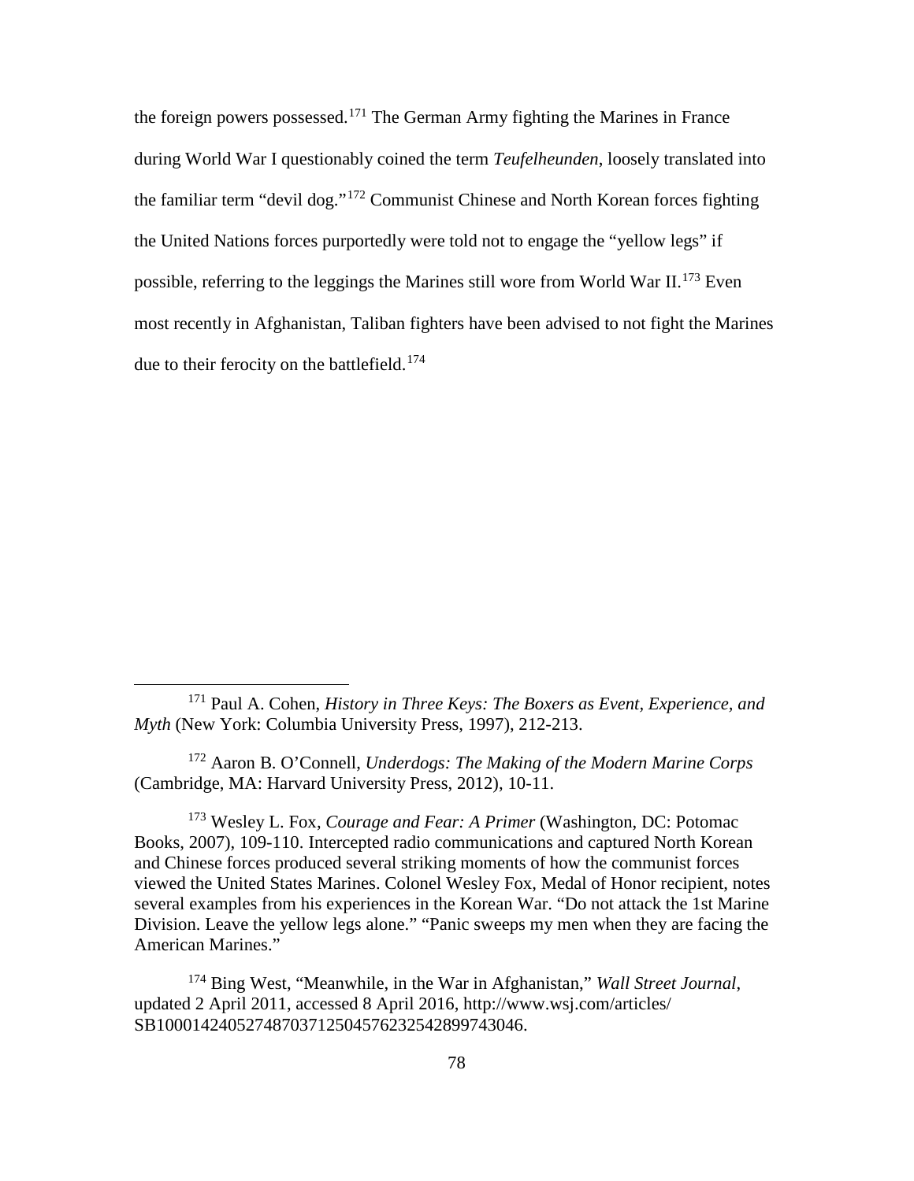the foreign powers possessed.[171] The German Army fighting the Marines in France during World War I questionably coined the term *Teufelheunden*, loosely translated into the familiar term "devil dog."[172] Communist Chinese and North Korean forces fighting the United Nations forces purportedly were told not to engage the "yellow legs" if possible, referring to the leggings the Marines still wore from World War II.[173] Even most recently in Afghanistan, Taliban fighters have been advised to not fight the Marines due to their ferocity on the battlefield.[174]

---

[171] Paul A. Cohen, *History in Three Keys: The Boxers as Event, Experience, and Myth* (New York: Columbia University Press, 1997), 212-213.

[172] Aaron B. O'Connell, *Underdogs: The Making of the Modern Marine Corps* (Cambridge, MA: Harvard University Press, 2012), 10-11.

[173] Wesley L. Fox, *Courage and Fear: A Primer* (Washington, DC: Potomac Books, 2007), 109-110. Intercepted radio communications and captured North Korean and Chinese forces produced several striking moments of how the communist forces viewed the United States Marines. Colonel Wesley Fox, Medal of Honor recipient, notes several examples from his experiences in the Korean War. "Do not attack the 1st Marine Division. Leave the yellow legs alone." "Panic sweeps my men when they are facing the American Marines."

[174] Bing West, "Meanwhile, in the War in Afghanistan," *Wall Street Journal*, updated 2 April 2011, accessed 8 April 2016, http://www.wsj.com/articles/SB10001424052748703712504576232542899743046.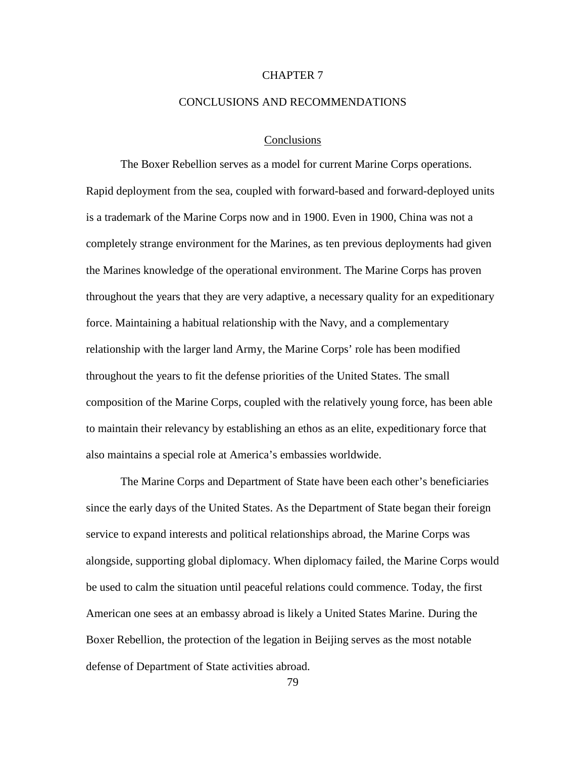# CHAPTER 7

# CONCLUSIONS AND RECOMMENDATIONS

## Conclusions

The Boxer Rebellion serves as a model for current Marine Corps operations. Rapid deployment from the sea, coupled with forward-based and forward-deployed units is a trademark of the Marine Corps now and in 1900. Even in 1900, China was not a completely strange environment for the Marines, as ten previous deployments had given the Marines knowledge of the operational environment. The Marine Corps has proven throughout the years that they are very adaptive, a necessary quality for an expeditionary force. Maintaining a habitual relationship with the Navy, and a complementary relationship with the larger land Army, the Marine Corps' role has been modified throughout the years to fit the defense priorities of the United States. The small composition of the Marine Corps, coupled with the relatively young force, has been able to maintain their relevancy by establishing an ethos as an elite, expeditionary force that also maintains a special role at America's embassies worldwide.

The Marine Corps and Department of State have been each other's beneficiaries since the early days of the United States. As the Department of State began their foreign service to expand interests and political relationships abroad, the Marine Corps was alongside, supporting global diplomacy. When diplomacy failed, the Marine Corps would be used to calm the situation until peaceful relations could commence. Today, the first American one sees at an embassy abroad is likely a United States Marine. During the Boxer Rebellion, the protection of the legation in Beijing serves as the most notable defense of Department of State activities abroad.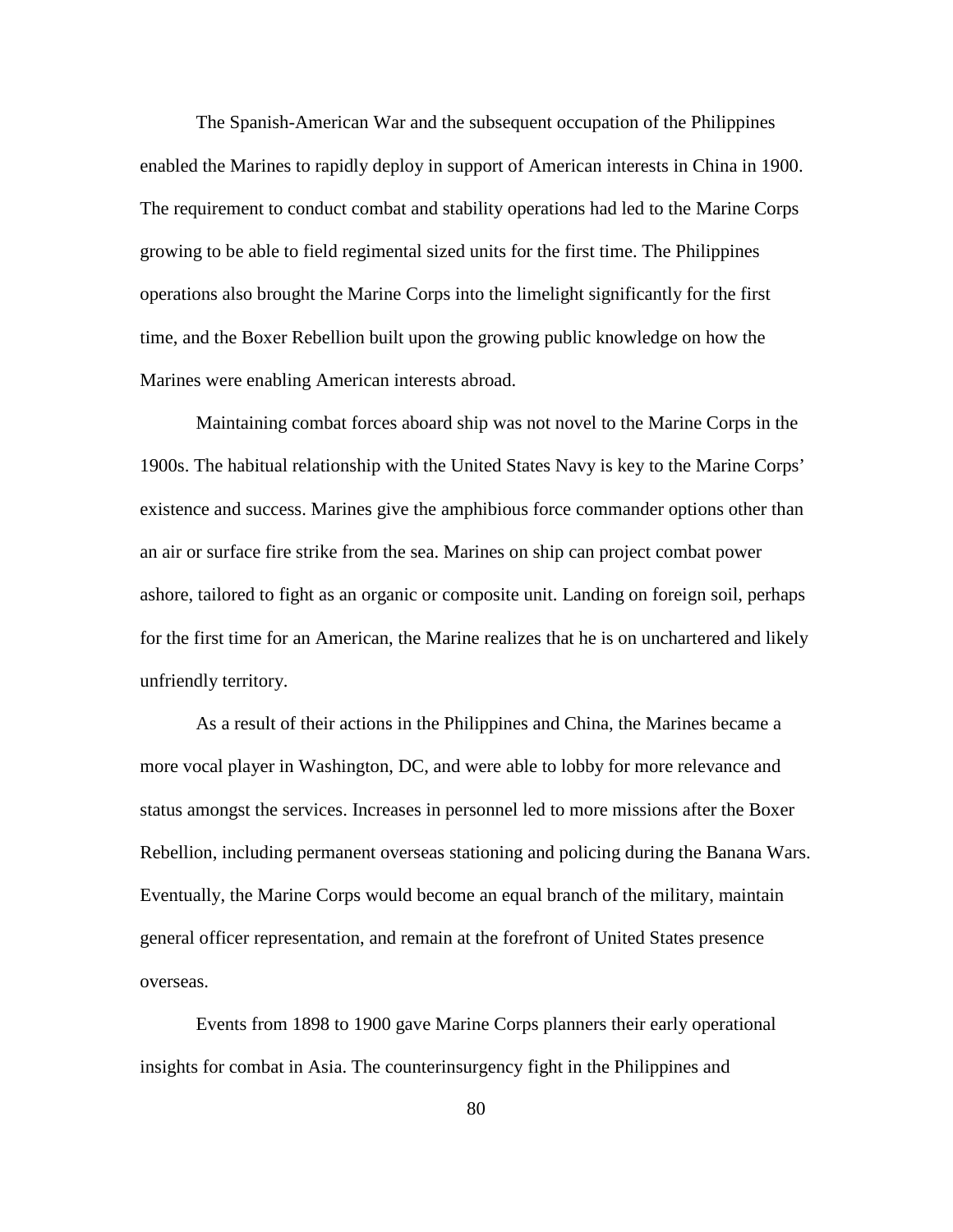The Spanish-American War and the subsequent occupation of the Philippines enabled the Marines to rapidly deploy in support of American interests in China in 1900. The requirement to conduct combat and stability operations had led to the Marine Corps growing to be able to field regimental sized units for the first time. The Philippines operations also brought the Marine Corps into the limelight significantly for the first time, and the Boxer Rebellion built upon the growing public knowledge on how the Marines were enabling American interests abroad.

Maintaining combat forces aboard ship was not novel to the Marine Corps in the 1900s. The habitual relationship with the United States Navy is key to the Marine Corps' existence and success. Marines give the amphibious force commander options other than an air or surface fire strike from the sea. Marines on ship can project combat power ashore, tailored to fight as an organic or composite unit. Landing on foreign soil, perhaps for the first time for an American, the Marine realizes that he is on unchartered and likely unfriendly territory.

As a result of their actions in the Philippines and China, the Marines became a more vocal player in Washington, DC, and were able to lobby for more relevance and status amongst the services. Increases in personnel led to more missions after the Boxer Rebellion, including permanent overseas stationing and policing during the Banana Wars. Eventually, the Marine Corps would become an equal branch of the military, maintain general officer representation, and remain at the forefront of United States presence overseas.

Events from 1898 to 1900 gave Marine Corps planners their early operational insights for combat in Asia. The counterinsurgency fight in the Philippines and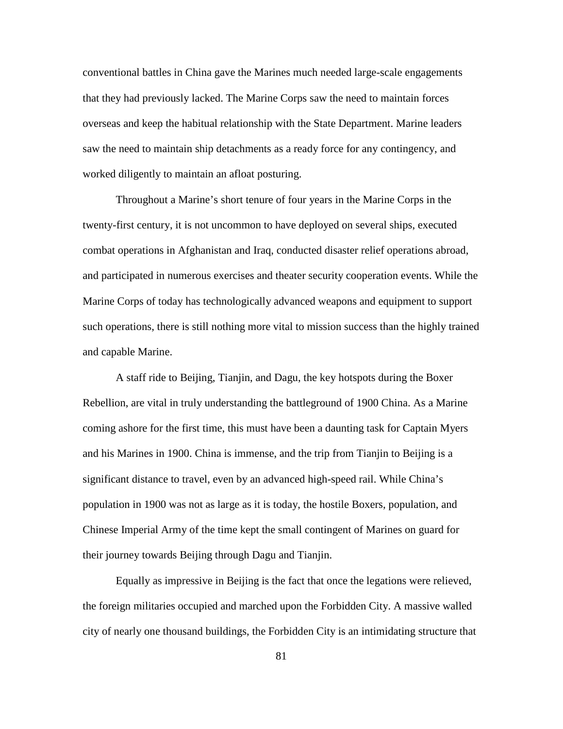conventional battles in China gave the Marines much needed large-scale engagements that they had previously lacked. The Marine Corps saw the need to maintain forces overseas and keep the habitual relationship with the State Department. Marine leaders saw the need to maintain ship detachments as a ready force for any contingency, and worked diligently to maintain an afloat posturing.

Throughout a Marine's short tenure of four years in the Marine Corps in the twenty-first century, it is not uncommon to have deployed on several ships, executed combat operations in Afghanistan and Iraq, conducted disaster relief operations abroad, and participated in numerous exercises and theater security cooperation events. While the Marine Corps of today has technologically advanced weapons and equipment to support such operations, there is still nothing more vital to mission success than the highly trained and capable Marine.

A staff ride to Beijing, Tianjin, and Dagu, the key hotspots during the Boxer Rebellion, are vital in truly understanding the battleground of 1900 China. As a Marine coming ashore for the first time, this must have been a daunting task for Captain Myers and his Marines in 1900. China is immense, and the trip from Tianjin to Beijing is a significant distance to travel, even by an advanced high-speed rail. While China's population in 1900 was not as large as it is today, the hostile Boxers, population, and Chinese Imperial Army of the time kept the small contingent of Marines on guard for their journey towards Beijing through Dagu and Tianjin.

Equally as impressive in Beijing is the fact that once the legations were relieved, the foreign militaries occupied and marched upon the Forbidden City. A massive walled city of nearly one thousand buildings, the Forbidden City is an intimidating structure that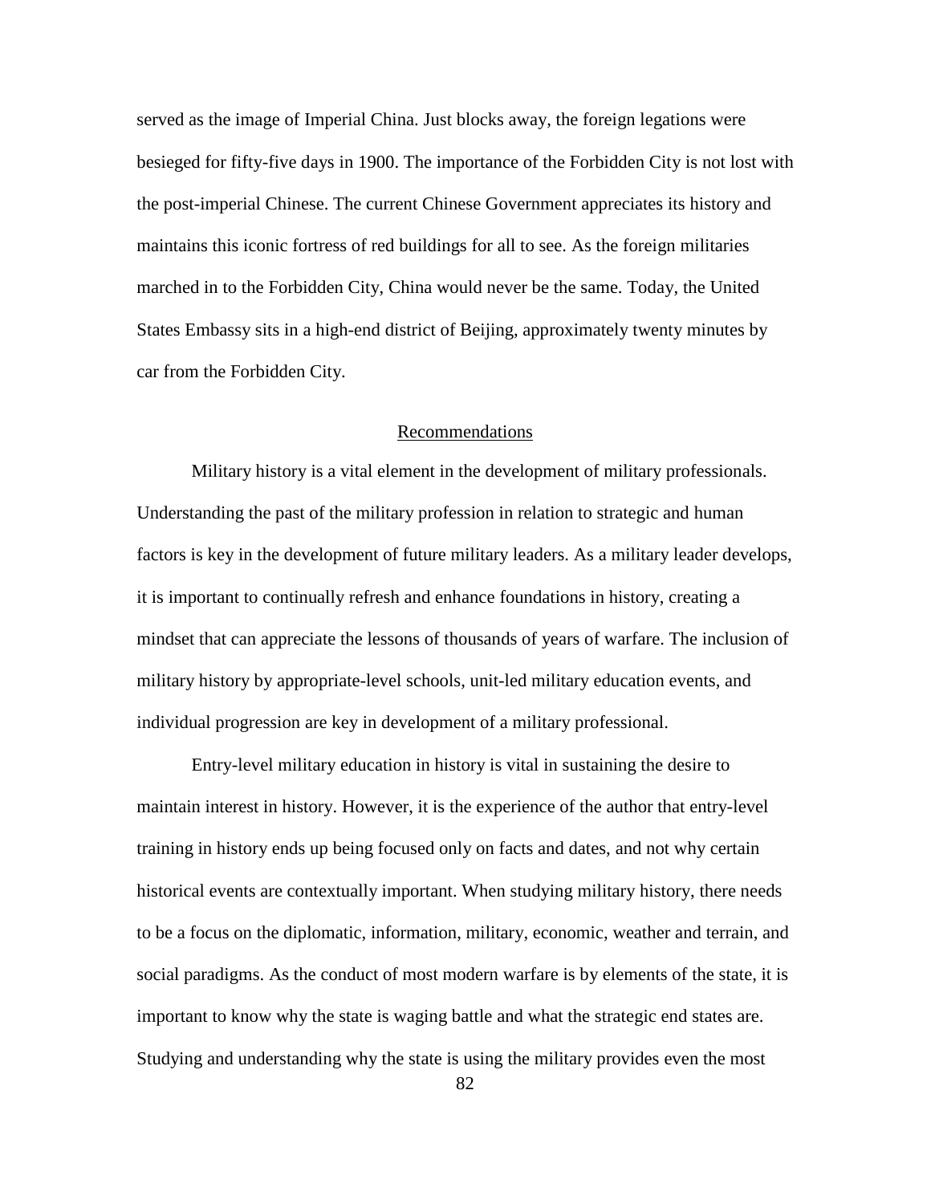served as the image of Imperial China. Just blocks away, the foreign legations were besieged for fifty-five days in 1900. The importance of the Forbidden City is not lost with the post-imperial Chinese. The current Chinese Government appreciates its history and maintains this iconic fortress of red buildings for all to see. As the foreign militaries marched in to the Forbidden City, China would never be the same. Today, the United States Embassy sits in a high-end district of Beijing, approximately twenty minutes by car from the Forbidden City.

## Recommendations

Military history is a vital element in the development of military professionals. Understanding the past of the military profession in relation to strategic and human factors is key in the development of future military leaders. As a military leader develops, it is important to continually refresh and enhance foundations in history, creating a mindset that can appreciate the lessons of thousands of years of warfare. The inclusion of military history by appropriate-level schools, unit-led military education events, and individual progression are key in development of a military professional.

Entry-level military education in history is vital in sustaining the desire to maintain interest in history. However, it is the experience of the author that entry-level training in history ends up being focused only on facts and dates, and not why certain historical events are contextually important. When studying military history, there needs to be a focus on the diplomatic, information, military, economic, weather and terrain, and social paradigms. As the conduct of most modern warfare is by elements of the state, it is important to know why the state is waging battle and what the strategic end states are. Studying and understanding why the state is using the military provides even the most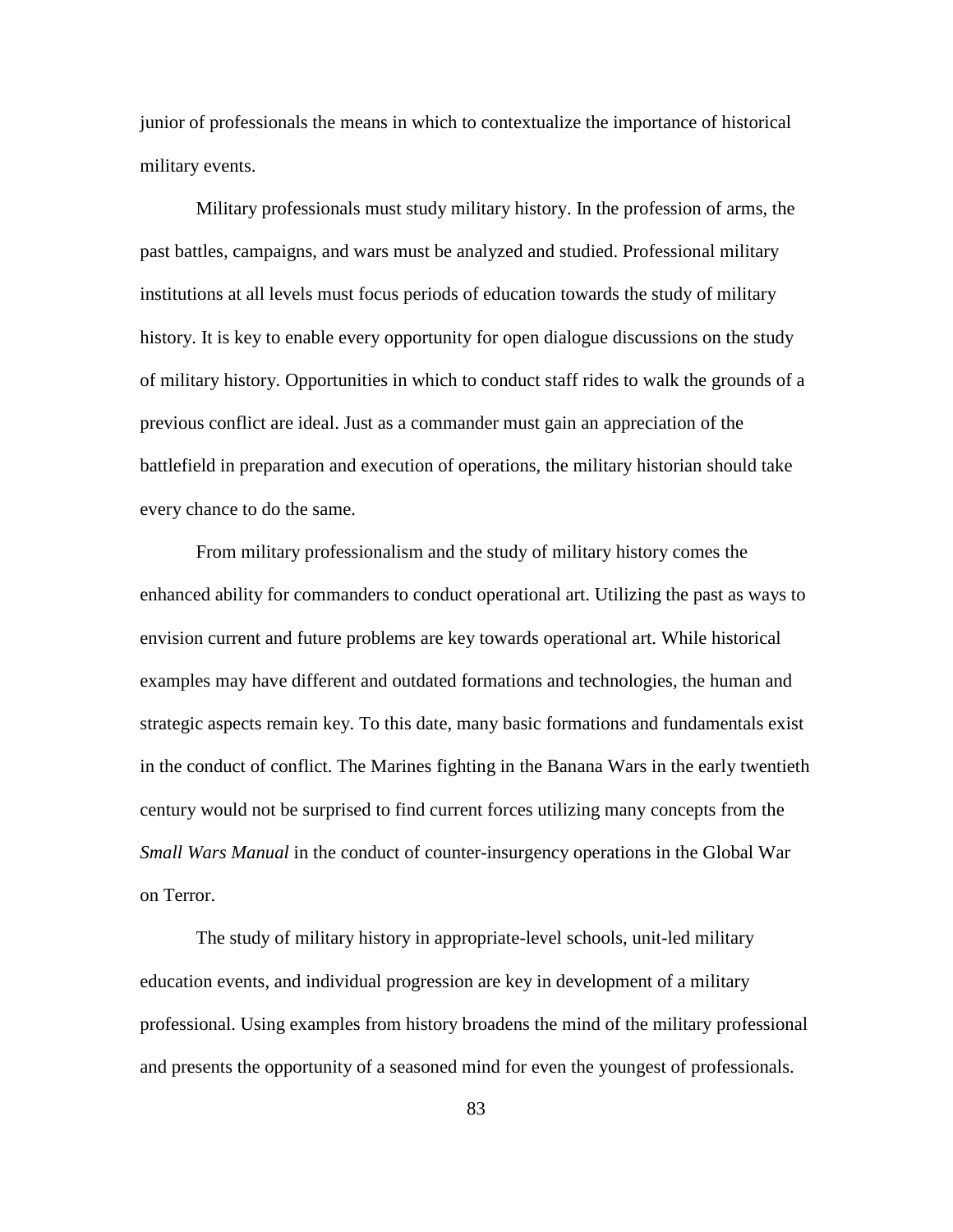junior of professionals the means in which to contextualize the importance of historical military events.

Military professionals must study military history. In the profession of arms, the past battles, campaigns, and wars must be analyzed and studied. Professional military institutions at all levels must focus periods of education towards the study of military history. It is key to enable every opportunity for open dialogue discussions on the study of military history. Opportunities in which to conduct staff rides to walk the grounds of a previous conflict are ideal. Just as a commander must gain an appreciation of the battlefield in preparation and execution of operations, the military historian should take every chance to do the same.

From military professionalism and the study of military history comes the enhanced ability for commanders to conduct operational art. Utilizing the past as ways to envision current and future problems are key towards operational art. While historical examples may have different and outdated formations and technologies, the human and strategic aspects remain key. To this date, many basic formations and fundamentals exist in the conduct of conflict. The Marines fighting in the Banana Wars in the early twentieth century would not be surprised to find current forces utilizing many concepts from the *Small Wars Manual* in the conduct of counter-insurgency operations in the Global War on Terror.

The study of military history in appropriate-level schools, unit-led military education events, and individual progression are key in development of a military professional. Using examples from history broadens the mind of the military professional and presents the opportunity of a seasoned mind for even the youngest of professionals.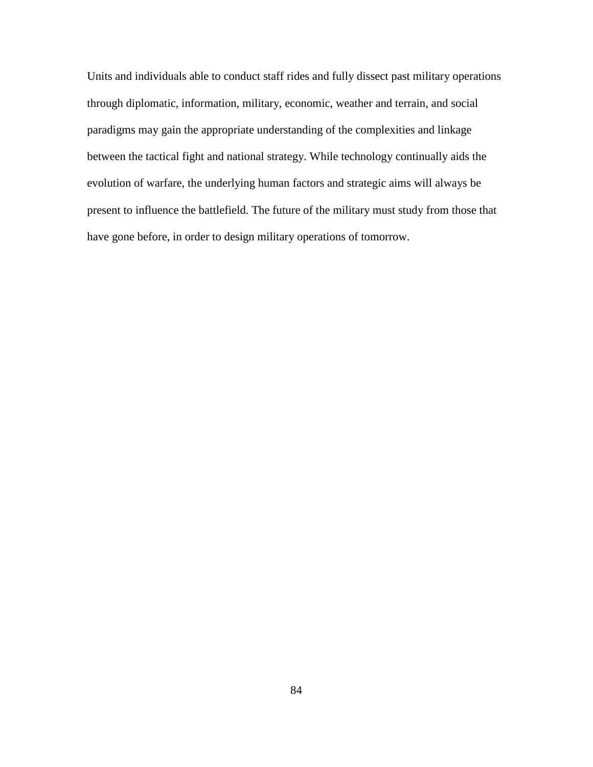Units and individuals able to conduct staff rides and fully dissect past military operations through diplomatic, information, military, economic, weather and terrain, and social paradigms may gain the appropriate understanding of the complexities and linkage between the tactical fight and national strategy. While technology continually aids the evolution of warfare, the underlying human factors and strategic aims will always be present to influence the battlefield. The future of the military must study from those that have gone before, in order to design military operations of tomorrow.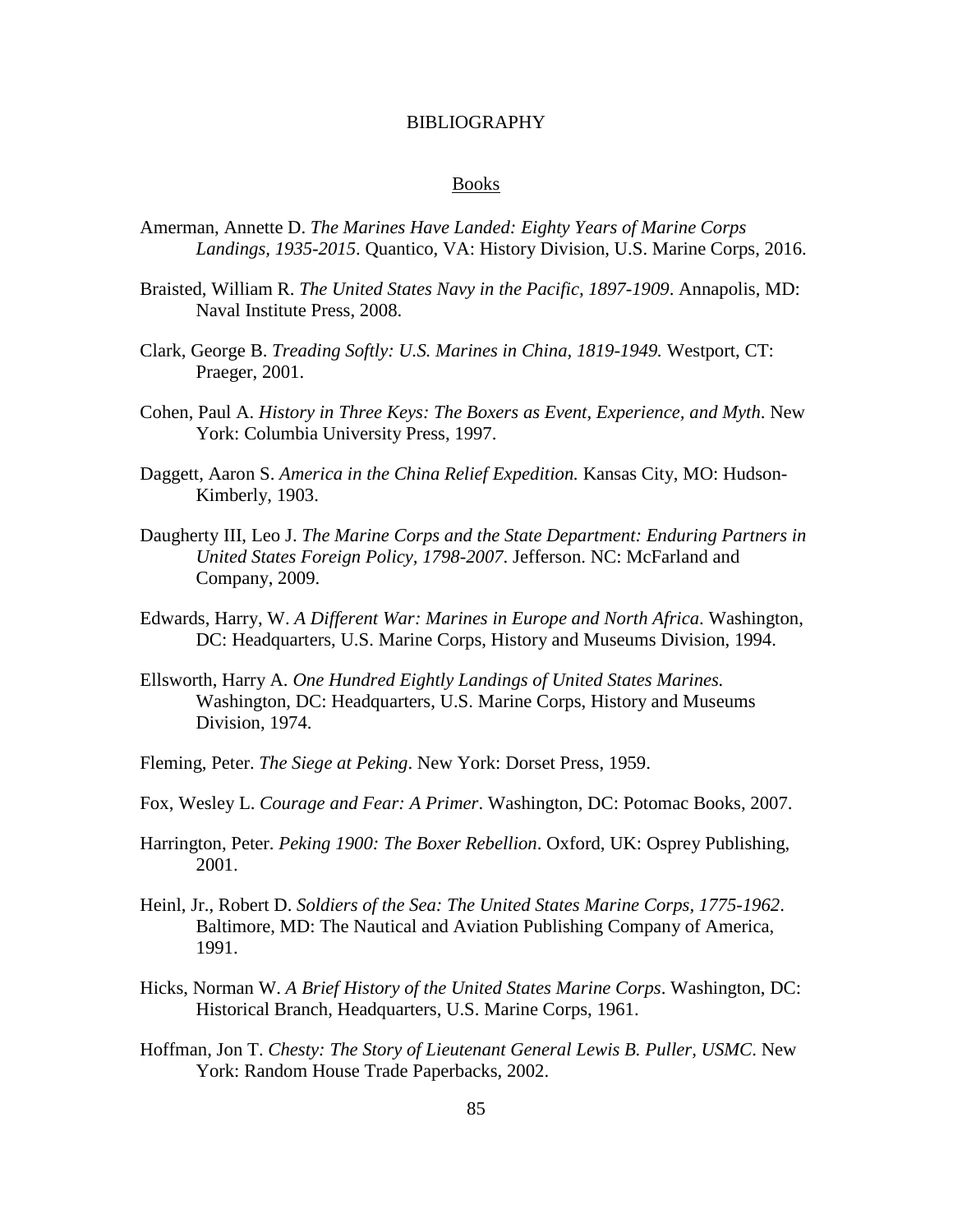# BIBLIOGRAPHY

## Books

Amerman, Annette D. *The Marines Have Landed: Eighty Years of Marine Corps Landings, 1935-2015*. Quantico, VA: History Division, U.S. Marine Corps, 2016.

Braisted, William R. *The United States Navy in the Pacific, 1897-1909*. Annapolis, MD: Naval Institute Press, 2008.

Clark, George B. *Treading Softly: U.S. Marines in China, 1819-1949.* Westport, CT: Praeger, 2001.

Cohen, Paul A. *History in Three Keys: The Boxers as Event, Experience, and Myth*. New York: Columbia University Press, 1997.

Daggett, Aaron S. *America in the China Relief Expedition.* Kansas City, MO: Hudson-Kimberly, 1903.

Daugherty III, Leo J. *The Marine Corps and the State Department: Enduring Partners in United States Foreign Policy, 1798-2007*. Jefferson. NC: McFarland and Company, 2009.

Edwards, Harry, W. *A Different War: Marines in Europe and North Africa*. Washington, DC: Headquarters, U.S. Marine Corps, History and Museums Division, 1994.

Ellsworth, Harry A. *One Hundred Eightly Landings of United States Marines.* Washington, DC: Headquarters, U.S. Marine Corps, History and Museums Division, 1974.

Fleming, Peter. *The Siege at Peking*. New York: Dorset Press, 1959.

Fox, Wesley L. *Courage and Fear: A Primer*. Washington, DC: Potomac Books, 2007.

Harrington, Peter. *Peking 1900: The Boxer Rebellion*. Oxford, UK: Osprey Publishing, 2001.

Heinl, Jr., Robert D. *Soldiers of the Sea: The United States Marine Corps, 1775-1962*. Baltimore, MD: The Nautical and Aviation Publishing Company of America, 1991.

Hicks, Norman W. *A Brief History of the United States Marine Corps*. Washington, DC: Historical Branch, Headquarters, U.S. Marine Corps, 1961.

Hoffman, Jon T. *Chesty: The Story of Lieutenant General Lewis B. Puller, USMC*. New York: Random House Trade Paperbacks, 2002.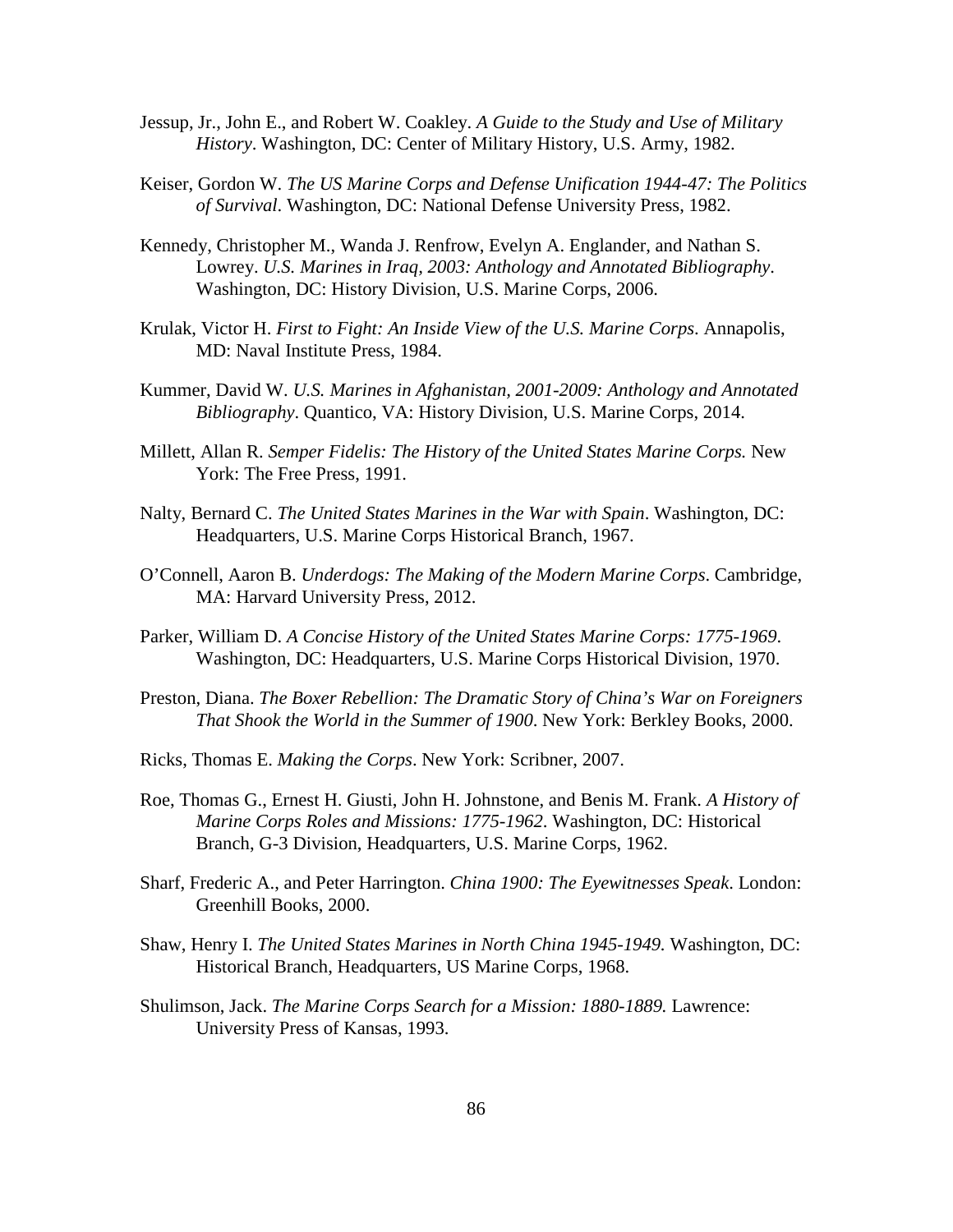Jessup, Jr., John E., and Robert W. Coakley. *A Guide to the Study and Use of Military History*. Washington, DC: Center of Military History, U.S. Army, 1982.

Keiser, Gordon W. *The US Marine Corps and Defense Unification 1944-47: The Politics of Survival*. Washington, DC: National Defense University Press, 1982.

Kennedy, Christopher M., Wanda J. Renfrow, Evelyn A. Englander, and Nathan S. Lowrey. *U.S. Marines in Iraq, 2003: Anthology and Annotated Bibliography*. Washington, DC: History Division, U.S. Marine Corps, 2006.

Krulak, Victor H. *First to Fight: An Inside View of the U.S. Marine Corps*. Annapolis, MD: Naval Institute Press, 1984.

Kummer, David W. *U.S. Marines in Afghanistan, 2001-2009: Anthology and Annotated Bibliography*. Quantico, VA: History Division, U.S. Marine Corps, 2014.

Millett, Allan R. *Semper Fidelis: The History of the United States Marine Corps.* New York: The Free Press, 1991.

Nalty, Bernard C. *The United States Marines in the War with Spain*. Washington, DC: Headquarters, U.S. Marine Corps Historical Branch, 1967.

O'Connell, Aaron B. *Underdogs: The Making of the Modern Marine Corps*. Cambridge, MA: Harvard University Press, 2012.

Parker, William D. *A Concise History of the United States Marine Corps: 1775-1969*. Washington, DC: Headquarters, U.S. Marine Corps Historical Division, 1970.

Preston, Diana. *The Boxer Rebellion: The Dramatic Story of China's War on Foreigners That Shook the World in the Summer of 1900*. New York: Berkley Books, 2000.

Ricks, Thomas E. *Making the Corps*. New York: Scribner, 2007.

Roe, Thomas G., Ernest H. Giusti, John H. Johnstone, and Benis M. Frank. *A History of Marine Corps Roles and Missions: 1775-1962*. Washington, DC: Historical Branch, G-3 Division, Headquarters, U.S. Marine Corps, 1962.

Sharf, Frederic A., and Peter Harrington. *China 1900: The Eyewitnesses Speak*. London: Greenhill Books, 2000.

Shaw, Henry I. *The United States Marines in North China 1945-1949.* Washington, DC: Historical Branch, Headquarters, US Marine Corps, 1968.

Shulimson, Jack. *The Marine Corps Search for a Mission: 1880-1889.* Lawrence: University Press of Kansas, 1993.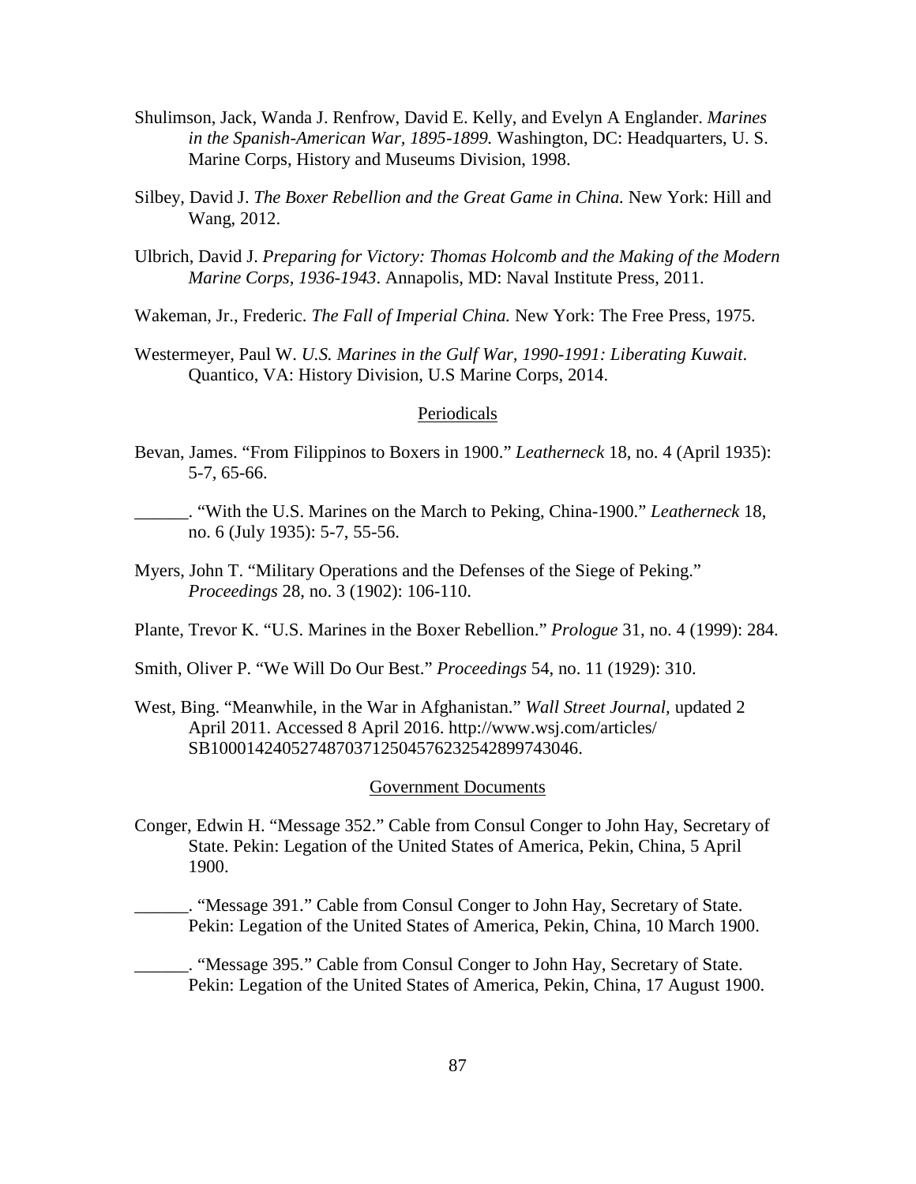Shulimson, Jack, Wanda J. Renfrow, David E. Kelly, and Evelyn A Englander. *Marines in the Spanish-American War, 1895-1899.* Washington, DC: Headquarters, U. S. Marine Corps, History and Museums Division, 1998.

Silbey, David J. *The Boxer Rebellion and the Great Game in China.* New York: Hill and Wang, 2012.

Ulbrich, David J. *Preparing for Victory: Thomas Holcomb and the Making of the Modern Marine Corps, 1936-1943*. Annapolis, MD: Naval Institute Press, 2011.

Wakeman, Jr., Frederic. *The Fall of Imperial China.* New York: The Free Press, 1975.

Westermeyer, Paul W. *U.S. Marines in the Gulf War, 1990-1991: Liberating Kuwait*. Quantico, VA: History Division, U.S Marine Corps, 2014.

## Periodicals

Bevan, James. "From Filippinos to Boxers in 1900." *Leatherneck* 18, no. 4 (April 1935): 5-7, 65-66.

______. "With the U.S. Marines on the March to Peking, China-1900." *Leatherneck* 18, no. 6 (July 1935): 5-7, 55-56.

Myers, John T. "Military Operations and the Defenses of the Siege of Peking." *Proceedings* 28, no. 3 (1902): 106-110.

Plante, Trevor K. "U.S. Marines in the Boxer Rebellion." *Prologue* 31, no. 4 (1999): 284.

Smith, Oliver P. "We Will Do Our Best." *Proceedings* 54, no. 11 (1929): 310.

West, Bing. "Meanwhile, in the War in Afghanistan." *Wall Street Journal,* updated 2 April 2011. Accessed 8 April 2016. http://www.wsj.com/articles/SB10001424052748703712504576232542899743046.

## Government Documents

Conger, Edwin H. "Message 352." Cable from Consul Conger to John Hay, Secretary of State. Pekin: Legation of the United States of America, Pekin, China, 5 April 1900.

______. "Message 391." Cable from Consul Conger to John Hay, Secretary of State. Pekin: Legation of the United States of America, Pekin, China, 10 March 1900.

______. "Message 395." Cable from Consul Conger to John Hay, Secretary of State. Pekin: Legation of the United States of America, Pekin, China, 17 August 1900.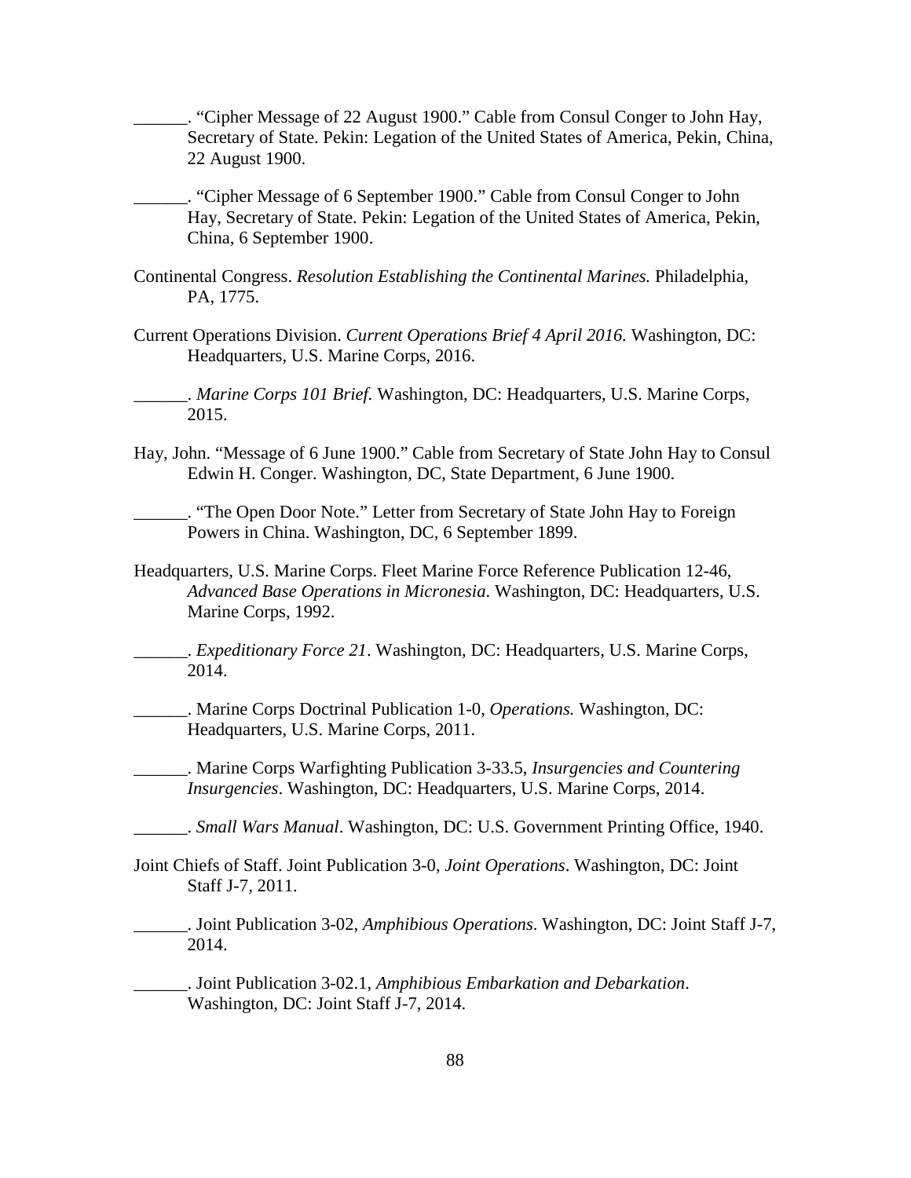______. "Cipher Message of 22 August 1900." Cable from Consul Conger to John Hay, Secretary of State. Pekin: Legation of the United States of America, Pekin, China, 22 August 1900.

______. "Cipher Message of 6 September 1900." Cable from Consul Conger to John Hay, Secretary of State. Pekin: Legation of the United States of America, Pekin, China, 6 September 1900.

Continental Congress. *Resolution Establishing the Continental Marines.* Philadelphia, PA, 1775.

Current Operations Division. *Current Operations Brief 4 April 2016.* Washington, DC: Headquarters, U.S. Marine Corps, 2016.

______. *Marine Corps 101 Brief.* Washington, DC: Headquarters, U.S. Marine Corps, 2015.

Hay, John. "Message of 6 June 1900." Cable from Secretary of State John Hay to Consul Edwin H. Conger. Washington, DC, State Department, 6 June 1900.

______. "The Open Door Note." Letter from Secretary of State John Hay to Foreign Powers in China. Washington, DC, 6 September 1899.

Headquarters, U.S. Marine Corps. Fleet Marine Force Reference Publication 12-46, *Advanced Base Operations in Micronesia*. Washington, DC: Headquarters, U.S. Marine Corps, 1992.

______. *Expeditionary Force 21*. Washington, DC: Headquarters, U.S. Marine Corps, 2014.

______. Marine Corps Doctrinal Publication 1-0, *Operations.* Washington, DC: Headquarters, U.S. Marine Corps, 2011.

______. Marine Corps Warfighting Publication 3-33.5, *Insurgencies and Countering Insurgencies*. Washington, DC: Headquarters, U.S. Marine Corps, 2014.

______. *Small Wars Manual*. Washington, DC: U.S. Government Printing Office, 1940.

Joint Chiefs of Staff. Joint Publication 3-0, *Joint Operations*. Washington, DC: Joint Staff J-7, 2011.

______. Joint Publication 3-02, *Amphibious Operations*. Washington, DC: Joint Staff J-7, 2014.

______. Joint Publication 3-02.1, *Amphibious Embarkation and Debarkation*. Washington, DC: Joint Staff J-7, 2014.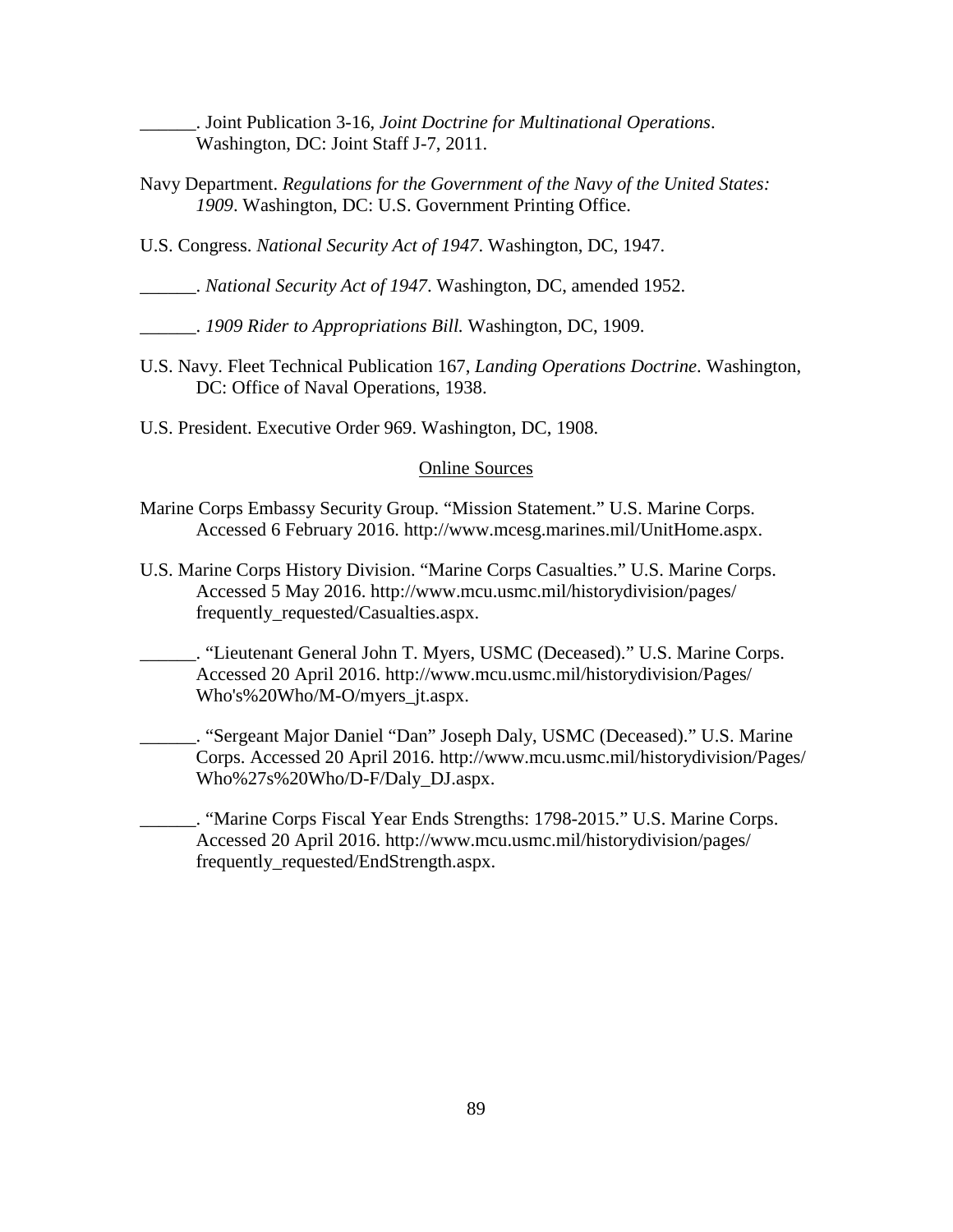______. Joint Publication 3-16, *Joint Doctrine for Multinational Operations*. Washington, DC: Joint Staff J-7, 2011.

Navy Department. *Regulations for the Government of the Navy of the United States: 1909*. Washington, DC: U.S. Government Printing Office.

U.S. Congress. *National Security Act of 1947*. Washington, DC, 1947.

______. *National Security Act of 1947*. Washington, DC, amended 1952.

______. *1909 Rider to Appropriations Bill.* Washington, DC, 1909.

U.S. Navy. Fleet Technical Publication 167, *Landing Operations Doctrine*. Washington, DC: Office of Naval Operations, 1938.

U.S. President. Executive Order 969. Washington, DC, 1908.

## Online Sources

Marine Corps Embassy Security Group. "Mission Statement." U.S. Marine Corps. Accessed 6 February 2016. http://www.mcesg.marines.mil/UnitHome.aspx.

U.S. Marine Corps History Division. "Marine Corps Casualties." U.S. Marine Corps. Accessed 5 May 2016. http://www.mcu.usmc.mil/historydivision/pages/frequently_requested/Casualties.aspx.

______. "Lieutenant General John T. Myers, USMC (Deceased)." U.S. Marine Corps. Accessed 20 April 2016. http://www.mcu.usmc.mil/historydivision/Pages/Who's%20Who/M-O/myers_jt.aspx.

______. "Sergeant Major Daniel "Dan" Joseph Daly, USMC (Deceased)." U.S. Marine Corps. Accessed 20 April 2016. http://www.mcu.usmc.mil/historydivision/Pages/Who%27s%20Who/D-F/Daly_DJ.aspx.

______. "Marine Corps Fiscal Year Ends Strengths: 1798-2015." U.S. Marine Corps. Accessed 20 April 2016. http://www.mcu.usmc.mil/historydivision/pages/frequently_requested/EndStrength.aspx.